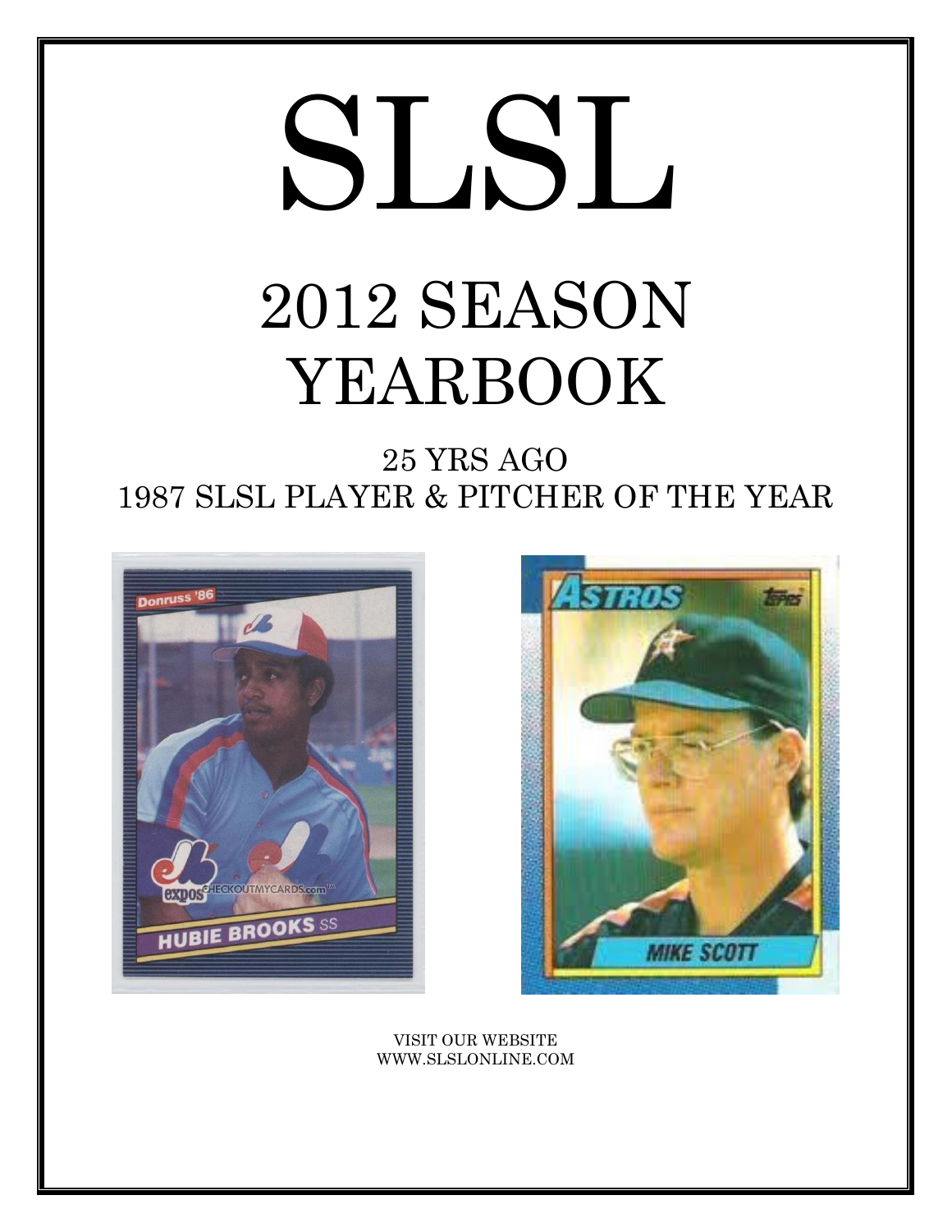# SLSL

## 2012 SEASON YEARBOOK

25 YRS AGO
1987 SLSL PLAYER & PITCHER OF THE YEAR

VISIT OUR WEBSITE
WWW.SLSLONLINE.COM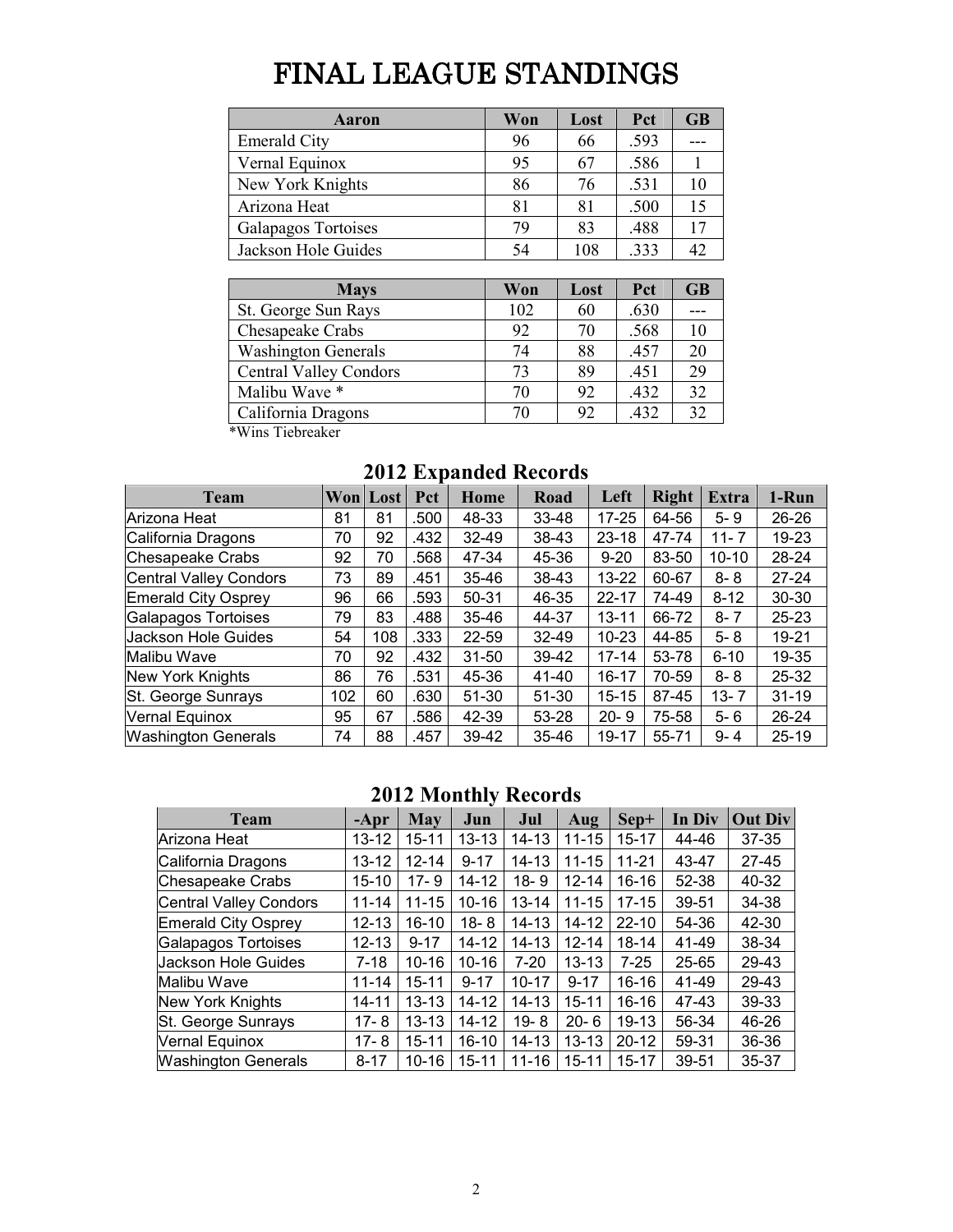# FINAL LEAGUE STANDINGS

| Aaron | Won | Lost | Pct | GB |
|---|---|---|---|---|
| Emerald City | 96 | 66 | .593 | --- |
| Vernal Equinox | 95 | 67 | .586 | 1 |
| New York Knights | 86 | 76 | .531 | 10 |
| Arizona Heat | 81 | 81 | .500 | 15 |
| Galapagos Tortoises | 79 | 83 | .488 | 17 |
| Jackson Hole Guides | 54 | 108 | .333 | 42 |

| Mays | Won | Lost | Pct | GB |
|---|---|---|---|---|
| St. George Sun Rays | 102 | 60 | .630 | --- |
| Chesapeake Crabs | 92 | 70 | .568 | 10 |
| Washington Generals | 74 | 88 | .457 | 20 |
| Central Valley Condors | 73 | 89 | .451 | 29 |
| Malibu Wave * | 70 | 92 | .432 | 32 |
| California Dragons | 70 | 92 | .432 | 32 |

*Wins Tiebreaker

## 2012 Expanded Records

| Team | Won | Lost | Pct | Home | Road | Left | Right | Extra | 1-Run |
|---|---|---|---|---|---|---|---|---|---|
| Arizona Heat | 81 | 81 | .500 | 48-33 | 33-48 | 17-25 | 64-56 | 5- 9 | 26-26 |
| California Dragons | 70 | 92 | .432 | 32-49 | 38-43 | 23-18 | 47-74 | 11- 7 | 19-23 |
| Chesapeake Crabs | 92 | 70 | .568 | 47-34 | 45-36 | 9-20 | 83-50 | 10-10 | 28-24 |
| Central Valley Condors | 73 | 89 | .451 | 35-46 | 38-43 | 13-22 | 60-67 | 8- 8 | 27-24 |
| Emerald City Osprey | 96 | 66 | .593 | 50-31 | 46-35 | 22-17 | 74-49 | 8-12 | 30-30 |
| Galapagos Tortoises | 79 | 83 | .488 | 35-46 | 44-37 | 13-11 | 66-72 | 8- 7 | 25-23 |
| Jackson Hole Guides | 54 | 108 | .333 | 22-59 | 32-49 | 10-23 | 44-85 | 5- 8 | 19-21 |
| Malibu Wave | 70 | 92 | .432 | 31-50 | 39-42 | 17-14 | 53-78 | 6-10 | 19-35 |
| New York Knights | 86 | 76 | .531 | 45-36 | 41-40 | 16-17 | 70-59 | 8- 8 | 25-32 |
| St. George Sunrays | 102 | 60 | .630 | 51-30 | 51-30 | 15-15 | 87-45 | 13- 7 | 31-19 |
| Vernal Equinox | 95 | 67 | .586 | 42-39 | 53-28 | 20- 9 | 75-58 | 5- 6 | 26-24 |
| Washington Generals | 74 | 88 | .457 | 39-42 | 35-46 | 19-17 | 55-71 | 9- 4 | 25-19 |

## 2012 Monthly Records

| Team | -Apr | May | Jun | Jul | Aug | Sep+ | In Div | Out Div |
|---|---|---|---|---|---|---|---|---|
| Arizona Heat | 13-12 | 15-11 | 13-13 | 14-13 | 11-15 | 15-17 | 44-46 | 37-35 |
| California Dragons | 13-12 | 12-14 | 9-17 | 14-13 | 11-15 | 11-21 | 43-47 | 27-45 |
| Chesapeake Crabs | 15-10 | 17- 9 | 14-12 | 18- 9 | 12-14 | 16-16 | 52-38 | 40-32 |
| Central Valley Condors | 11-14 | 11-15 | 10-16 | 13-14 | 11-15 | 17-15 | 39-51 | 34-38 |
| Emerald City Osprey | 12-13 | 16-10 | 18- 8 | 14-13 | 14-12 | 22-10 | 54-36 | 42-30 |
| Galapagos Tortoises | 12-13 | 9-17 | 14-12 | 14-13 | 12-14 | 18-14 | 41-49 | 38-34 |
| Jackson Hole Guides | 7-18 | 10-16 | 10-16 | 7-20 | 13-13 | 7-25 | 25-65 | 29-43 |
| Malibu Wave | 11-14 | 15-11 | 9-17 | 10-17 | 9-17 | 16-16 | 41-49 | 29-43 |
| New York Knights | 14-11 | 13-13 | 14-12 | 14-13 | 15-11 | 16-16 | 47-43 | 39-33 |
| St. George Sunrays | 17- 8 | 13-13 | 14-12 | 19- 8 | 20- 6 | 19-13 | 56-34 | 46-26 |
| Vernal Equinox | 17- 8 | 15-11 | 16-10 | 14-13 | 13-13 | 20-12 | 59-31 | 36-36 |
| Washington Generals | 8-17 | 10-16 | 15-11 | 11-16 | 15-11 | 15-17 | 39-51 | 35-37 |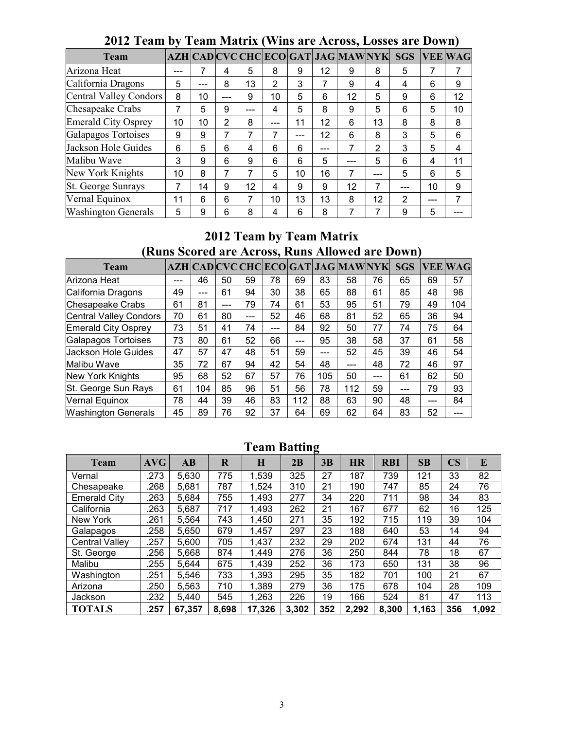## 2012 Team by Team Matrix (Wins are Across, Losses are Down)

| Team | AZH | CAD | CVC | CHC | ECO | GAT | JAG | MAW | NYK | SGS | VEE | WAG |
|---|---|---|---|---|---|---|---|---|---|---|---|---|
| Arizona Heat | --- | 7 | 4 | 5 | 8 | 9 | 12 | 9 | 8 | 5 | 7 | 7 |
| California Dragons | 5 | --- | 8 | 13 | 2 | 3 | 7 | 9 | 4 | 4 | 6 | 9 |
| Central Valley Condors | 8 | 10 | --- | 9 | 10 | 5 | 6 | 12 | 5 | 9 | 6 | 12 |
| Chesapeake Crabs | 7 | 5 | 9 | --- | 4 | 5 | 8 | 9 | 5 | 6 | 5 | 10 |
| Emerald City Osprey | 10 | 10 | 2 | 8 | --- | 11 | 12 | 6 | 13 | 8 | 8 | 8 |
| Galapagos Tortoises | 9 | 9 | 7 | 7 | 7 | --- | 12 | 6 | 8 | 3 | 5 | 6 |
| Jackson Hole Guides | 6 | 5 | 6 | 4 | 6 | 6 | --- | 7 | 2 | 3 | 5 | 4 |
| Malibu Wave | 3 | 9 | 6 | 9 | 6 | 6 | 5 | --- | 5 | 6 | 4 | 11 |
| New York Knights | 10 | 8 | 7 | 7 | 5 | 10 | 16 | 7 | --- | 5 | 6 | 5 |
| St. George Sunrays | 7 | 14 | 9 | 12 | 4 | 9 | 9 | 12 | 7 | --- | 10 | 9 |
| Vernal Equinox | 11 | 6 | 6 | 7 | 10 | 13 | 13 | 8 | 12 | 2 | --- | 7 |
| Washington Generals | 5 | 9 | 6 | 8 | 4 | 6 | 8 | 7 | 7 | 9 | 5 | --- |

## 2012 Team by Team Matrix (Runs Scored are Across, Runs Allowed are Down)

| Team | AZH | CAD | CVC | CHC | ECO | GAT | JAG | MAW | NYK | SGS | VEE | WAG |
|---|---|---|---|---|---|---|---|---|---|---|---|---|
| Arizona Heat | --- | 46 | 50 | 59 | 78 | 69 | 83 | 58 | 76 | 65 | 69 | 57 |
| California Dragons | 49 | --- | 61 | 94 | 30 | 38 | 65 | 88 | 61 | 85 | 48 | 98 |
| Chesapeake Crabs | 61 | 81 | --- | 79 | 74 | 61 | 53 | 95 | 51 | 79 | 49 | 104 |
| Central Valley Condors | 70 | 61 | 80 | --- | 52 | 46 | 68 | 81 | 52 | 65 | 36 | 94 |
| Emerald City Osprey | 73 | 51 | 41 | 74 | --- | 84 | 92 | 50 | 77 | 74 | 75 | 64 |
| Galapagos Tortoises | 73 | 80 | 61 | 52 | 66 | --- | 95 | 38 | 58 | 37 | 61 | 58 |
| Jackson Hole Guides | 47 | 57 | 47 | 48 | 51 | 59 | --- | 52 | 45 | 39 | 46 | 54 |
| Malibu Wave | 35 | 72 | 67 | 94 | 42 | 54 | 48 | --- | 48 | 72 | 46 | 97 |
| New York Knights | 95 | 68 | 52 | 67 | 57 | 76 | 105 | 50 | --- | 61 | 62 | 50 |
| St. George Sun Rays | 61 | 104 | 85 | 96 | 51 | 56 | 78 | 112 | 59 | --- | 79 | 93 |
| Vernal Equinox | 78 | 44 | 39 | 46 | 83 | 112 | 88 | 63 | 90 | 48 | --- | 84 |
| Washington Generals | 45 | 89 | 76 | 92 | 37 | 64 | 69 | 62 | 64 | 83 | 52 | --- |

## Team Batting

| Team | AVG | AB | R | H | 2B | 3B | HR | RBI | SB | CS | E |
|---|---|---|---|---|---|---|---|---|---|---|---|
| Vernal | .273 | 5,630 | 775 | 1,539 | 325 | 27 | 187 | 739 | 121 | 33 | 82 |
| Chesapeake | .268 | 5,681 | 787 | 1,524 | 310 | 21 | 190 | 747 | 85 | 24 | 76 |
| Emerald City | .263 | 5,684 | 755 | 1,493 | 277 | 34 | 220 | 711 | 98 | 34 | 83 |
| California | .263 | 5,687 | 717 | 1,493 | 262 | 21 | 167 | 677 | 62 | 16 | 125 |
| New York | .261 | 5,564 | 743 | 1,450 | 271 | 35 | 192 | 715 | 119 | 39 | 104 |
| Galapagos | .258 | 5,650 | 679 | 1,457 | 297 | 23 | 188 | 640 | 53 | 14 | 94 |
| Central Valley | .257 | 5,600 | 705 | 1,437 | 232 | 29 | 202 | 674 | 131 | 44 | 76 |
| St. George | .256 | 5,668 | 874 | 1,449 | 276 | 36 | 250 | 844 | 78 | 18 | 67 |
| Malibu | .255 | 5,644 | 675 | 1,439 | 252 | 36 | 173 | 650 | 131 | 38 | 96 |
| Washington | .251 | 5,546 | 733 | 1,393 | 295 | 35 | 182 | 701 | 100 | 21 | 67 |
| Arizona | .250 | 5,563 | 710 | 1,389 | 279 | 36 | 175 | 678 | 104 | 28 | 109 |
| Jackson | .232 | 5,440 | 545 | 1,263 | 226 | 19 | 166 | 524 | 81 | 47 | 113 |
| **TOTALS** | **.257** | **67,357** | **8,698** | **17,326** | **3,302** | **352** | **2,292** | **8,300** | **1,163** | **356** | **1,092** |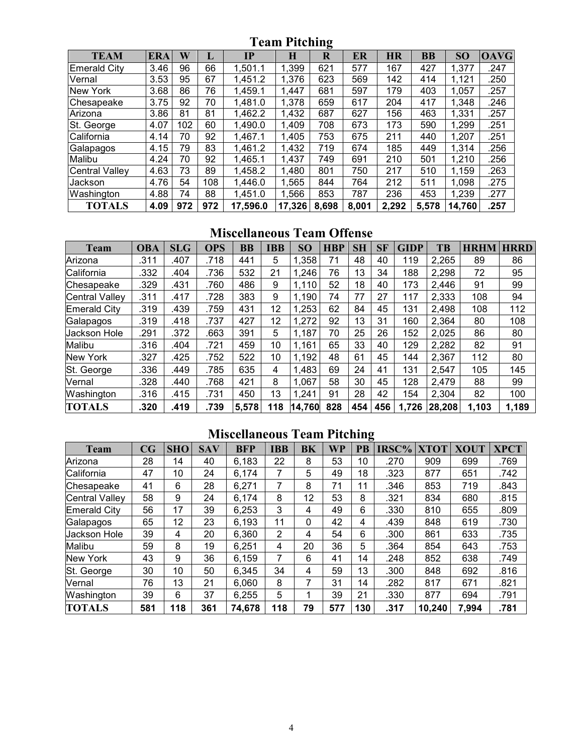## Team Pitching

| TEAM | ERA | W | L | IP | H | R | ER | HR | BB | SO | OAVG |
|---|---|---|---|---|---|---|---|---|---|---|---|
| Emerald City | 3.46 | 96 | 66 | 1,501.1 | 1,399 | 621 | 577 | 167 | 427 | 1,377 | .247 |
| Vernal | 3.53 | 95 | 67 | 1,451.2 | 1,376 | 623 | 569 | 142 | 414 | 1,121 | .250 |
| New York | 3.68 | 86 | 76 | 1,459.1 | 1,447 | 681 | 597 | 179 | 403 | 1,057 | .257 |
| Chesapeake | 3.75 | 92 | 70 | 1,481.0 | 1,378 | 659 | 617 | 204 | 417 | 1,348 | .246 |
| Arizona | 3.86 | 81 | 81 | 1,462.2 | 1,432 | 687 | 627 | 156 | 463 | 1,331 | .257 |
| St. George | 4.07 | 102 | 60 | 1,490.0 | 1,409 | 708 | 673 | 173 | 590 | 1,299 | .251 |
| California | 4.14 | 70 | 92 | 1,467.1 | 1,405 | 753 | 675 | 211 | 440 | 1,207 | .251 |
| Galapagos | 4.15 | 79 | 83 | 1,461.2 | 1,432 | 719 | 674 | 185 | 449 | 1,314 | .256 |
| Malibu | 4.24 | 70 | 92 | 1,465.1 | 1,437 | 749 | 691 | 210 | 501 | 1,210 | .256 |
| Central Valley | 4.63 | 73 | 89 | 1,458.2 | 1,480 | 801 | 750 | 217 | 510 | 1,159 | .263 |
| Jackson | 4.76 | 54 | 108 | 1,446.0 | 1,565 | 844 | 764 | 212 | 511 | 1,098 | .275 |
| Washington | 4.88 | 74 | 88 | 1,451.0 | 1,566 | 853 | 787 | 236 | 453 | 1,239 | .277 |
| **TOTALS** | **4.09** | **972** | **972** | **17,596.0** | **17,326** | **8,698** | **8,001** | **2,292** | **5,578** | **14,760** | **.257** |

## Miscellaneous Team Offense

| Team | OBA | SLG | OPS | BB | IBB | SO | HBP | SH | SF | GIDP | TB | HRHM | HRRD |
|---|---|---|---|---|---|---|---|---|---|---|---|---|---|
| Arizona | .311 | .407 | .718 | 441 | 5 | 1,358 | 71 | 48 | 40 | 119 | 2,265 | 89 | 86 |
| California | .332 | .404 | .736 | 532 | 21 | 1,246 | 76 | 13 | 34 | 188 | 2,298 | 72 | 95 |
| Chesapeake | .329 | .431 | .760 | 486 | 9 | 1,110 | 52 | 18 | 40 | 173 | 2,446 | 91 | 99 |
| Central Valley | .311 | .417 | .728 | 383 | 9 | 1,190 | 74 | 77 | 27 | 117 | 2,333 | 108 | 94 |
| Emerald City | .319 | .439 | .759 | 431 | 12 | 1,253 | 62 | 84 | 45 | 131 | 2,498 | 108 | 112 |
| Galapagos | .319 | .418 | .737 | 427 | 12 | 1,272 | 92 | 13 | 31 | 160 | 2,364 | 80 | 108 |
| Jackson Hole | .291 | .372 | .663 | 391 | 5 | 1,187 | 70 | 25 | 26 | 152 | 2,025 | 86 | 80 |
| Malibu | .316 | .404 | .721 | 459 | 10 | 1,161 | 65 | 33 | 40 | 129 | 2,282 | 82 | 91 |
| New York | .327 | .425 | .752 | 522 | 10 | 1,192 | 48 | 61 | 45 | 144 | 2,367 | 112 | 80 |
| St. George | .336 | .449 | .785 | 635 | 4 | 1,483 | 69 | 24 | 41 | 131 | 2,547 | 105 | 145 |
| Vernal | .328 | .440 | .768 | 421 | 8 | 1,067 | 58 | 30 | 45 | 128 | 2,479 | 88 | 99 |
| Washington | .316 | .415 | .731 | 450 | 13 | 1,241 | 91 | 28 | 42 | 154 | 2,304 | 82 | 100 |
| **TOTALS** | **.320** | **.419** | **.739** | **5,578** | **118** | **14,760** | **828** | **454** | **456** | **1,726** | **28,208** | **1,103** | **1,189** |

## Miscellaneous Team Pitching

| Team | CG | SHO | SAV | BFP | IBB | BK | WP | PB | IRSC% | XTOT | XOUT | XPCT |
|---|---|---|---|---|---|---|---|---|---|---|---|---|
| Arizona | 28 | 14 | 40 | 6,183 | 22 | 8 | 53 | 10 | .270 | 909 | 699 | .769 |
| California | 47 | 10 | 24 | 6,174 | 7 | 5 | 49 | 18 | .323 | 877 | 651 | .742 |
| Chesapeake | 41 | 6 | 28 | 6,271 | 7 | 8 | 71 | 11 | .346 | 853 | 719 | .843 |
| Central Valley | 58 | 9 | 24 | 6,174 | 8 | 12 | 53 | 8 | .321 | 834 | 680 | .815 |
| Emerald City | 56 | 17 | 39 | 6,253 | 3 | 4 | 49 | 6 | .330 | 810 | 655 | .809 |
| Galapagos | 65 | 12 | 23 | 6,193 | 11 | 0 | 42 | 4 | .439 | 848 | 619 | .730 |
| Jackson Hole | 39 | 4 | 20 | 6,360 | 2 | 4 | 54 | 6 | .300 | 861 | 633 | .735 |
| Malibu | 59 | 8 | 19 | 6,251 | 4 | 20 | 36 | 5 | .364 | 854 | 643 | .753 |
| New York | 43 | 9 | 36 | 6,159 | 7 | 6 | 41 | 14 | .248 | 852 | 638 | .749 |
| St. George | 30 | 10 | 50 | 6,345 | 34 | 4 | 59 | 13 | .300 | 848 | 692 | .816 |
| Vernal | 76 | 13 | 21 | 6,060 | 8 | 7 | 31 | 14 | .282 | 817 | 671 | .821 |
| Washington | 39 | 6 | 37 | 6,255 | 5 | 1 | 39 | 21 | .330 | 877 | 694 | .791 |
| **TOTALS** | **581** | **118** | **361** | **74,678** | **118** | **79** | **577** | **130** | **.317** | **10,240** | **7,994** | **.781** |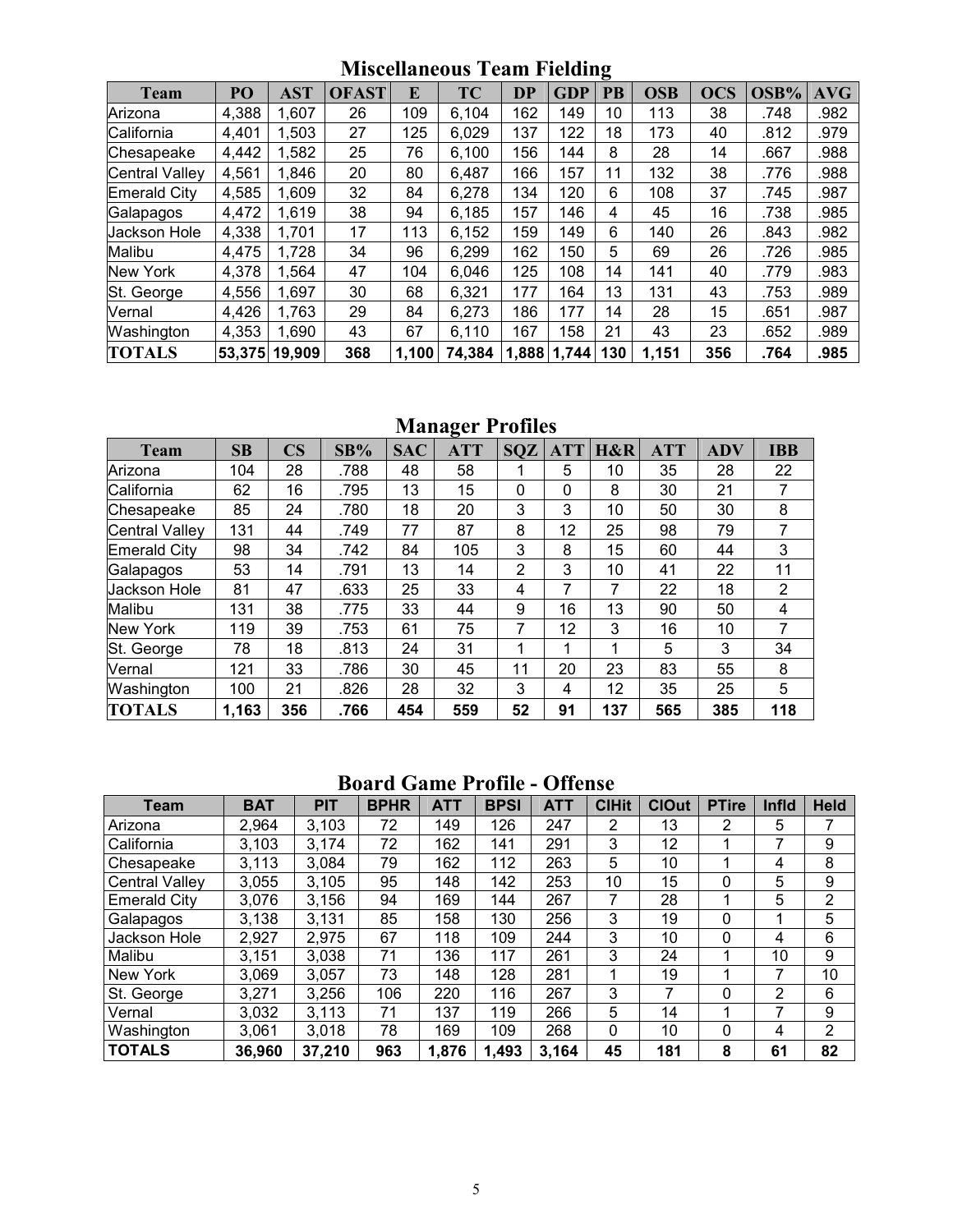## Miscellaneous Team Fielding

| Team | PO | AST | OFAST | E | TC | DP | GDP | PB | OSB | OCS | OSB% | AVG |
|---|---|---|---|---|---|---|---|---|---|---|---|---|
| Arizona | 4,388 | 1,607 | 26 | 109 | 6,104 | 162 | 149 | 10 | 113 | 38 | .748 | .982 |
| California | 4,401 | 1,503 | 27 | 125 | 6,029 | 137 | 122 | 18 | 173 | 40 | .812 | .979 |
| Chesapeake | 4,442 | 1,582 | 25 | 76 | 6,100 | 156 | 144 | 8 | 28 | 14 | .667 | .988 |
| Central Valley | 4,561 | 1,846 | 20 | 80 | 6,487 | 166 | 157 | 11 | 132 | 38 | .776 | .988 |
| Emerald City | 4,585 | 1,609 | 32 | 84 | 6,278 | 134 | 120 | 6 | 108 | 37 | .745 | .987 |
| Galapagos | 4,472 | 1,619 | 38 | 94 | 6,185 | 157 | 146 | 4 | 45 | 16 | .738 | .985 |
| Jackson Hole | 4,338 | 1,701 | 17 | 113 | 6,152 | 159 | 149 | 6 | 140 | 26 | .843 | .982 |
| Malibu | 4,475 | 1,728 | 34 | 96 | 6,299 | 162 | 150 | 5 | 69 | 26 | .726 | .985 |
| New York | 4,378 | 1,564 | 47 | 104 | 6,046 | 125 | 108 | 14 | 141 | 40 | .779 | .983 |
| St. George | 4,556 | 1,697 | 30 | 68 | 6,321 | 177 | 164 | 13 | 131 | 43 | .753 | .989 |
| Vernal | 4,426 | 1,763 | 29 | 84 | 6,273 | 186 | 177 | 14 | 28 | 15 | .651 | .987 |
| Washington | 4,353 | 1,690 | 43 | 67 | 6,110 | 167 | 158 | 21 | 43 | 23 | .652 | .989 |
| **TOTALS** | **53,375** | **19,909** | **368** | **1,100** | **74,384** | **1,888** | **1,744** | **130** | **1,151** | **356** | **.764** | **.985** |

## Manager Profiles

| Team | SB | CS | SB% | SAC | ATT | SQZ | ATT | H&R | ATT | ADV | IBB |
|---|---|---|---|---|---|---|---|---|---|---|---|
| Arizona | 104 | 28 | .788 | 48 | 58 | 1 | 5 | 10 | 35 | 28 | 22 |
| California | 62 | 16 | .795 | 13 | 15 | 0 | 0 | 8 | 30 | 21 | 7 |
| Chesapeake | 85 | 24 | .780 | 18 | 20 | 3 | 3 | 10 | 50 | 30 | 8 |
| Central Valley | 131 | 44 | .749 | 77 | 87 | 8 | 12 | 25 | 98 | 79 | 7 |
| Emerald City | 98 | 34 | .742 | 84 | 105 | 3 | 8 | 15 | 60 | 44 | 3 |
| Galapagos | 53 | 14 | .791 | 13 | 14 | 2 | 3 | 10 | 41 | 22 | 11 |
| Jackson Hole | 81 | 47 | .633 | 25 | 33 | 4 | 7 | 7 | 22 | 18 | 2 |
| Malibu | 131 | 38 | .775 | 33 | 44 | 9 | 16 | 13 | 90 | 50 | 4 |
| New York | 119 | 39 | .753 | 61 | 75 | 7 | 12 | 3 | 16 | 10 | 7 |
| St. George | 78 | 18 | .813 | 24 | 31 | 1 | 1 | 1 | 5 | 3 | 34 |
| Vernal | 121 | 33 | .786 | 30 | 45 | 11 | 20 | 23 | 83 | 55 | 8 |
| Washington | 100 | 21 | .826 | 28 | 32 | 3 | 4 | 12 | 35 | 25 | 5 |
| **TOTALS** | **1,163** | **356** | **.766** | **454** | **559** | **52** | **91** | **137** | **565** | **385** | **118** |

## Board Game Profile - Offense

| Team | BAT | PIT | BPHR | ATT | BPSI | ATT | ClHit | ClOut | PTire | Infld | Held |
|---|---|---|---|---|---|---|---|---|---|---|---|
| Arizona | 2,964 | 3,103 | 72 | 149 | 126 | 247 | 2 | 13 | 2 | 5 | 7 |
| California | 3,103 | 3,174 | 72 | 162 | 141 | 291 | 3 | 12 | 1 | 7 | 9 |
| Chesapeake | 3,113 | 3,084 | 79 | 162 | 112 | 263 | 5 | 10 | 1 | 4 | 8 |
| Central Valley | 3,055 | 3,105 | 95 | 148 | 142 | 253 | 10 | 15 | 0 | 5 | 9 |
| Emerald City | 3,076 | 3,156 | 94 | 169 | 144 | 267 | 7 | 28 | 1 | 5 | 2 |
| Galapagos | 3,138 | 3,131 | 85 | 158 | 130 | 256 | 3 | 19 | 0 | 1 | 5 |
| Jackson Hole | 2,927 | 2,975 | 67 | 118 | 109 | 244 | 3 | 10 | 0 | 4 | 6 |
| Malibu | 3,151 | 3,038 | 71 | 136 | 117 | 261 | 3 | 24 | 1 | 10 | 9 |
| New York | 3,069 | 3,057 | 73 | 148 | 128 | 281 | 1 | 19 | 1 | 7 | 10 |
| St. George | 3,271 | 3,256 | 106 | 220 | 116 | 267 | 3 | 7 | 0 | 2 | 6 |
| Vernal | 3,032 | 3,113 | 71 | 137 | 119 | 266 | 5 | 14 | 1 | 7 | 9 |
| Washington | 3,061 | 3,018 | 78 | 169 | 109 | 268 | 0 | 10 | 0 | 4 | 2 |
| **TOTALS** | **36,960** | **37,210** | **963** | **1,876** | **1,493** | **3,164** | **45** | **181** | **8** | **61** | **82** |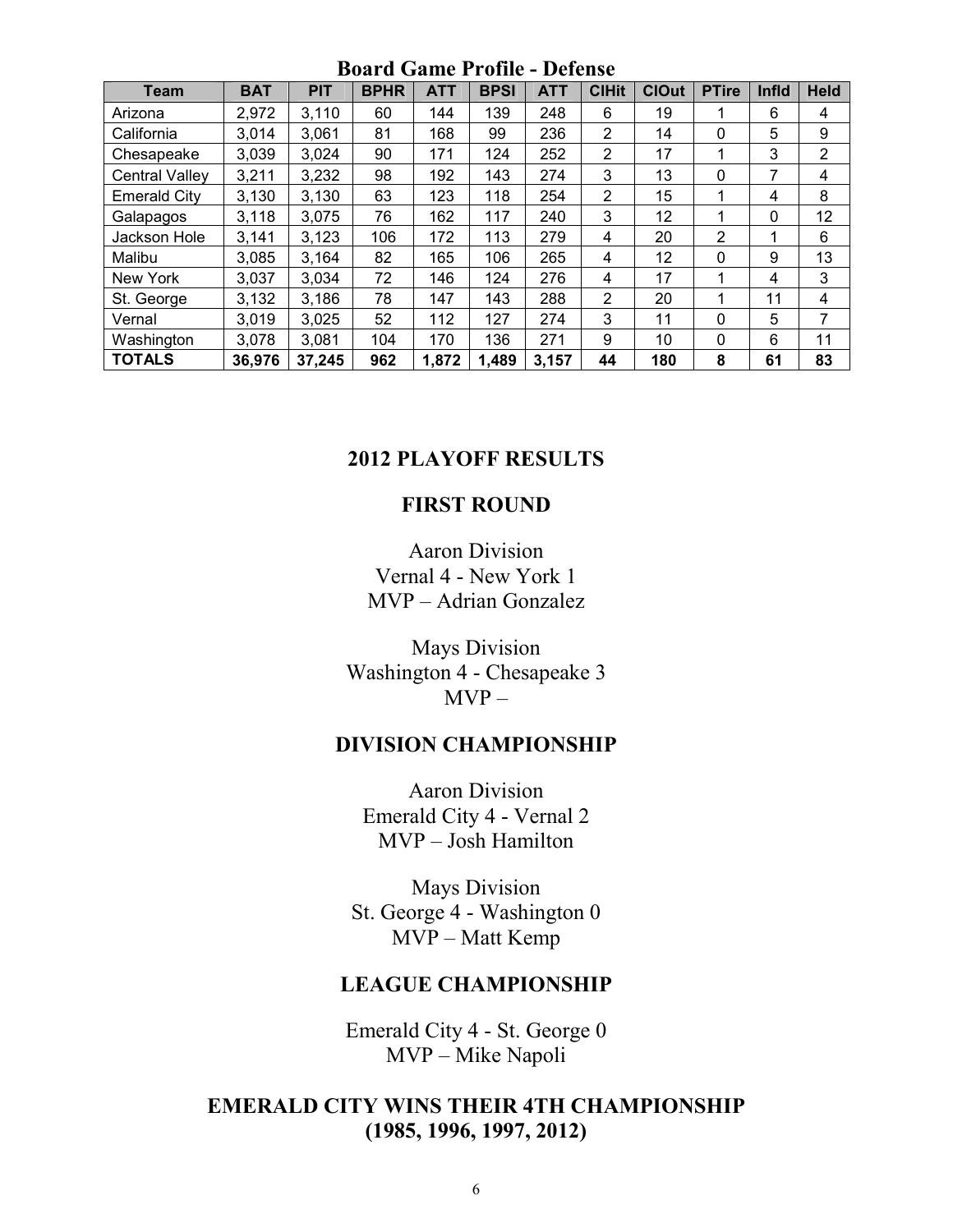## Board Game Profile - Defense

| Team | BAT | PIT | BPHR | ATT | BPSI | ATT | ClHit | ClOut | PTire | Infld | Held |
|---|---|---|---|---|---|---|---|---|---|---|---|
| Arizona | 2,972 | 3,110 | 60 | 144 | 139 | 248 | 6 | 19 | 1 | 6 | 4 |
| California | 3,014 | 3,061 | 81 | 168 | 99 | 236 | 2 | 14 | 0 | 5 | 9 |
| Chesapeake | 3,039 | 3,024 | 90 | 171 | 124 | 252 | 2 | 17 | 1 | 3 | 2 |
| Central Valley | 3,211 | 3,232 | 98 | 192 | 143 | 274 | 3 | 13 | 0 | 7 | 4 |
| Emerald City | 3,130 | 3,130 | 63 | 123 | 118 | 254 | 2 | 15 | 1 | 4 | 8 |
| Galapagos | 3,118 | 3,075 | 76 | 162 | 117 | 240 | 3 | 12 | 1 | 0 | 12 |
| Jackson Hole | 3,141 | 3,123 | 106 | 172 | 113 | 279 | 4 | 20 | 2 | 1 | 6 |
| Malibu | 3,085 | 3,164 | 82 | 165 | 106 | 265 | 4 | 12 | 0 | 9 | 13 |
| New York | 3,037 | 3,034 | 72 | 146 | 124 | 276 | 4 | 17 | 1 | 4 | 3 |
| St. George | 3,132 | 3,186 | 78 | 147 | 143 | 288 | 2 | 20 | 1 | 11 | 4 |
| Vernal | 3,019 | 3,025 | 52 | 112 | 127 | 274 | 3 | 11 | 0 | 5 | 7 |
| Washington | 3,078 | 3,081 | 104 | 170 | 136 | 271 | 9 | 10 | 0 | 6 | 11 |
| **TOTALS** | **36,976** | **37,245** | **962** | **1,872** | **1,489** | **3,157** | **44** | **180** | **8** | **61** | **83** |

## 2012 PLAYOFF RESULTS

### FIRST ROUND

Aaron Division
Vernal 4 - New York 1
MVP – Adrian Gonzalez

Mays Division
Washington 4 - Chesapeake 3
MVP –

### DIVISION CHAMPIONSHIP

Aaron Division
Emerald City 4 - Vernal 2
MVP – Josh Hamilton

Mays Division
St. George 4 - Washington 0
MVP – Matt Kemp

### LEAGUE CHAMPIONSHIP

Emerald City 4 - St. George 0
MVP – Mike Napoli

### EMERALD CITY WINS THEIR 4TH CHAMPIONSHIP (1985, 1996, 1997, 2012)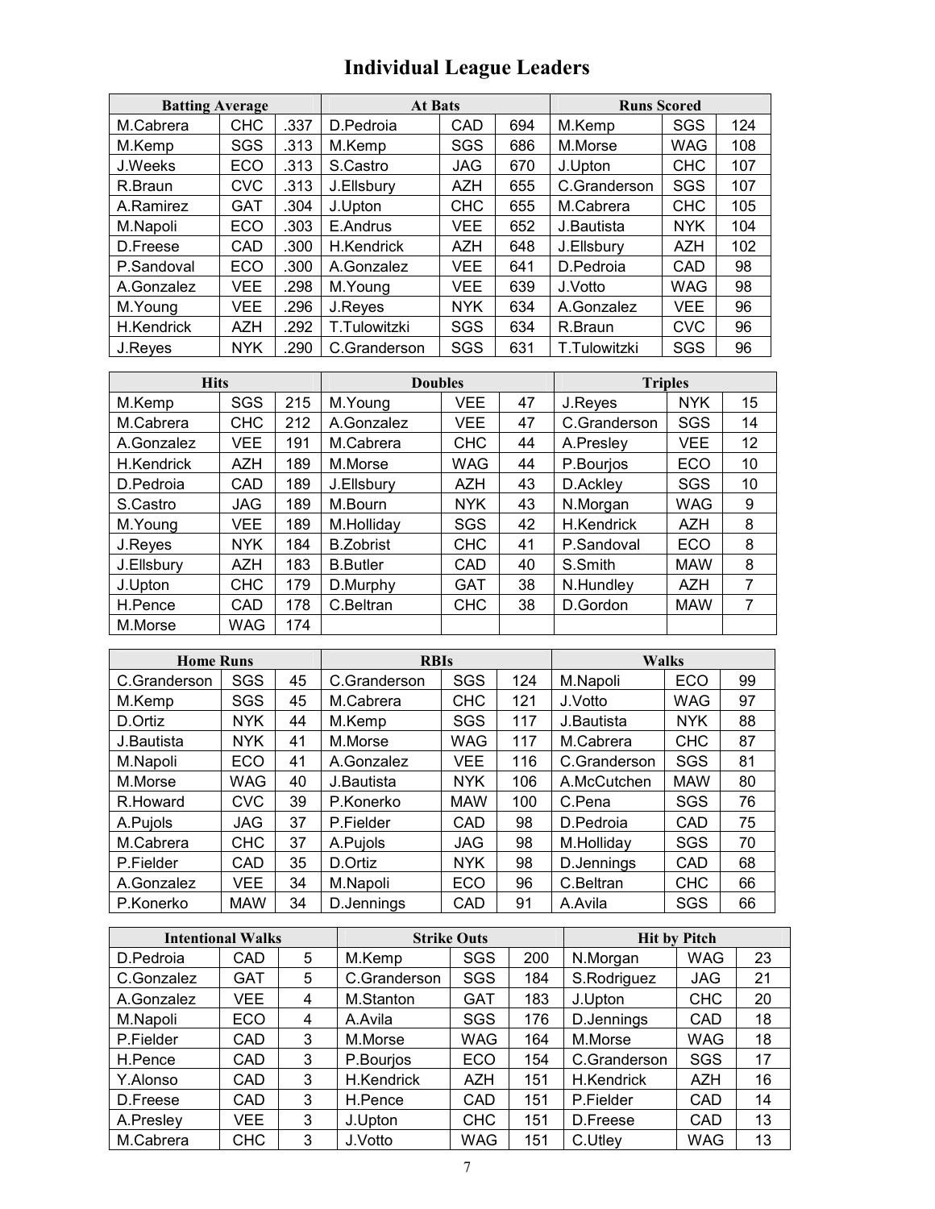# Individual League Leaders

| Batting Average | | | At Bats | | | Runs Scored | | |
|---|---|---|---|---|---|---|---|---|
| M.Cabrera | CHC | .337 | D.Pedroia | CAD | 694 | M.Kemp | SGS | 124 |
| M.Kemp | SGS | .313 | M.Kemp | SGS | 686 | M.Morse | WAG | 108 |
| J.Weeks | ECO | .313 | S.Castro | JAG | 670 | J.Upton | CHC | 107 |
| R.Braun | CVC | .313 | J.Ellsbury | AZH | 655 | C.Granderson | SGS | 107 |
| A.Ramirez | GAT | .304 | J.Upton | CHC | 655 | M.Cabrera | CHC | 105 |
| M.Napoli | ECO | .303 | E.Andrus | VEE | 652 | J.Bautista | NYK | 104 |
| D.Freese | CAD | .300 | H.Kendrick | AZH | 648 | J.Ellsbury | AZH | 102 |
| P.Sandoval | ECO | .300 | A.Gonzalez | VEE | 641 | D.Pedroia | CAD | 98 |
| A.Gonzalez | VEE | .298 | M.Young | VEE | 639 | J.Votto | WAG | 98 |
| M.Young | VEE | .296 | J.Reyes | NYK | 634 | A.Gonzalez | VEE | 96 |
| H.Kendrick | AZH | .292 | T.Tulowitzki | SGS | 634 | R.Braun | CVC | 96 |
| J.Reyes | NYK | .290 | C.Granderson | SGS | 631 | T.Tulowitzki | SGS | 96 |

| Hits | | | Doubles | | | Triples | | |
|---|---|---|---|---|---|---|---|---|
| M.Kemp | SGS | 215 | M.Young | VEE | 47 | J.Reyes | NYK | 15 |
| M.Cabrera | CHC | 212 | A.Gonzalez | VEE | 47 | C.Granderson | SGS | 14 |
| A.Gonzalez | VEE | 191 | M.Cabrera | CHC | 44 | A.Presley | VEE | 12 |
| H.Kendrick | AZH | 189 | M.Morse | WAG | 44 | P.Bourjos | ECO | 10 |
| D.Pedroia | CAD | 189 | J.Ellsbury | AZH | 43 | D.Ackley | SGS | 10 |
| S.Castro | JAG | 189 | M.Bourn | NYK | 43 | N.Morgan | WAG | 9 |
| M.Young | VEE | 189 | M.Holliday | SGS | 42 | H.Kendrick | AZH | 8 |
| J.Reyes | NYK | 184 | B.Zobrist | CHC | 41 | P.Sandoval | ECO | 8 |
| J.Ellsbury | AZH | 183 | B.Butler | CAD | 40 | S.Smith | MAW | 8 |
| J.Upton | CHC | 179 | D.Murphy | GAT | 38 | N.Hundley | AZH | 7 |
| H.Pence | CAD | 178 | C.Beltran | CHC | 38 | D.Gordon | MAW | 7 |
| M.Morse | WAG | 174 | | | | | | |

| Home Runs | | | RBIs | | | Walks | | |
|---|---|---|---|---|---|---|---|---|
| C.Granderson | SGS | 45 | C.Granderson | SGS | 124 | M.Napoli | ECO | 99 |
| M.Kemp | SGS | 45 | M.Cabrera | CHC | 121 | J.Votto | WAG | 97 |
| D.Ortiz | NYK | 44 | M.Kemp | SGS | 117 | J.Bautista | NYK | 88 |
| J.Bautista | NYK | 41 | M.Morse | WAG | 117 | M.Cabrera | CHC | 87 |
| M.Napoli | ECO | 41 | A.Gonzalez | VEE | 116 | C.Granderson | SGS | 81 |
| M.Morse | WAG | 40 | J.Bautista | NYK | 106 | A.McCutchen | MAW | 80 |
| R.Howard | CVC | 39 | P.Konerko | MAW | 100 | C.Pena | SGS | 76 |
| A.Pujols | JAG | 37 | P.Fielder | CAD | 98 | D.Pedroia | CAD | 75 |
| M.Cabrera | CHC | 37 | A.Pujols | JAG | 98 | M.Holliday | SGS | 70 |
| P.Fielder | CAD | 35 | D.Ortiz | NYK | 98 | D.Jennings | CAD | 68 |
| A.Gonzalez | VEE | 34 | M.Napoli | ECO | 96 | C.Beltran | CHC | 66 |
| P.Konerko | MAW | 34 | D.Jennings | CAD | 91 | A.Avila | SGS | 66 |

| Intentional Walks | | | Strike Outs | | | Hit by Pitch | | |
|---|---|---|---|---|---|---|---|---|
| D.Pedroia | CAD | 5 | M.Kemp | SGS | 200 | N.Morgan | WAG | 23 |
| C.Gonzalez | GAT | 5 | C.Granderson | SGS | 184 | S.Rodriguez | JAG | 21 |
| A.Gonzalez | VEE | 4 | M.Stanton | GAT | 183 | J.Upton | CHC | 20 |
| M.Napoli | ECO | 4 | A.Avila | SGS | 176 | D.Jennings | CAD | 18 |
| P.Fielder | CAD | 3 | M.Morse | WAG | 164 | M.Morse | WAG | 18 |
| H.Pence | CAD | 3 | P.Bourjos | ECO | 154 | C.Granderson | SGS | 17 |
| Y.Alonso | CAD | 3 | H.Kendrick | AZH | 151 | H.Kendrick | AZH | 16 |
| D.Freese | CAD | 3 | H.Pence | CAD | 151 | P.Fielder | CAD | 14 |
| A.Presley | VEE | 3 | J.Upton | CHC | 151 | D.Freese | CAD | 13 |
| M.Cabrera | CHC | 3 | J.Votto | WAG | 151 | C.Utley | WAG | 13 |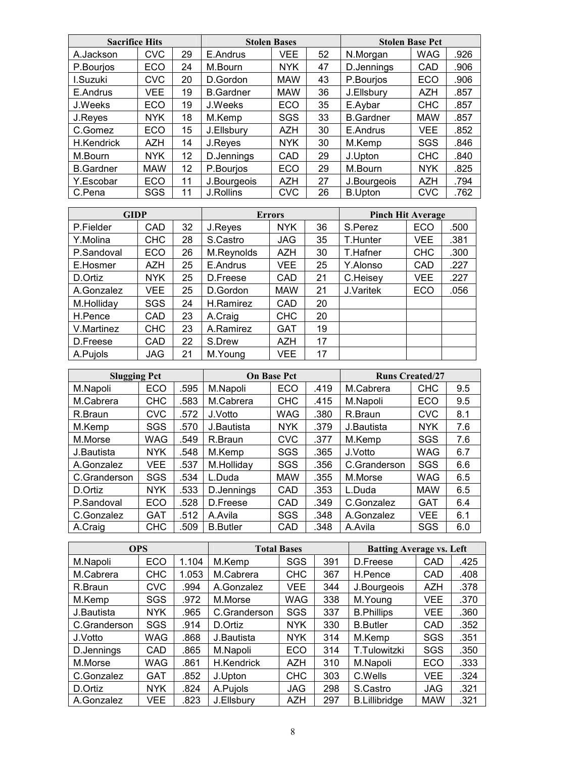| Sacrifice Hits | | | Stolen Bases | | | Stolen Base Pct | | |
|---|---|---|---|---|---|---|---|---|
| A.Jackson | CVC | 29 | E.Andrus | VEE | 52 | N.Morgan | WAG | .926 |
| P.Bourjos | ECO | 24 | M.Bourn | NYK | 47 | D.Jennings | CAD | .906 |
| I.Suzuki | CVC | 20 | D.Gordon | MAW | 43 | P.Bourjos | ECO | .906 |
| E.Andrus | VEE | 19 | B.Gardner | MAW | 36 | J.Ellsbury | AZH | .857 |
| J.Weeks | ECO | 19 | J.Weeks | ECO | 35 | E.Aybar | CHC | .857 |
| J.Reyes | NYK | 18 | M.Kemp | SGS | 33 | B.Gardner | MAW | .857 |
| C.Gomez | ECO | 15 | J.Ellsbury | AZH | 30 | E.Andrus | VEE | .852 |
| H.Kendrick | AZH | 14 | J.Reyes | NYK | 30 | M.Kemp | SGS | .846 |
| M.Bourn | NYK | 12 | D.Jennings | CAD | 29 | J.Upton | CHC | .840 |
| B.Gardner | MAW | 12 | P.Bourjos | ECO | 29 | M.Bourn | NYK | .825 |
| Y.Escobar | ECO | 11 | J.Bourgeois | AZH | 27 | J.Bourgeois | AZH | .794 |
| C.Pena | SGS | 11 | J.Rollins | CVC | 26 | B.Upton | CVC | .762 |

| GIDP | | | Errors | | | Pinch Hit Average | | |
|---|---|---|---|---|---|---|---|---|
| P.Fielder | CAD | 32 | J.Reyes | NYK | 36 | S.Perez | ECO | .500 |
| Y.Molina | CHC | 28 | S.Castro | JAG | 35 | T.Hunter | VEE | .381 |
| P.Sandoval | ECO | 26 | M.Reynolds | AZH | 30 | T.Hafner | CHC | .300 |
| E.Hosmer | AZH | 25 | E.Andrus | VEE | 25 | Y.Alonso | CAD | .227 |
| D.Ortiz | NYK | 25 | D.Freese | CAD | 21 | C.Heisey | VEE | .227 |
| A.Gonzalez | VEE | 25 | D.Gordon | MAW | 21 | J.Varitek | ECO | .056 |
| M.Holliday | SGS | 24 | H.Ramirez | CAD | 20 | | | |
| H.Pence | CAD | 23 | A.Craig | CHC | 20 | | | |
| V.Martinez | CHC | 23 | A.Ramirez | GAT | 19 | | | |
| D.Freese | CAD | 22 | S.Drew | AZH | 17 | | | |
| A.Pujols | JAG | 21 | M.Young | VEE | 17 | | | |

| Slugging Pct | | | On Base Pct | | | Runs Created/27 | | |
|---|---|---|---|---|---|---|---|---|
| M.Napoli | ECO | .595 | M.Napoli | ECO | .419 | M.Cabrera | CHC | 9.5 |
| M.Cabrera | CHC | .583 | M.Cabrera | CHC | .415 | M.Napoli | ECO | 9.5 |
| R.Braun | CVC | .572 | J.Votto | WAG | .380 | R.Braun | CVC | 8.1 |
| M.Kemp | SGS | .570 | J.Bautista | NYK | .379 | J.Bautista | NYK | 7.6 |
| M.Morse | WAG | .549 | R.Braun | CVC | .377 | M.Kemp | SGS | 7.6 |
| J.Bautista | NYK | .548 | M.Kemp | SGS | .365 | J.Votto | WAG | 6.7 |
| A.Gonzalez | VEE | .537 | M.Holliday | SGS | .356 | C.Granderson | SGS | 6.6 |
| C.Granderson | SGS | .534 | L.Duda | MAW | .355 | M.Morse | WAG | 6.5 |
| D.Ortiz | NYK | .533 | D.Jennings | CAD | .353 | L.Duda | MAW | 6.5 |
| P.Sandoval | ECO | .528 | D.Freese | CAD | .349 | C.Gonzalez | GAT | 6.4 |
| C.Gonzalez | GAT | .512 | A.Avila | SGS | .348 | A.Gonzalez | VEE | 6.1 |
| A.Craig | CHC | .509 | B.Butler | CAD | .348 | A.Avila | SGS | 6.0 |

| OPS | | | Total Bases | | | Batting Average vs. Left | | |
|---|---|---|---|---|---|---|---|---|
| M.Napoli | ECO | 1.104 | M.Kemp | SGS | 391 | D.Freese | CAD | .425 |
| M.Cabrera | CHC | 1.053 | M.Cabrera | CHC | 367 | H.Pence | CAD | .408 |
| R.Braun | CVC | .994 | A.Gonzalez | VEE | 344 | J.Bourgeois | AZH | .378 |
| M.Kemp | SGS | .972 | M.Morse | WAG | 338 | M.Young | VEE | .370 |
| J.Bautista | NYK | .965 | C.Granderson | SGS | 337 | B.Phillips | VEE | .360 |
| C.Granderson | SGS | .914 | D.Ortiz | NYK | 330 | B.Butler | CAD | .352 |
| J.Votto | WAG | .868 | J.Bautista | NYK | 314 | M.Kemp | SGS | .351 |
| D.Jennings | CAD | .865 | M.Napoli | ECO | 314 | T.Tulowitzki | SGS | .350 |
| M.Morse | WAG | .861 | H.Kendrick | AZH | 310 | M.Napoli | ECO | .333 |
| C.Gonzalez | GAT | .852 | J.Upton | CHC | 303 | C.Wells | VEE | .324 |
| D.Ortiz | NYK | .824 | A.Pujols | JAG | 298 | S.Castro | JAG | .321 |
| A.Gonzalez | VEE | .823 | J.Ellsbury | AZH | 297 | B.Lillibridge | MAW | .321 |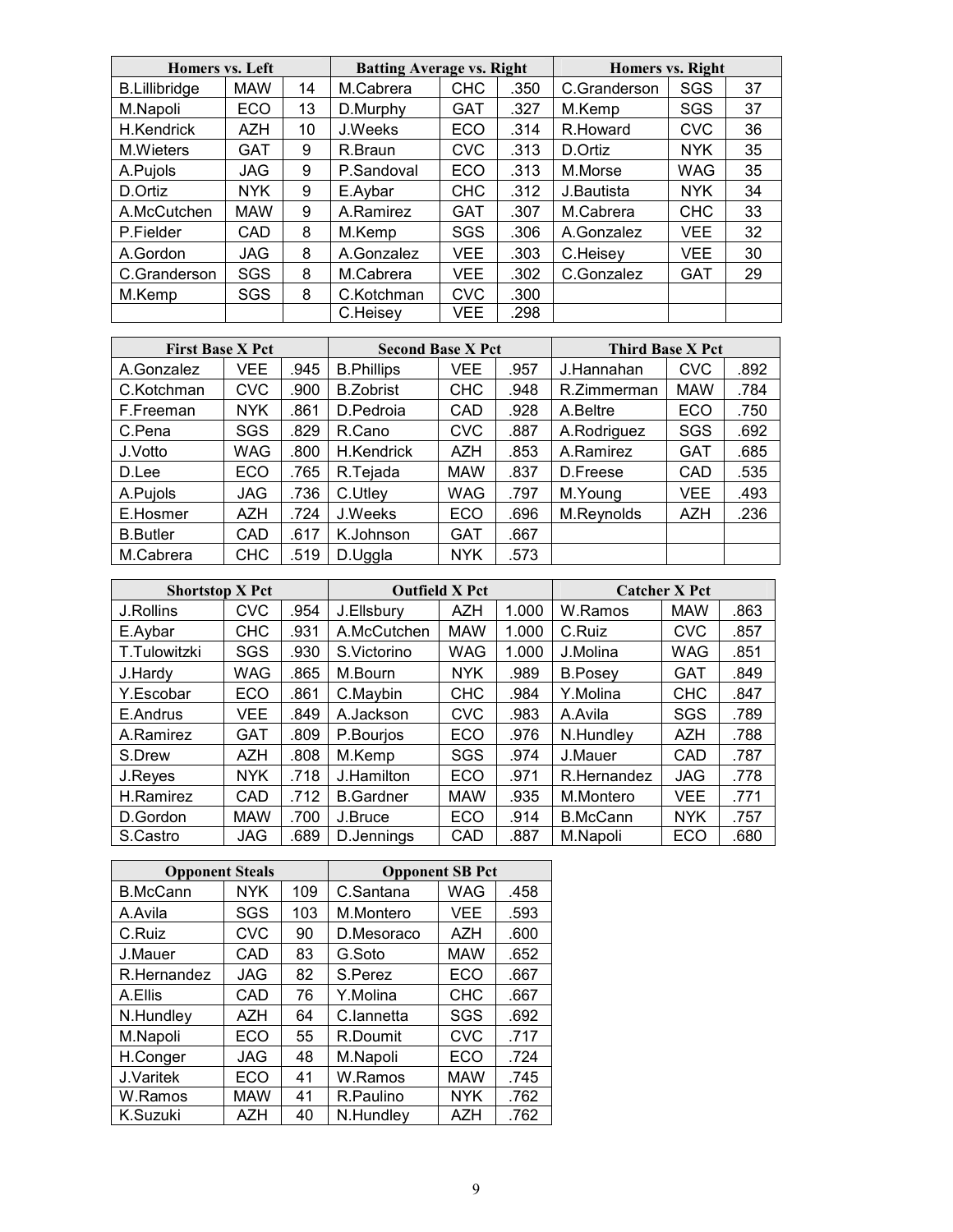| Homers vs. Left | | |
|---|---|---|
| B.Lillibridge | MAW | 14 |
| M.Napoli | ECO | 13 |
| H.Kendrick | AZH | 10 |
| M.Wieters | GAT | 9 |
| A.Pujols | JAG | 9 |
| D.Ortiz | NYK | 9 |
| A.McCutchen | MAW | 9 |
| P.Fielder | CAD | 8 |
| A.Gordon | JAG | 8 |
| C.Granderson | SGS | 8 |
| M.Kemp | SGS | 8 |

| Batting Average vs. Right | | |
|---|---|---|
| M.Cabrera | CHC | .350 |
| D.Murphy | GAT | .327 |
| J.Weeks | ECO | .314 |
| R.Braun | CVC | .313 |
| P.Sandoval | ECO | .313 |
| E.Aybar | CHC | .312 |
| A.Ramirez | GAT | .307 |
| M.Kemp | SGS | .306 |
| A.Gonzalez | VEE | .303 |
| M.Cabrera | VEE | .302 |
| C.Kotchman | CVC | .300 |
| C.Heisey | VEE | .298 |

| Homers vs. Right | | |
|---|---|---|
| C.Granderson | SGS | 37 |
| M.Kemp | SGS | 37 |
| R.Howard | CVC | 36 |
| D.Ortiz | NYK | 35 |
| M.Morse | WAG | 35 |
| J.Bautista | NYK | 34 |
| M.Cabrera | CHC | 33 |
| A.Gonzalez | VEE | 32 |
| C.Heisey | VEE | 30 |
| C.Gonzalez | GAT | 29 |

| First Base X Pct | | |
|---|---|---|
| A.Gonzalez | VEE | .945 |
| C.Kotchman | CVC | .900 |
| F.Freeman | NYK | .861 |
| C.Pena | SGS | .829 |
| J.Votto | WAG | .800 |
| D.Lee | ECO | .765 |
| A.Pujols | JAG | .736 |
| E.Hosmer | AZH | .724 |
| B.Butler | CAD | .617 |
| M.Cabrera | CHC | .519 |

| Second Base X Pct | | |
|---|---|---|
| B.Phillips | VEE | .957 |
| B.Zobrist | CHC | .948 |
| D.Pedroia | CAD | .928 |
| R.Cano | CVC | .887 |
| H.Kendrick | AZH | .853 |
| R.Tejada | MAW | .837 |
| C.Utley | WAG | .797 |
| J.Weeks | ECO | .696 |
| K.Johnson | GAT | .667 |
| D.Uggla | NYK | .573 |

| Third Base X Pct | | |
|---|---|---|
| J.Hannahan | CVC | .892 |
| R.Zimmerman | MAW | .784 |
| A.Beltre | ECO | .750 |
| A.Rodriguez | SGS | .692 |
| A.Ramirez | GAT | .685 |
| D.Freese | CAD | .535 |
| M.Young | VEE | .493 |
| M.Reynolds | AZH | .236 |

| Shortstop X Pct | | |
|---|---|---|
| J.Rollins | CVC | .954 |
| E.Aybar | CHC | .931 |
| T.Tulowitzki | SGS | .930 |
| J.Hardy | WAG | .865 |
| Y.Escobar | ECO | .861 |
| E.Andrus | VEE | .849 |
| A.Ramirez | GAT | .809 |
| S.Drew | AZH | .808 |
| J.Reyes | NYK | .718 |
| H.Ramirez | CAD | .712 |
| D.Gordon | MAW | .700 |
| S.Castro | JAG | .689 |

| Outfield X Pct | | |
|---|---|---|
| J.Ellsbury | AZH | 1.000 |
| A.McCutchen | MAW | 1.000 |
| S.Victorino | WAG | 1.000 |
| M.Bourn | NYK | .989 |
| C.Maybin | CHC | .984 |
| A.Jackson | CVC | .983 |
| P.Bourjos | ECO | .976 |
| M.Kemp | SGS | .974 |
| J.Hamilton | ECO | .971 |
| B.Gardner | MAW | .935 |
| J.Bruce | ECO | .914 |
| D.Jennings | CAD | .887 |

| Catcher X Pct | | |
|---|---|---|
| W.Ramos | MAW | .863 |
| C.Ruiz | CVC | .857 |
| J.Molina | WAG | .851 |
| B.Posey | GAT | .849 |
| Y.Molina | CHC | .847 |
| A.Avila | SGS | .789 |
| N.Hundley | AZH | .788 |
| J.Mauer | CAD | .787 |
| R.Hernandez | JAG | .778 |
| M.Montero | VEE | .771 |
| B.McCann | NYK | .757 |
| M.Napoli | ECO | .680 |

| Opponent Steals | | |
|---|---|---|
| B.McCann | NYK | 109 |
| A.Avila | SGS | 103 |
| C.Ruiz | CVC | 90 |
| J.Mauer | CAD | 83 |
| R.Hernandez | JAG | 82 |
| A.Ellis | CAD | 76 |
| N.Hundley | AZH | 64 |
| M.Napoli | ECO | 55 |
| H.Conger | JAG | 48 |
| J.Varitek | ECO | 41 |
| W.Ramos | MAW | 41 |
| K.Suzuki | AZH | 40 |

| Opponent SB Pct | | |
|---|---|---|
| C.Santana | WAG | .458 |
| M.Montero | VEE | .593 |
| D.Mesoraco | AZH | .600 |
| G.Soto | MAW | .652 |
| S.Perez | ECO | .667 |
| Y.Molina | CHC | .667 |
| C.Iannetta | SGS | .692 |
| R.Doumit | CVC | .717 |
| M.Napoli | ECO | .724 |
| W.Ramos | MAW | .745 |
| R.Paulino | NYK | .762 |
| N.Hundley | AZH | .762 |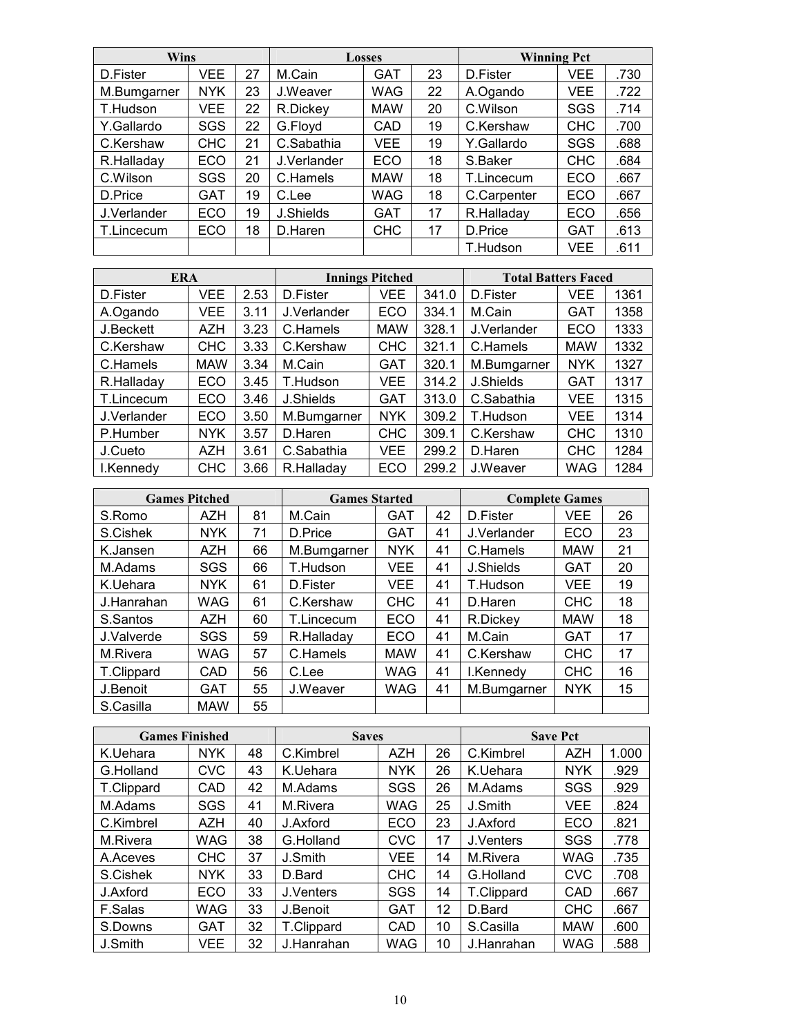| Wins | | | Losses | | | Winning Pct | | |
|---|---|---|---|---|---|---|---|---|
| D.Fister | VEE | 27 | M.Cain | GAT | 23 | D.Fister | VEE | .730 |
| M.Bumgarner | NYK | 23 | J.Weaver | WAG | 22 | A.Ogando | VEE | .722 |
| T.Hudson | VEE | 22 | R.Dickey | MAW | 20 | C.Wilson | SGS | .714 |
| Y.Gallardo | SGS | 22 | G.Floyd | CAD | 19 | C.Kershaw | CHC | .700 |
| C.Kershaw | CHC | 21 | C.Sabathia | VEE | 19 | Y.Gallardo | SGS | .688 |
| R.Halladay | ECO | 21 | J.Verlander | ECO | 18 | S.Baker | CHC | .684 |
| C.Wilson | SGS | 20 | C.Hamels | MAW | 18 | T.Lincecum | ECO | .667 |
| D.Price | GAT | 19 | C.Lee | WAG | 18 | C.Carpenter | ECO | .667 |
| J.Verlander | ECO | 19 | J.Shields | GAT | 17 | R.Halladay | ECO | .656 |
| T.Lincecum | ECO | 18 | D.Haren | CHC | 17 | D.Price | GAT | .613 |
| | | | | | | T.Hudson | VEE | .611 |

| ERA | | | Innings Pitched | | | Total Batters Faced | | |
|---|---|---|---|---|---|---|---|---|
| D.Fister | VEE | 2.53 | D.Fister | VEE | 341.0 | D.Fister | VEE | 1361 |
| A.Ogando | VEE | 3.11 | J.Verlander | ECO | 334.1 | M.Cain | GAT | 1358 |
| J.Beckett | AZH | 3.23 | C.Hamels | MAW | 328.1 | J.Verlander | ECO | 1333 |
| C.Kershaw | CHC | 3.33 | C.Kershaw | CHC | 321.1 | C.Hamels | MAW | 1332 |
| C.Hamels | MAW | 3.34 | M.Cain | GAT | 320.1 | M.Bumgarner | NYK | 1327 |
| R.Halladay | ECO | 3.45 | T.Hudson | VEE | 314.2 | J.Shields | GAT | 1317 |
| T.Lincecum | ECO | 3.46 | J.Shields | GAT | 313.0 | C.Sabathia | VEE | 1315 |
| J.Verlander | ECO | 3.50 | M.Bumgarner | NYK | 309.2 | T.Hudson | VEE | 1314 |
| P.Humber | NYK | 3.57 | D.Haren | CHC | 309.1 | C.Kershaw | CHC | 1310 |
| J.Cueto | AZH | 3.61 | C.Sabathia | VEE | 299.2 | D.Haren | CHC | 1284 |
| I.Kennedy | CHC | 3.66 | R.Halladay | ECO | 299.2 | J.Weaver | WAG | 1284 |

| Games Pitched | | | Games Started | | | Complete Games | | |
|---|---|---|---|---|---|---|---|---|
| S.Romo | AZH | 81 | M.Cain | GAT | 42 | D.Fister | VEE | 26 |
| S.Cishek | NYK | 71 | D.Price | GAT | 41 | J.Verlander | ECO | 23 |
| K.Jansen | AZH | 66 | M.Bumgarner | NYK | 41 | C.Hamels | MAW | 21 |
| M.Adams | SGS | 66 | T.Hudson | VEE | 41 | J.Shields | GAT | 20 |
| K.Uehara | NYK | 61 | D.Fister | VEE | 41 | T.Hudson | VEE | 19 |
| J.Hanrahan | WAG | 61 | C.Kershaw | CHC | 41 | D.Haren | CHC | 18 |
| S.Santos | AZH | 60 | T.Lincecum | ECO | 41 | R.Dickey | MAW | 18 |
| J.Valverde | SGS | 59 | R.Halladay | ECO | 41 | M.Cain | GAT | 17 |
| M.Rivera | WAG | 57 | C.Hamels | MAW | 41 | C.Kershaw | CHC | 17 |
| T.Clippard | CAD | 56 | C.Lee | WAG | 41 | I.Kennedy | CHC | 16 |
| J.Benoit | GAT | 55 | J.Weaver | WAG | 41 | M.Bumgarner | NYK | 15 |
| S.Casilla | MAW | 55 | | | | | | |

| Games Finished | | | Saves | | | Save Pct | | |
|---|---|---|---|---|---|---|---|---|
| K.Uehara | NYK | 48 | C.Kimbrel | AZH | 26 | C.Kimbrel | AZH | 1.000 |
| G.Holland | CVC | 43 | K.Uehara | NYK | 26 | K.Uehara | NYK | .929 |
| T.Clippard | CAD | 42 | M.Adams | SGS | 26 | M.Adams | SGS | .929 |
| M.Adams | SGS | 41 | M.Rivera | WAG | 25 | J.Smith | VEE | .824 |
| C.Kimbrel | AZH | 40 | J.Axford | ECO | 23 | J.Axford | ECO | .821 |
| M.Rivera | WAG | 38 | G.Holland | CVC | 17 | J.Venters | SGS | .778 |
| A.Aceves | CHC | 37 | J.Smith | VEE | 14 | M.Rivera | WAG | .735 |
| S.Cishek | NYK | 33 | D.Bard | CHC | 14 | G.Holland | CVC | .708 |
| J.Axford | ECO | 33 | J.Venters | SGS | 14 | T.Clippard | CAD | .667 |
| F.Salas | WAG | 33 | J.Benoit | GAT | 12 | D.Bard | CHC | .667 |
| S.Downs | GAT | 32 | T.Clippard | CAD | 10 | S.Casilla | MAW | .600 |
| J.Smith | VEE | 32 | J.Hanrahan | WAG | 10 | J.Hanrahan | WAG | .588 |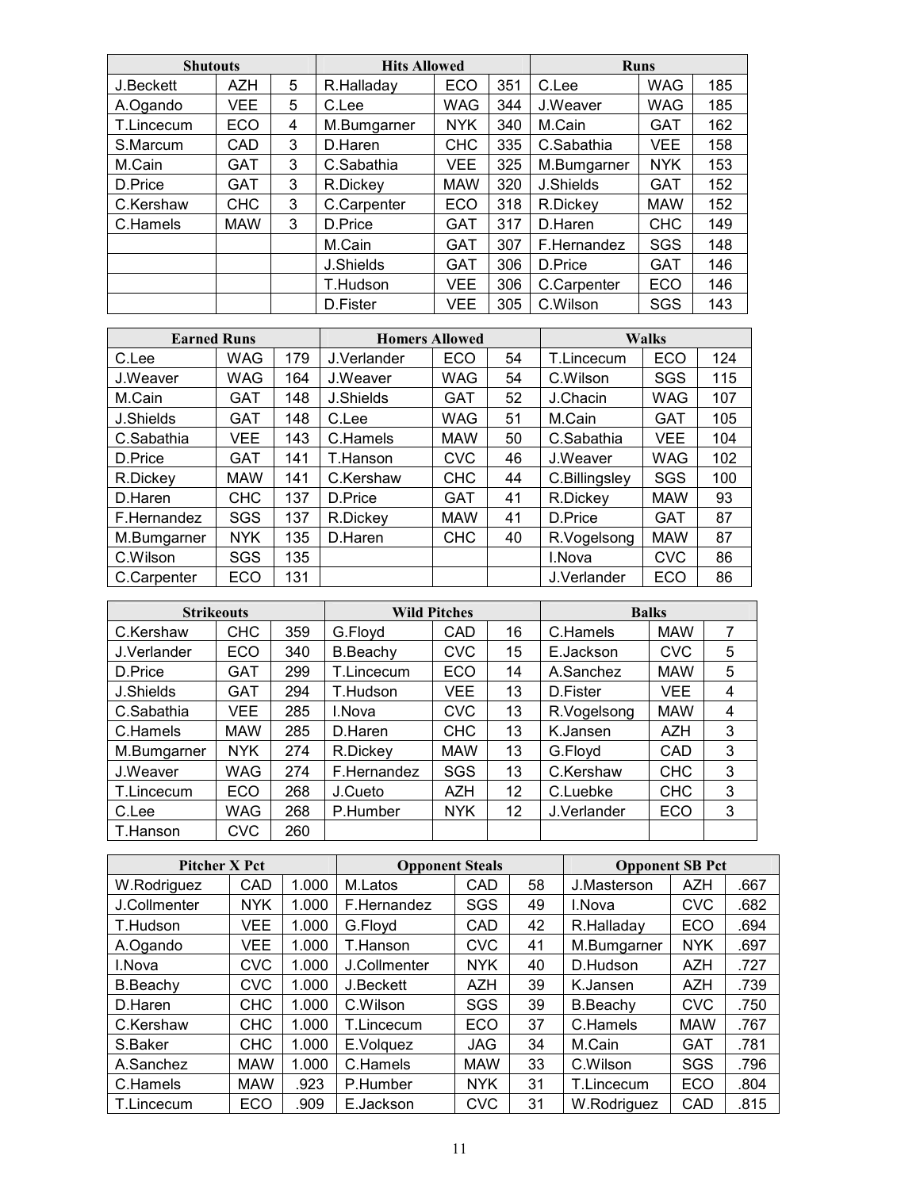| Shutouts | | | Hits Allowed | | | Runs | | |
|---|---|---|---|---|---|---|---|---|
| J.Beckett | AZH | 5 | R.Halladay | ECO | 351 | C.Lee | WAG | 185 |
| A.Ogando | VEE | 5 | C.Lee | WAG | 344 | J.Weaver | WAG | 185 |
| T.Lincecum | ECO | 4 | M.Bumgarner | NYK | 340 | M.Cain | GAT | 162 |
| S.Marcum | CAD | 3 | D.Haren | CHC | 335 | C.Sabathia | VEE | 158 |
| M.Cain | GAT | 3 | C.Sabathia | VEE | 325 | M.Bumgarner | NYK | 153 |
| D.Price | GAT | 3 | R.Dickey | MAW | 320 | J.Shields | GAT | 152 |
| C.Kershaw | CHC | 3 | C.Carpenter | ECO | 318 | R.Dickey | MAW | 152 |
| C.Hamels | MAW | 3 | D.Price | GAT | 317 | D.Haren | CHC | 149 |
| | | | M.Cain | GAT | 307 | F.Hernandez | SGS | 148 |
| | | | J.Shields | GAT | 306 | D.Price | GAT | 146 |
| | | | T.Hudson | VEE | 306 | C.Carpenter | ECO | 146 |
| | | | D.Fister | VEE | 305 | C.Wilson | SGS | 143 |

| Earned Runs | | | Homers Allowed | | | Walks | | |
|---|---|---|---|---|---|---|---|---|
| C.Lee | WAG | 179 | J.Verlander | ECO | 54 | T.Lincecum | ECO | 124 |
| J.Weaver | WAG | 164 | J.Weaver | WAG | 54 | C.Wilson | SGS | 115 |
| M.Cain | GAT | 148 | J.Shields | GAT | 52 | J.Chacin | WAG | 107 |
| J.Shields | GAT | 148 | C.Lee | WAG | 51 | M.Cain | GAT | 105 |
| C.Sabathia | VEE | 143 | C.Hamels | MAW | 50 | C.Sabathia | VEE | 104 |
| D.Price | GAT | 141 | T.Hanson | CVC | 46 | J.Weaver | WAG | 102 |
| R.Dickey | MAW | 141 | C.Kershaw | CHC | 44 | C.Billingsley | SGS | 100 |
| D.Haren | CHC | 137 | D.Price | GAT | 41 | R.Dickey | MAW | 93 |
| F.Hernandez | SGS | 137 | R.Dickey | MAW | 41 | D.Price | GAT | 87 |
| M.Bumgarner | NYK | 135 | D.Haren | CHC | 40 | R.Vogelsong | MAW | 87 |
| C.Wilson | SGS | 135 | | | | I.Nova | CVC | 86 |
| C.Carpenter | ECO | 131 | | | | J.Verlander | ECO | 86 |

| Strikeouts | | | Wild Pitches | | | Balks | | |
|---|---|---|---|---|---|---|---|---|
| C.Kershaw | CHC | 359 | G.Floyd | CAD | 16 | C.Hamels | MAW | 7 |
| J.Verlander | ECO | 340 | B.Beachy | CVC | 15 | E.Jackson | CVC | 5 |
| D.Price | GAT | 299 | T.Lincecum | ECO | 14 | A.Sanchez | MAW | 5 |
| J.Shields | GAT | 294 | T.Hudson | VEE | 13 | D.Fister | VEE | 4 |
| C.Sabathia | VEE | 285 | I.Nova | CVC | 13 | R.Vogelsong | MAW | 4 |
| C.Hamels | MAW | 285 | D.Haren | CHC | 13 | K.Jansen | AZH | 3 |
| M.Bumgarner | NYK | 274 | R.Dickey | MAW | 13 | G.Floyd | CAD | 3 |
| J.Weaver | WAG | 274 | F.Hernandez | SGS | 13 | C.Kershaw | CHC | 3 |
| T.Lincecum | ECO | 268 | J.Cueto | AZH | 12 | C.Luebke | CHC | 3 |
| C.Lee | WAG | 268 | P.Humber | NYK | 12 | J.Verlander | ECO | 3 |
| T.Hanson | CVC | 260 | | | | | | |

| Pitcher X Pct | | | Opponent Steals | | | Opponent SB Pct | | |
|---|---|---|---|---|---|---|---|---|
| W.Rodriguez | CAD | 1.000 | M.Latos | CAD | 58 | J.Masterson | AZH | .667 |
| J.Collmenter | NYK | 1.000 | F.Hernandez | SGS | 49 | I.Nova | CVC | .682 |
| T.Hudson | VEE | 1.000 | G.Floyd | CAD | 42 | R.Halladay | ECO | .694 |
| A.Ogando | VEE | 1.000 | T.Hanson | CVC | 41 | M.Bumgarner | NYK | .697 |
| I.Nova | CVC | 1.000 | J.Collmenter | NYK | 40 | D.Hudson | AZH | .727 |
| B.Beachy | CVC | 1.000 | J.Beckett | AZH | 39 | K.Jansen | AZH | .739 |
| D.Haren | CHC | 1.000 | C.Wilson | SGS | 39 | B.Beachy | CVC | .750 |
| C.Kershaw | CHC | 1.000 | T.Lincecum | ECO | 37 | C.Hamels | MAW | .767 |
| S.Baker | CHC | 1.000 | E.Volquez | JAG | 34 | M.Cain | GAT | .781 |
| A.Sanchez | MAW | 1.000 | C.Hamels | MAW | 33 | C.Wilson | SGS | .796 |
| C.Hamels | MAW | .923 | P.Humber | NYK | 31 | T.Lincecum | ECO | .804 |
| T.Lincecum | ECO | .909 | E.Jackson | CVC | 31 | W.Rodriguez | CAD | .815 |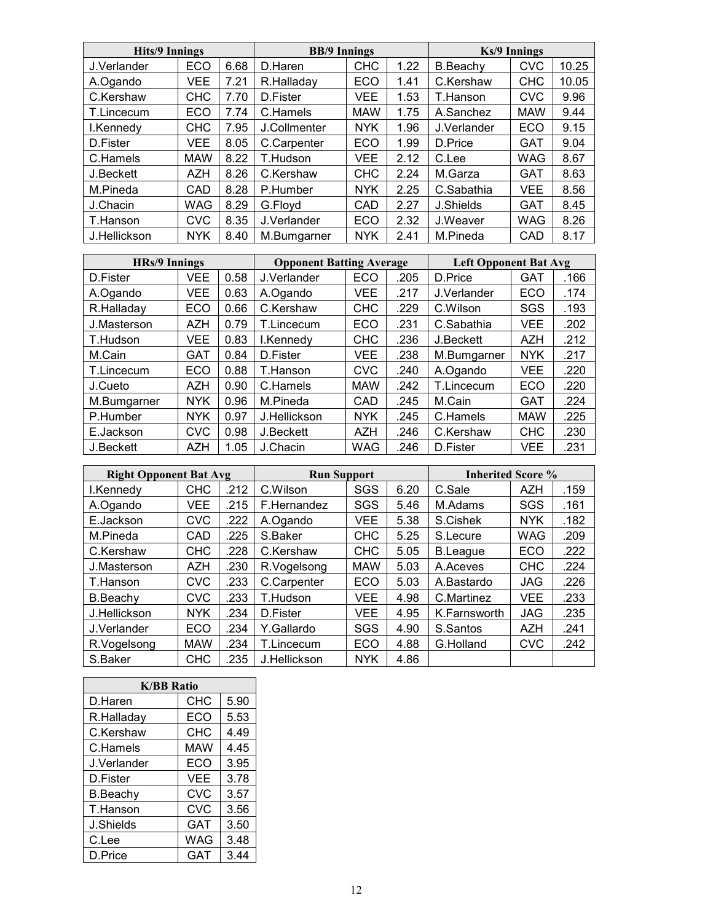| Hits/9 Innings | | | BB/9 Innings | | | Ks/9 Innings | | |
|---|---|---|---|---|---|---|---|---|
| J.Verlander | ECO | 6.68 | D.Haren | CHC | 1.22 | B.Beachy | CVC | 10.25 |
| A.Ogando | VEE | 7.21 | R.Halladay | ECO | 1.41 | C.Kershaw | CHC | 10.05 |
| C.Kershaw | CHC | 7.70 | D.Fister | VEE | 1.53 | T.Hanson | CVC | 9.96 |
| T.Lincecum | ECO | 7.74 | C.Hamels | MAW | 1.75 | A.Sanchez | MAW | 9.44 |
| I.Kennedy | CHC | 7.95 | J.Collmenter | NYK | 1.96 | J.Verlander | ECO | 9.15 |
| D.Fister | VEE | 8.05 | C.Carpenter | ECO | 1.99 | D.Price | GAT | 9.04 |
| C.Hamels | MAW | 8.22 | T.Hudson | VEE | 2.12 | C.Lee | WAG | 8.67 |
| J.Beckett | AZH | 8.26 | C.Kershaw | CHC | 2.24 | M.Garza | GAT | 8.63 |
| M.Pineda | CAD | 8.28 | P.Humber | NYK | 2.25 | C.Sabathia | VEE | 8.56 |
| J.Chacin | WAG | 8.29 | G.Floyd | CAD | 2.27 | J.Shields | GAT | 8.45 |
| T.Hanson | CVC | 8.35 | J.Verlander | ECO | 2.32 | J.Weaver | WAG | 8.26 |
| J.Hellickson | NYK | 8.40 | M.Bumgarner | NYK | 2.41 | M.Pineda | CAD | 8.17 |

| HRs/9 Innings | | | Opponent Batting Average | | | Left Opponent Bat Avg | | |
|---|---|---|---|---|---|---|---|---|
| D.Fister | VEE | 0.58 | J.Verlander | ECO | .205 | D.Price | GAT | .166 |
| A.Ogando | VEE | 0.63 | A.Ogando | VEE | .217 | J.Verlander | ECO | .174 |
| R.Halladay | ECO | 0.66 | C.Kershaw | CHC | .229 | C.Wilson | SGS | .193 |
| J.Masterson | AZH | 0.79 | T.Lincecum | ECO | .231 | C.Sabathia | VEE | .202 |
| T.Hudson | VEE | 0.83 | I.Kennedy | CHC | .236 | J.Beckett | AZH | .212 |
| M.Cain | GAT | 0.84 | D.Fister | VEE | .238 | M.Bumgarner | NYK | .217 |
| T.Lincecum | ECO | 0.88 | T.Hanson | CVC | .240 | A.Ogando | VEE | .220 |
| J.Cueto | AZH | 0.90 | C.Hamels | MAW | .242 | T.Lincecum | ECO | .220 |
| M.Bumgarner | NYK | 0.96 | M.Pineda | CAD | .245 | M.Cain | GAT | .224 |
| P.Humber | NYK | 0.97 | J.Hellickson | NYK | .245 | C.Hamels | MAW | .225 |
| E.Jackson | CVC | 0.98 | J.Beckett | AZH | .246 | C.Kershaw | CHC | .230 |
| J.Beckett | AZH | 1.05 | J.Chacin | WAG | .246 | D.Fister | VEE | .231 |

| Right Opponent Bat Avg | | | Run Support | | | Inherited Score % | | |
|---|---|---|---|---|---|---|---|---|
| I.Kennedy | CHC | .212 | C.Wilson | SGS | 6.20 | C.Sale | AZH | .159 |
| A.Ogando | VEE | .215 | F.Hernandez | SGS | 5.46 | M.Adams | SGS | .161 |
| E.Jackson | CVC | .222 | A.Ogando | VEE | 5.38 | S.Cishek | NYK | .182 |
| M.Pineda | CAD | .225 | S.Baker | CHC | 5.25 | S.Lecure | WAG | .209 |
| C.Kershaw | CHC | .228 | C.Kershaw | CHC | 5.05 | B.League | ECO | .222 |
| J.Masterson | AZH | .230 | R.Vogelsong | MAW | 5.03 | A.Aceves | CHC | .224 |
| T.Hanson | CVC | .233 | C.Carpenter | ECO | 5.03 | A.Bastardo | JAG | .226 |
| B.Beachy | CVC | .233 | T.Hudson | VEE | 4.98 | C.Martinez | VEE | .233 |
| J.Hellickson | NYK | .234 | D.Fister | VEE | 4.95 | K.Farnsworth | JAG | .235 |
| J.Verlander | ECO | .234 | Y.Gallardo | SGS | 4.90 | S.Santos | AZH | .241 |
| R.Vogelsong | MAW | .234 | T.Lincecum | ECO | 4.88 | G.Holland | CVC | .242 |
| S.Baker | CHC | .235 | J.Hellickson | NYK | 4.86 | | | |

| K/BB Ratio | | |
|---|---|---|
| D.Haren | CHC | 5.90 |
| R.Halladay | ECO | 5.53 |
| C.Kershaw | CHC | 4.49 |
| C.Hamels | MAW | 4.45 |
| J.Verlander | ECO | 3.95 |
| D.Fister | VEE | 3.78 |
| B.Beachy | CVC | 3.57 |
| T.Hanson | CVC | 3.56 |
| J.Shields | GAT | 3.50 |
| C.Lee | WAG | 3.48 |
| D.Price | GAT | 3.44 |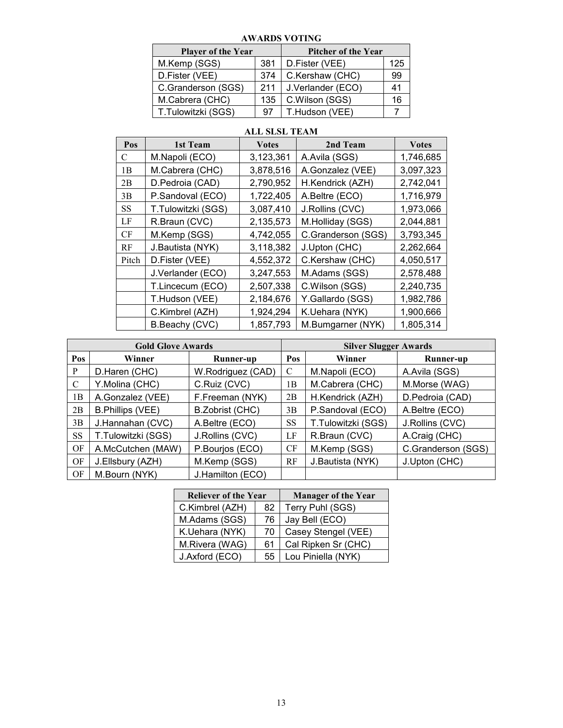## AWARDS VOTING

| Player of the Year | | Pitcher of the Year | |
|---|---|---|---|
| M.Kemp (SGS) | 381 | D.Fister (VEE) | 125 |
| D.Fister (VEE) | 374 | C.Kershaw (CHC) | 99 |
| C.Granderson (SGS) | 211 | J.Verlander (ECO) | 41 |
| M.Cabrera (CHC) | 135 | C.Wilson (SGS) | 16 |
| T.Tulowitzki (SGS) | 97 | T.Hudson (VEE) | 7 |

## ALL SLSL TEAM

| Pos | 1st Team | Votes | 2nd Team | Votes |
|---|---|---|---|---|
| C | M.Napoli (ECO) | 3,123,361 | A.Avila (SGS) | 1,746,685 |
| 1B | M.Cabrera (CHC) | 3,878,516 | A.Gonzalez (VEE) | 3,097,323 |
| 2B | D.Pedroia (CAD) | 2,790,952 | H.Kendrick (AZH) | 2,742,041 |
| 3B | P.Sandoval (ECO) | 1,722,405 | A.Beltre (ECO) | 1,716,979 |
| SS | T.Tulowitzki (SGS) | 3,087,410 | J.Rollins (CVC) | 1,973,066 |
| LF | R.Braun (CVC) | 2,135,573 | M.Holliday (SGS) | 2,044,881 |
| CF | M.Kemp (SGS) | 4,742,055 | C.Granderson (SGS) | 3,793,345 |
| RF | J.Bautista (NYK) | 3,118,382 | J.Upton (CHC) | 2,262,664 |
| Pitch | D.Fister (VEE) | 4,552,372 | C.Kershaw (CHC) | 4,050,517 |
| | J.Verlander (ECO) | 3,247,553 | M.Adams (SGS) | 2,578,488 |
| | T.Lincecum (ECO) | 2,507,338 | C.Wilson (SGS) | 2,240,735 |
| | T.Hudson (VEE) | 2,184,676 | Y.Gallardo (SGS) | 1,982,786 |
| | C.Kimbrel (AZH) | 1,924,294 | K.Uehara (NYK) | 1,900,666 |
| | B.Beachy (CVC) | 1,857,793 | M.Bumgarner (NYK) | 1,805,314 |

| Gold Glove Awards | | | Silver Slugger Awards | | |
|---|---|---|---|---|---|
| Pos | Winner | Runner-up | Pos | Winner | Runner-up |
| P | D.Haren (CHC) | W.Rodriguez (CAD) | C | M.Napoli (ECO) | A.Avila (SGS) |
| C | Y.Molina (CHC) | C.Ruiz (CVC) | 1B | M.Cabrera (CHC) | M.Morse (WAG) |
| 1B | A.Gonzalez (VEE) | F.Freeman (NYK) | 2B | H.Kendrick (AZH) | D.Pedroia (CAD) |
| 2B | B.Phillips (VEE) | B.Zobrist (CHC) | 3B | P.Sandoval (ECO) | A.Beltre (ECO) |
| 3B | J.Hannahan (CVC) | A.Beltre (ECO) | SS | T.Tulowitzki (SGS) | J.Rollins (CVC) |
| SS | T.Tulowitzki (SGS) | J.Rollins (CVC) | LF | R.Braun (CVC) | A.Craig (CHC) |
| OF | A.McCutchen (MAW) | P.Bourjos (ECO) | CF | M.Kemp (SGS) | C.Granderson (SGS) |
| OF | J.Ellsbury (AZH) | M.Kemp (SGS) | RF | J.Bautista (NYK) | J.Upton (CHC) |
| OF | M.Bourn (NYK) | J.Hamilton (ECO) | | | |

| Reliever of the Year | | Manager of the Year |
|---|---|---|
| C.Kimbrel (AZH) | 82 | Terry Puhl (SGS) |
| M.Adams (SGS) | 76 | Jay Bell (ECO) |
| K.Uehara (NYK) | 70 | Casey Stengel (VEE) |
| M.Rivera (WAG) | 61 | Cal Ripken Sr (CHC) |
| J.Axford (ECO) | 55 | Lou Piniella (NYK) |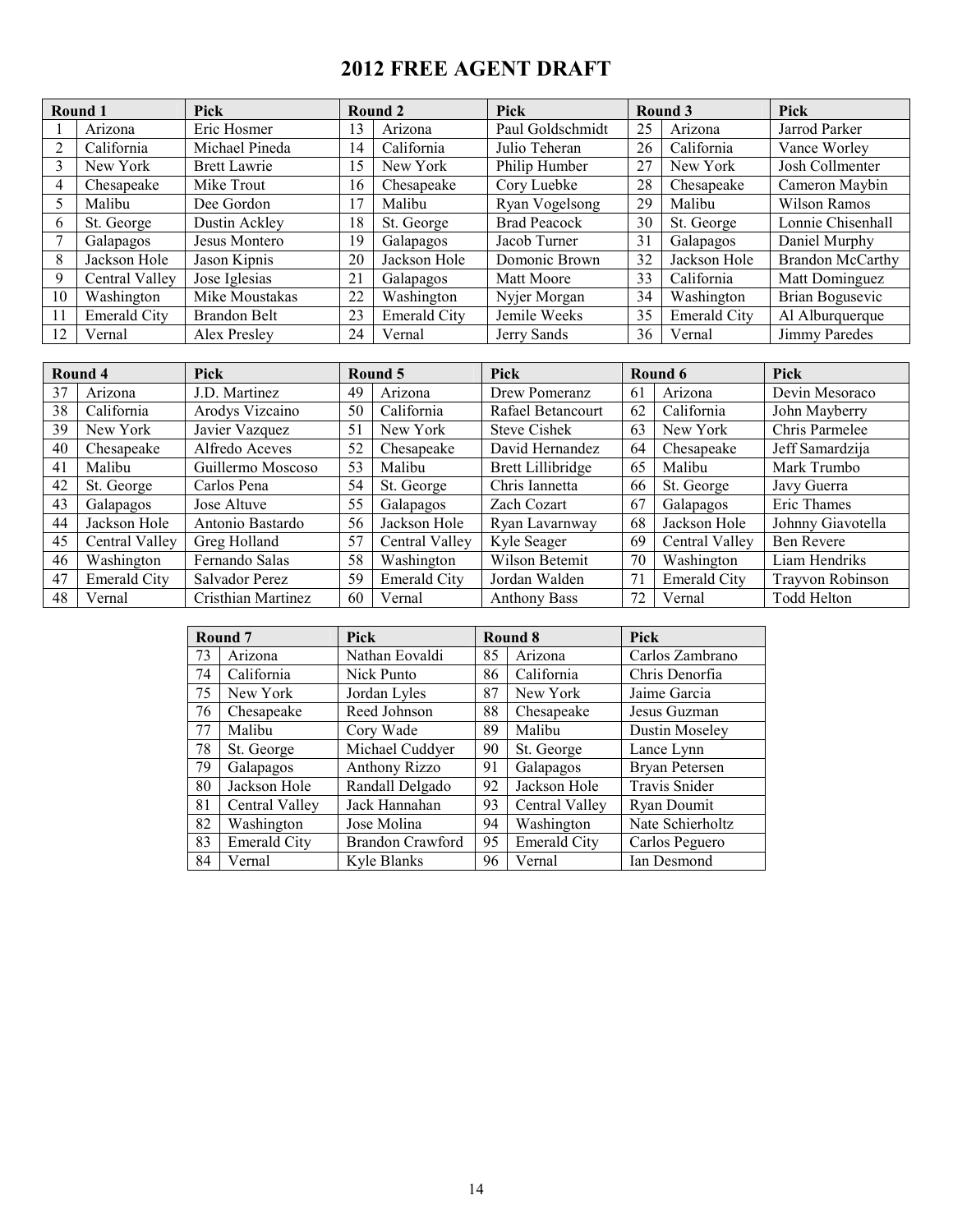# 2012 FREE AGENT DRAFT

| Round 1 | | Pick | Round 2 | | Pick | Round 3 | | Pick |
|---|---|---|---|---|---|---|---|---|
| 1 | Arizona | Eric Hosmer | 13 | Arizona | Paul Goldschmidt | 25 | Arizona | Jarrod Parker |
| 2 | California | Michael Pineda | 14 | California | Julio Teheran | 26 | California | Vance Worley |
| 3 | New York | Brett Lawrie | 15 | New York | Philip Humber | 27 | New York | Josh Collmenter |
| 4 | Chesapeake | Mike Trout | 16 | Chesapeake | Cory Luebke | 28 | Chesapeake | Cameron Maybin |
| 5 | Malibu | Dee Gordon | 17 | Malibu | Ryan Vogelsong | 29 | Malibu | Wilson Ramos |
| 6 | St. George | Dustin Ackley | 18 | St. George | Brad Peacock | 30 | St. George | Lonnie Chisenhall |
| 7 | Galapagos | Jesus Montero | 19 | Galapagos | Jacob Turner | 31 | Galapagos | Daniel Murphy |
| 8 | Jackson Hole | Jason Kipnis | 20 | Jackson Hole | Domonic Brown | 32 | Jackson Hole | Brandon McCarthy |
| 9 | Central Valley | Jose Iglesias | 21 | Galapagos | Matt Moore | 33 | California | Matt Dominguez |
| 10 | Washington | Mike Moustakas | 22 | Washington | Nyjer Morgan | 34 | Washington | Brian Bogusevic |
| 11 | Emerald City | Brandon Belt | 23 | Emerald City | Jemile Weeks | 35 | Emerald City | Al Alburquerque |
| 12 | Vernal | Alex Presley | 24 | Vernal | Jerry Sands | 36 | Vernal | Jimmy Paredes |

| Round 4 | | Pick | Round 5 | | Pick | Round 6 | | Pick |
|---|---|---|---|---|---|---|---|---|
| 37 | Arizona | J.D. Martinez | 49 | Arizona | Drew Pomeranz | 61 | Arizona | Devin Mesoraco |
| 38 | California | Arodys Vizcaino | 50 | California | Rafael Betancourt | 62 | California | John Mayberry |
| 39 | New York | Javier Vazquez | 51 | New York | Steve Cishek | 63 | New York | Chris Parmelee |
| 40 | Chesapeake | Alfredo Aceves | 52 | Chesapeake | David Hernandez | 64 | Chesapeake | Jeff Samardzija |
| 41 | Malibu | Guillermo Moscoso | 53 | Malibu | Brett Lillibridge | 65 | Malibu | Mark Trumbo |
| 42 | St. George | Carlos Pena | 54 | St. George | Chris Iannetta | 66 | St. George | Javy Guerra |
| 43 | Galapagos | Jose Altuve | 55 | Galapagos | Zach Cozart | 67 | Galapagos | Eric Thames |
| 44 | Jackson Hole | Antonio Bastardo | 56 | Jackson Hole | Ryan Lavarnway | 68 | Jackson Hole | Johnny Giavotella |
| 45 | Central Valley | Greg Holland | 57 | Central Valley | Kyle Seager | 69 | Central Valley | Ben Revere |
| 46 | Washington | Fernando Salas | 58 | Washington | Wilson Betemit | 70 | Washington | Liam Hendriks |
| 47 | Emerald City | Salvador Perez | 59 | Emerald City | Jordan Walden | 71 | Emerald City | Trayvon Robinson |
| 48 | Vernal | Cristhian Martinez | 60 | Vernal | Anthony Bass | 72 | Vernal | Todd Helton |

| Round 7 | | Pick | Round 8 | | Pick |
|---|---|---|---|---|---|
| 73 | Arizona | Nathan Eovaldi | 85 | Arizona | Carlos Zambrano |
| 74 | California | Nick Punto | 86 | California | Chris Denorfia |
| 75 | New York | Jordan Lyles | 87 | New York | Jaime Garcia |
| 76 | Chesapeake | Reed Johnson | 88 | Chesapeake | Jesus Guzman |
| 77 | Malibu | Cory Wade | 89 | Malibu | Dustin Moseley |
| 78 | St. George | Michael Cuddyer | 90 | St. George | Lance Lynn |
| 79 | Galapagos | Anthony Rizzo | 91 | Galapagos | Bryan Petersen |
| 80 | Jackson Hole | Randall Delgado | 92 | Jackson Hole | Travis Snider |
| 81 | Central Valley | Jack Hannahan | 93 | Central Valley | Ryan Doumit |
| 82 | Washington | Jose Molina | 94 | Washington | Nate Schierholtz |
| 83 | Emerald City | Brandon Crawford | 95 | Emerald City | Carlos Peguero |
| 84 | Vernal | Kyle Blanks | 96 | Vernal | Ian Desmond |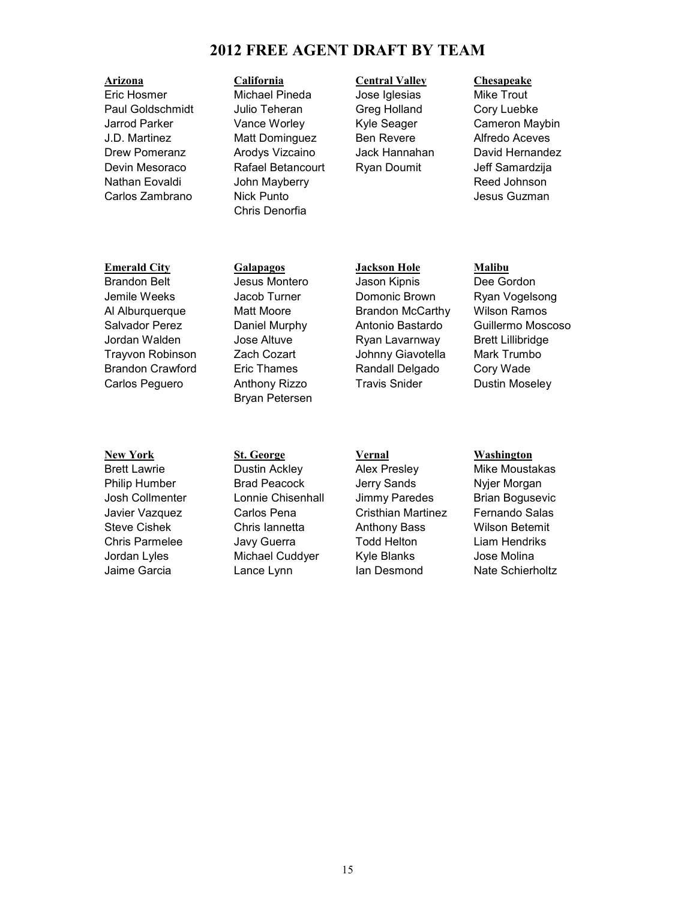# 2012 FREE AGENT DRAFT BY TEAM

**Arizona**
Eric Hosmer
Paul Goldschmidt
Jarrod Parker
J.D. Martinez
Drew Pomeranz
Devin Mesoraco
Nathan Eovaldi
Carlos Zambrano

**California**
Michael Pineda
Julio Teheran
Vance Worley
Matt Dominguez
Arodys Vizcaino
Rafael Betancourt
John Mayberry
Nick Punto
Chris Denorfia

**Central Valley**
Jose Iglesias
Greg Holland
Kyle Seager
Ben Revere
Jack Hannahan
Ryan Doumit

**Chesapeake**
Mike Trout
Cory Luebke
Cameron Maybin
Alfredo Aceves
David Hernandez
Jeff Samardzija
Reed Johnson
Jesus Guzman

**Emerald City**
Brandon Belt
Jemile Weeks
Al Alburquerque
Salvador Perez
Jordan Walden
Trayvon Robinson
Brandon Crawford
Carlos Peguero

**Galapagos**
Jesus Montero
Jacob Turner
Matt Moore
Daniel Murphy
Jose Altuve
Zach Cozart
Eric Thames
Anthony Rizzo
Bryan Petersen

**Jackson Hole**
Jason Kipnis
Domonic Brown
Brandon McCarthy
Antonio Bastardo
Ryan Lavarnway
Johnny Giavotella
Randall Delgado
Travis Snider

**Malibu**
Dee Gordon
Ryan Vogelsong
Wilson Ramos
Guillermo Moscoso
Brett Lillibridge
Mark Trumbo
Cory Wade
Dustin Moseley

**New York**
Brett Lawrie
Philip Humber
Josh Collmenter
Javier Vazquez
Steve Cishek
Chris Parmelee
Jordan Lyles
Jaime Garcia

**St. George**
Dustin Ackley
Brad Peacock
Lonnie Chisenhall
Carlos Pena
Chris Iannetta
Javy Guerra
Michael Cuddyer
Lance Lynn

**Vernal**
Alex Presley
Jerry Sands
Jimmy Paredes
Cristhian Martinez
Anthony Bass
Todd Helton
Kyle Blanks
Ian Desmond

**Washington**
Mike Moustakas
Nyjer Morgan
Brian Bogusevic
Fernando Salas
Wilson Betemit
Liam Hendriks
Jose Molina
Nate Schierholtz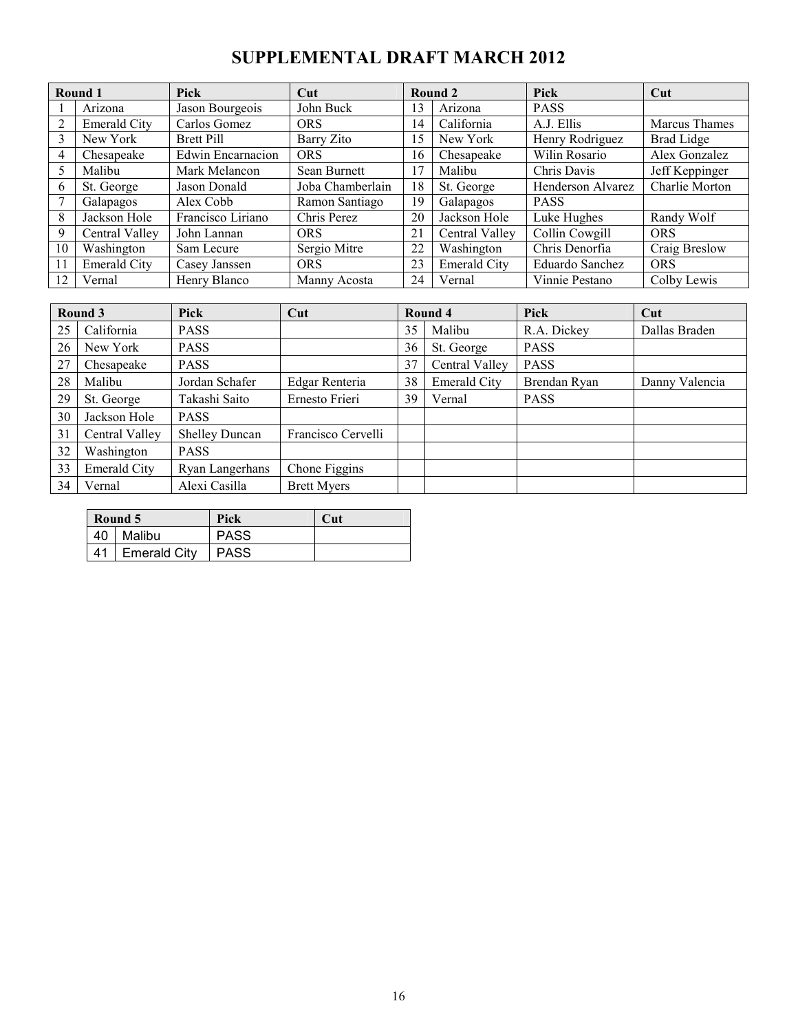# SUPPLEMENTAL DRAFT MARCH 2012

| Round 1 | | Pick | Cut | Round 2 | | Pick | Cut |
|---|---|---|---|---|---|---|---|
| 1 | Arizona | Jason Bourgeois | John Buck | 13 | Arizona | PASS | |
| 2 | Emerald City | Carlos Gomez | ORS | 14 | California | A.J. Ellis | Marcus Thames |
| 3 | New York | Brett Pill | Barry Zito | 15 | New York | Henry Rodriguez | Brad Lidge |
| 4 | Chesapeake | Edwin Encarnacion | ORS | 16 | Chesapeake | Wilin Rosario | Alex Gonzalez |
| 5 | Malibu | Mark Melancon | Sean Burnett | 17 | Malibu | Chris Davis | Jeff Keppinger |
| 6 | St. George | Jason Donald | Joba Chamberlain | 18 | St. George | Henderson Alvarez | Charlie Morton |
| 7 | Galapagos | Alex Cobb | Ramon Santiago | 19 | Galapagos | PASS | |
| 8 | Jackson Hole | Francisco Liriano | Chris Perez | 20 | Jackson Hole | Luke Hughes | Randy Wolf |
| 9 | Central Valley | John Lannan | ORS | 21 | Central Valley | Collin Cowgill | ORS |
| 10 | Washington | Sam Lecure | Sergio Mitre | 22 | Washington | Chris Denorfia | Craig Breslow |
| 11 | Emerald City | Casey Janssen | ORS | 23 | Emerald City | Eduardo Sanchez | ORS |
| 12 | Vernal | Henry Blanco | Manny Acosta | 24 | Vernal | Vinnie Pestano | Colby Lewis |

| Round 3 | | Pick | Cut | Round 4 | | Pick | Cut |
|---|---|---|---|---|---|---|---|
| 25 | California | PASS | | 35 | Malibu | R.A. Dickey | Dallas Braden |
| 26 | New York | PASS | | 36 | St. George | PASS | |
| 27 | Chesapeake | PASS | | 37 | Central Valley | PASS | |
| 28 | Malibu | Jordan Schafer | Edgar Renteria | 38 | Emerald City | Brendan Ryan | Danny Valencia |
| 29 | St. George | Takashi Saito | Ernesto Frieri | 39 | Vernal | PASS | |
| 30 | Jackson Hole | PASS | | | | | |
| 31 | Central Valley | Shelley Duncan | Francisco Cervelli | | | | |
| 32 | Washington | PASS | | | | | |
| 33 | Emerald City | Ryan Langerhans | Chone Figgins | | | | |
| 34 | Vernal | Alexi Casilla | Brett Myers | | | | |

| Round 5 | | Pick | Cut |
|---|---|---|---|
| 40 | Malibu | PASS | |
| 41 | Emerald City | PASS | |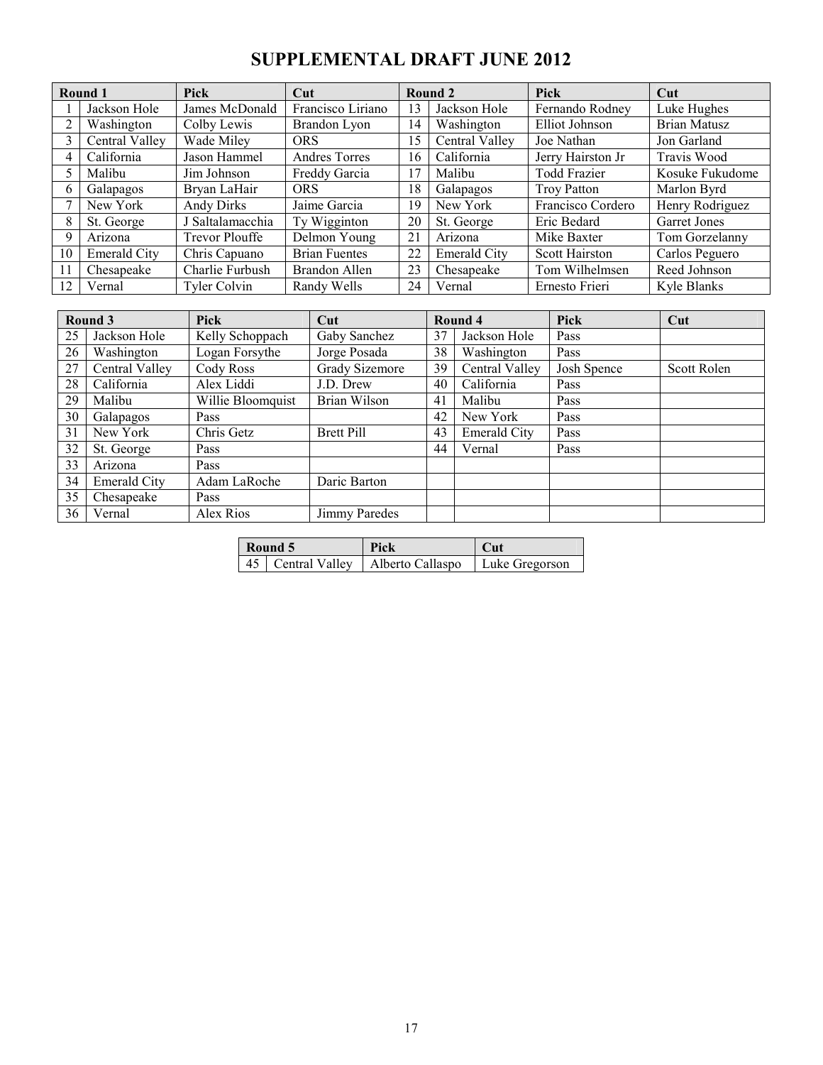# SUPPLEMENTAL DRAFT JUNE 2012

| Round 1 | | Pick | Cut | Round 2 | | Pick | Cut |
|---|---|---|---|---|---|---|---|
| 1 | Jackson Hole | James McDonald | Francisco Liriano | 13 | Jackson Hole | Fernando Rodney | Luke Hughes |
| 2 | Washington | Colby Lewis | Brandon Lyon | 14 | Washington | Elliot Johnson | Brian Matusz |
| 3 | Central Valley | Wade Miley | ORS | 15 | Central Valley | Joe Nathan | Jon Garland |
| 4 | California | Jason Hammel | Andres Torres | 16 | California | Jerry Hairston Jr | Travis Wood |
| 5 | Malibu | Jim Johnson | Freddy Garcia | 17 | Malibu | Todd Frazier | Kosuke Fukudome |
| 6 | Galapagos | Bryan LaHair | ORS | 18 | Galapagos | Troy Patton | Marlon Byrd |
| 7 | New York | Andy Dirks | Jaime Garcia | 19 | New York | Francisco Cordero | Henry Rodriguez |
| 8 | St. George | J Saltalamacchia | Ty Wigginton | 20 | St. George | Eric Bedard | Garret Jones |
| 9 | Arizona | Trevor Plouffe | Delmon Young | 21 | Arizona | Mike Baxter | Tom Gorzelanny |
| 10 | Emerald City | Chris Capuano | Brian Fuentes | 22 | Emerald City | Scott Hairston | Carlos Peguero |
| 11 | Chesapeake | Charlie Furbush | Brandon Allen | 23 | Chesapeake | Tom Wilhelmsen | Reed Johnson |
| 12 | Vernal | Tyler Colvin | Randy Wells | 24 | Vernal | Ernesto Frieri | Kyle Blanks |

| Round 3 | | Pick | Cut | Round 4 | | Pick | Cut |
|---|---|---|---|---|---|---|---|
| 25 | Jackson Hole | Kelly Schoppach | Gaby Sanchez | 37 | Jackson Hole | Pass | |
| 26 | Washington | Logan Forsythe | Jorge Posada | 38 | Washington | Pass | |
| 27 | Central Valley | Cody Ross | Grady Sizemore | 39 | Central Valley | Josh Spence | Scott Rolen |
| 28 | California | Alex Liddi | J.D. Drew | 40 | California | Pass | |
| 29 | Malibu | Willie Bloomquist | Brian Wilson | 41 | Malibu | Pass | |
| 30 | Galapagos | Pass | | 42 | New York | Pass | |
| 31 | New York | Chris Getz | Brett Pill | 43 | Emerald City | Pass | |
| 32 | St. George | Pass | | 44 | Vernal | Pass | |
| 33 | Arizona | Pass | | | | | |
| 34 | Emerald City | Adam LaRoche | Daric Barton | | | | |
| 35 | Chesapeake | Pass | | | | | |
| 36 | Vernal | Alex Rios | Jimmy Paredes | | | | |

| Round 5 | | Pick | Cut |
|---|---|---|---|
| 45 | Central Valley | Alberto Callaspo | Luke Gregorson |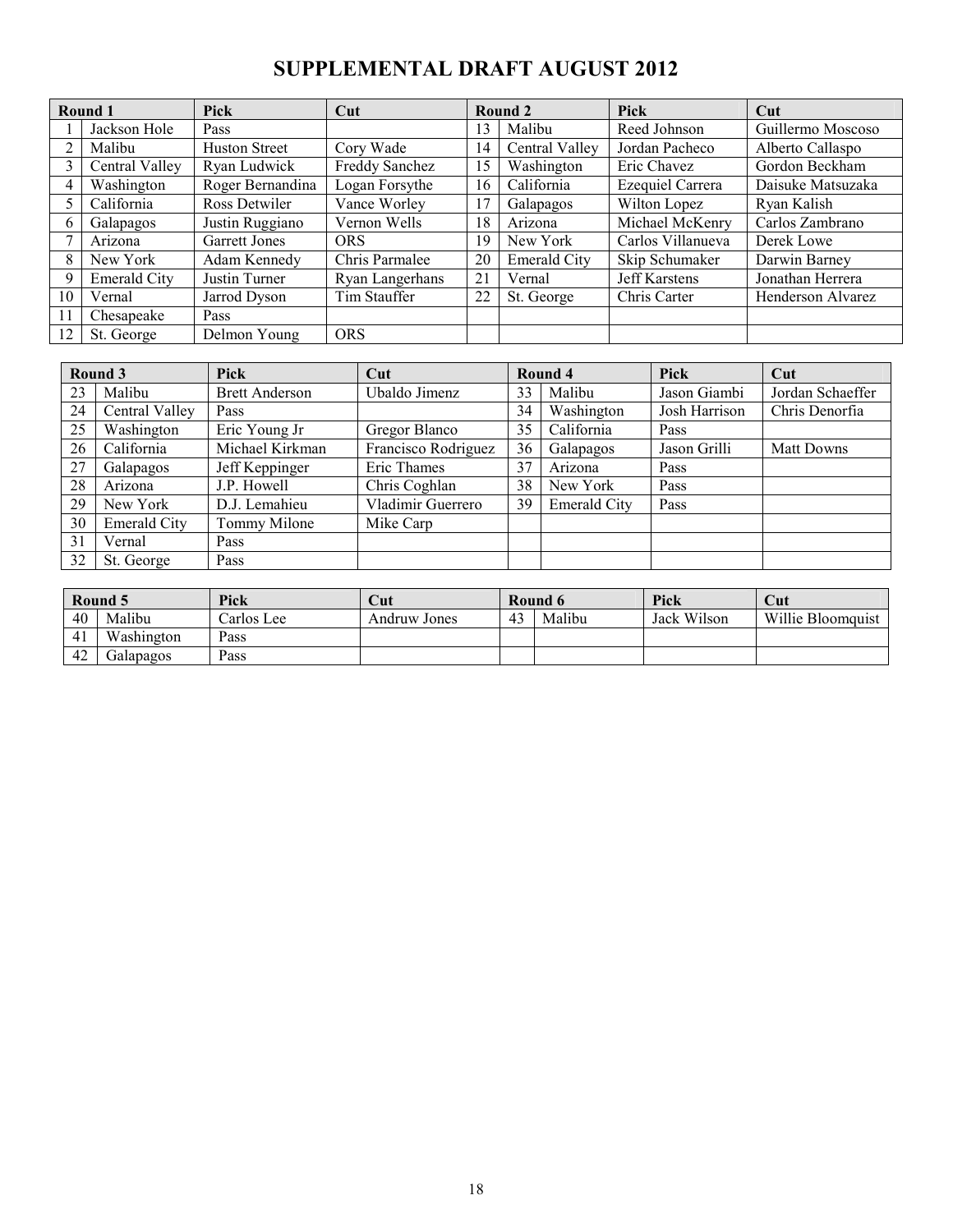# SUPPLEMENTAL DRAFT AUGUST 2012

| Round 1 | | Pick | Cut | Round 2 | | Pick | Cut |
|---|---|---|---|---|---|---|---|
| 1 | Jackson Hole | Pass | | 13 | Malibu | Reed Johnson | Guillermo Moscoso |
| 2 | Malibu | Huston Street | Cory Wade | 14 | Central Valley | Jordan Pacheco | Alberto Callaspo |
| 3 | Central Valley | Ryan Ludwick | Freddy Sanchez | 15 | Washington | Eric Chavez | Gordon Beckham |
| 4 | Washington | Roger Bernandina | Logan Forsythe | 16 | California | Ezequiel Carrera | Daisuke Matsuzaka |
| 5 | California | Ross Detwiler | Vance Worley | 17 | Galapagos | Wilton Lopez | Ryan Kalish |
| 6 | Galapagos | Justin Ruggiano | Vernon Wells | 18 | Arizona | Michael McKenry | Carlos Zambrano |
| 7 | Arizona | Garrett Jones | ORS | 19 | New York | Carlos Villanueva | Derek Lowe |
| 8 | New York | Adam Kennedy | Chris Parmalee | 20 | Emerald City | Skip Schumaker | Darwin Barney |
| 9 | Emerald City | Justin Turner | Ryan Langerhans | 21 | Vernal | Jeff Karstens | Jonathan Herrera |
| 10 | Vernal | Jarrod Dyson | Tim Stauffer | 22 | St. George | Chris Carter | Henderson Alvarez |
| 11 | Chesapeake | Pass | | | | | |
| 12 | St. George | Delmon Young | ORS | | | | |

| Round 3 | | Pick | Cut | Round 4 | | Pick | Cut |
|---|---|---|---|---|---|---|---|
| 23 | Malibu | Brett Anderson | Ubaldo Jimenz | 33 | Malibu | Jason Giambi | Jordan Schaeffer |
| 24 | Central Valley | Pass | | 34 | Washington | Josh Harrison | Chris Denorfia |
| 25 | Washington | Eric Young Jr | Gregor Blanco | 35 | California | Pass | |
| 26 | California | Michael Kirkman | Francisco Rodriguez | 36 | Galapagos | Jason Grilli | Matt Downs |
| 27 | Galapagos | Jeff Keppinger | Eric Thames | 37 | Arizona | Pass | |
| 28 | Arizona | J.P. Howell | Chris Coghlan | 38 | New York | Pass | |
| 29 | New York | D.J. Lemahieu | Vladimir Guerrero | 39 | Emerald City | Pass | |
| 30 | Emerald City | Tommy Milone | Mike Carp | | | | |
| 31 | Vernal | Pass | | | | | |
| 32 | St. George | Pass | | | | | |

| Round 5 | | Pick | Cut | Round 6 | | Pick | Cut |
|---|---|---|---|---|---|---|---|
| 40 | Malibu | Carlos Lee | Andruw Jones | 43 | Malibu | Jack Wilson | Willie Bloomquist |
| 41 | Washington | Pass | | | | | |
| 42 | Galapagos | Pass | | | | | |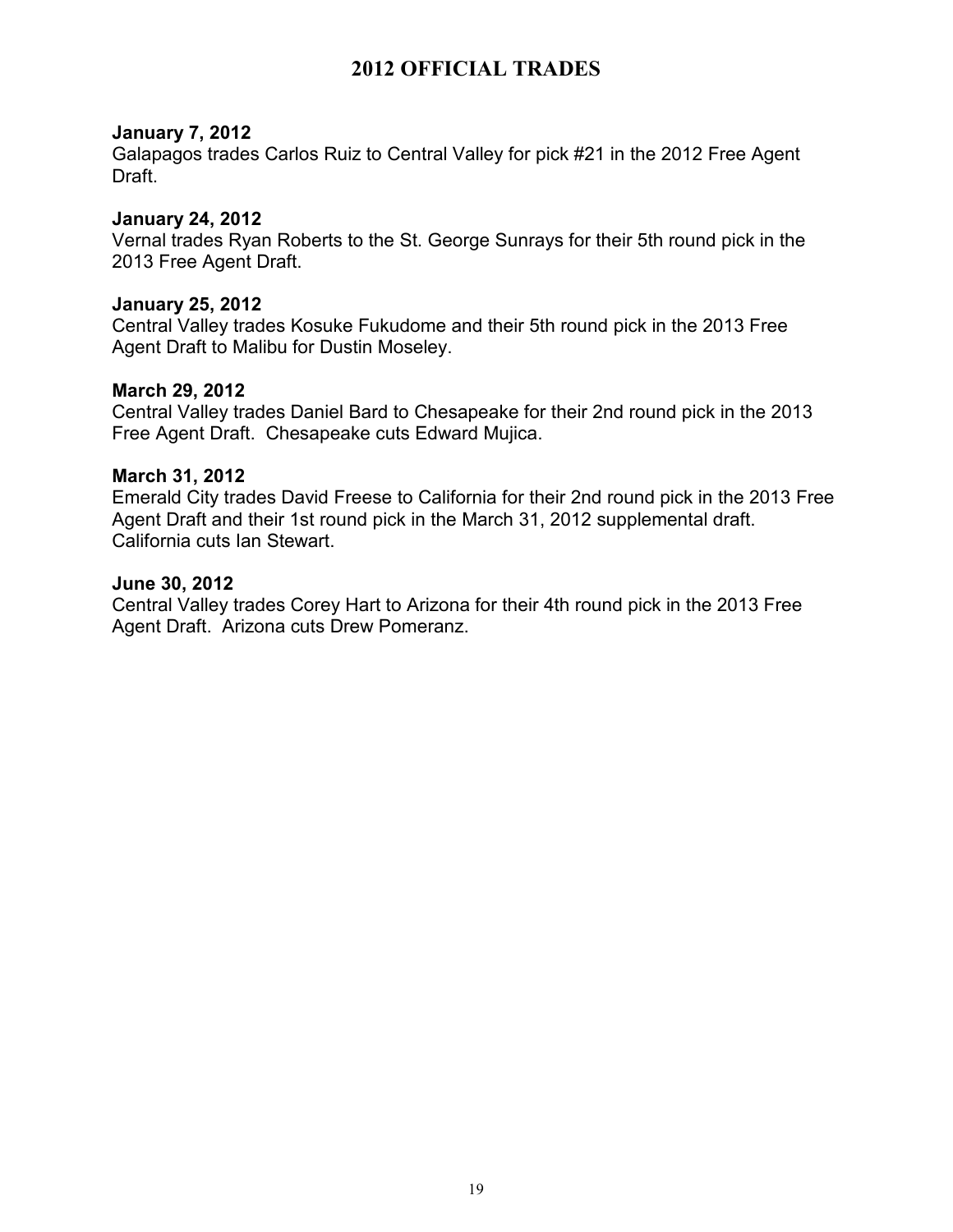# 2012 OFFICIAL TRADES

**January 7, 2012**
Galapagos trades Carlos Ruiz to Central Valley for pick #21 in the 2012 Free Agent Draft.

**January 24, 2012**
Vernal trades Ryan Roberts to the St. George Sunrays for their 5th round pick in the 2013 Free Agent Draft.

**January 25, 2012**
Central Valley trades Kosuke Fukudome and their 5th round pick in the 2013 Free Agent Draft to Malibu for Dustin Moseley.

**March 29, 2012**
Central Valley trades Daniel Bard to Chesapeake for their 2nd round pick in the 2013 Free Agent Draft. Chesapeake cuts Edward Mujica.

**March 31, 2012**
Emerald City trades David Freese to California for their 2nd round pick in the 2013 Free Agent Draft and their 1st round pick in the March 31, 2012 supplemental draft. California cuts Ian Stewart.

**June 30, 2012**
Central Valley trades Corey Hart to Arizona for their 4th round pick in the 2013 Free Agent Draft. Arizona cuts Drew Pomeranz.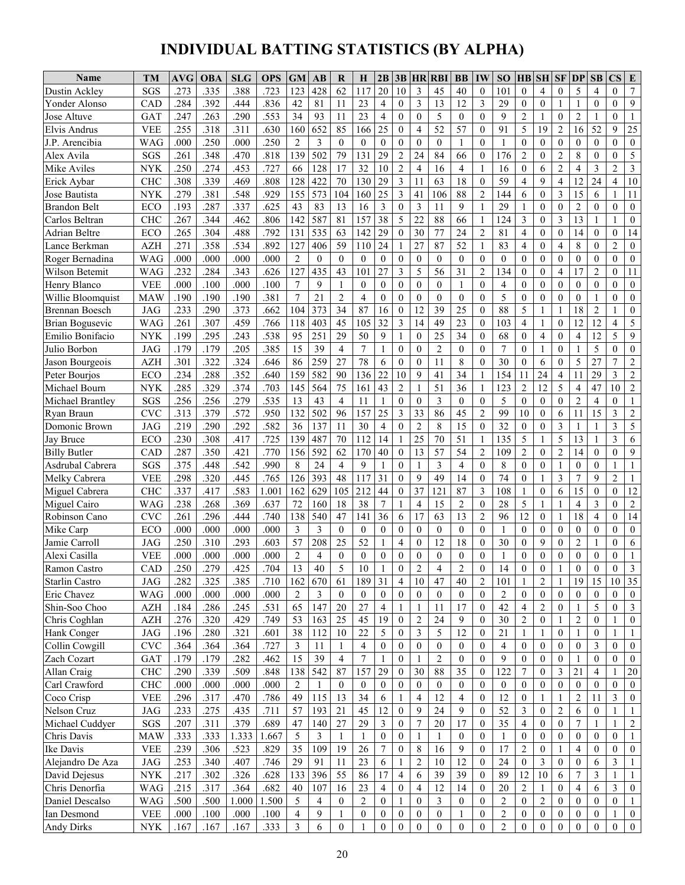# INDIVIDUAL BATTING STATISTICS (BY ALPHA)

| Name | TM | AVG | OBA | SLG | OPS | GM | AB | R | H | 2B | 3B | HR | RBI | BB | IW | SO | HB | SH | SF | DP | SB | CS | E |
|---|---|---|---|---|---|---|---|---|---|---|---|---|---|---|---|---|---|---|---|---|---|---|---|
| Dustin Ackley | SGS | .273 | .335 | .388 | .723 | 123 | 428 | 62 | 117 | 20 | 10 | 3 | 45 | 40 | 0 | 101 | 0 | 4 | 0 | 5 | 4 | 0 | 7 |
| Yonder Alonso | CAD | .284 | .392 | .444 | .836 | 42 | 81 | 11 | 23 | 4 | 0 | 3 | 13 | 12 | 3 | 29 | 0 | 0 | 1 | 1 | 0 | 0 | 9 |
| Jose Altuve | GAT | .247 | .263 | .290 | .553 | 34 | 93 | 11 | 23 | 4 | 0 | 0 | 5 | 0 | 0 | 9 | 2 | 1 | 0 | 2 | 1 | 0 | 1 |
| Elvis Andrus | VEE | .255 | .318 | .311 | .630 | 160 | 652 | 85 | 166 | 25 | 0 | 4 | 52 | 57 | 0 | 91 | 5 | 19 | 2 | 16 | 52 | 9 | 25 |
| J.P. Arencibia | WAG | .000 | .250 | .000 | .250 | 2 | 3 | 0 | 0 | 0 | 0 | 0 | 0 | 1 | 0 | 1 | 0 | 0 | 0 | 0 | 0 | 0 | 0 |
| Alex Avila | SGS | .261 | .348 | .470 | .818 | 139 | 502 | 79 | 131 | 29 | 2 | 24 | 84 | 66 | 0 | 176 | 2 | 0 | 2 | 8 | 0 | 0 | 5 |
| Mike Aviles | NYK | .250 | .274 | .453 | .727 | 66 | 128 | 17 | 32 | 10 | 2 | 4 | 16 | 4 | 1 | 16 | 0 | 6 | 2 | 4 | 3 | 2 | 3 |
| Erick Aybar | CHC | .308 | .339 | .469 | .808 | 128 | 422 | 70 | 130 | 29 | 3 | 11 | 63 | 18 | 0 | 59 | 4 | 9 | 4 | 12 | 24 | 4 | 10 |
| Jose Bautista | NYK | .279 | .381 | .548 | .929 | 155 | 573 | 104 | 160 | 25 | 3 | 41 | 106 | 88 | 2 | 144 | 6 | 0 | 3 | 15 | 6 | 1 | 11 |
| Brandon Belt | ECO | .193 | .287 | .337 | .625 | 43 | 83 | 13 | 16 | 3 | 0 | 3 | 11 | 9 | 1 | 29 | 1 | 0 | 0 | 2 | 0 | 0 | 0 |
| Carlos Beltran | CHC | .267 | .344 | .462 | .806 | 142 | 587 | 81 | 157 | 38 | 5 | 22 | 88 | 66 | 1 | 124 | 3 | 0 | 3 | 13 | 1 | 1 | 0 |
| Adrian Beltre | ECO | .265 | .304 | .488 | .792 | 131 | 535 | 63 | 142 | 29 | 0 | 30 | 77 | 24 | 2 | 81 | 4 | 0 | 0 | 14 | 0 | 0 | 14 |
| Lance Berkman | AZH | .271 | .358 | .534 | .892 | 127 | 406 | 59 | 110 | 24 | 1 | 27 | 87 | 52 | 1 | 83 | 4 | 0 | 4 | 8 | 0 | 2 | 0 |
| Roger Bernadina | WAG | .000 | .000 | .000 | .000 | 2 | 0 | 0 | 0 | 0 | 0 | 0 | 0 | 0 | 0 | 0 | 0 | 0 | 0 | 0 | 0 | 0 | 0 |
| Wilson Betemit | WAG | .232 | .284 | .343 | .626 | 127 | 435 | 43 | 101 | 27 | 3 | 5 | 56 | 31 | 2 | 134 | 0 | 0 | 4 | 17 | 2 | 0 | 11 |
| Henry Blanco | VEE | .000 | .100 | .000 | .100 | 7 | 9 | 1 | 0 | 0 | 0 | 0 | 0 | 1 | 0 | 4 | 0 | 0 | 0 | 0 | 0 | 0 | 0 |
| Willie Bloomquist | MAW | .190 | .190 | .190 | .381 | 7 | 21 | 2 | 4 | 0 | 0 | 0 | 0 | 0 | 0 | 5 | 0 | 0 | 0 | 0 | 1 | 0 | 0 |
| Brennan Boesch | JAG | .233 | .290 | .373 | .662 | 104 | 373 | 34 | 87 | 16 | 0 | 12 | 39 | 25 | 0 | 88 | 5 | 1 | 1 | 18 | 2 | 1 | 0 |
| Brian Bogusevic | WAG | .261 | .307 | .459 | .766 | 118 | 403 | 45 | 105 | 32 | 3 | 14 | 49 | 23 | 0 | 103 | 4 | 1 | 0 | 12 | 12 | 4 | 5 |
| Emilio Bonifacio | NYK | .199 | .295 | .243 | .538 | 95 | 251 | 29 | 50 | 9 | 1 | 0 | 25 | 34 | 0 | 68 | 0 | 4 | 0 | 4 | 12 | 5 | 9 |
| Julio Borbon | JAG | .179 | .179 | .205 | .385 | 15 | 39 | 4 | 7 | 1 | 0 | 0 | 2 | 0 | 0 | 7 | 0 | 1 | 0 | 1 | 5 | 0 | 0 |
| Jason Bourgeois | AZH | .301 | .322 | .324 | .646 | 86 | 259 | 27 | 78 | 6 | 0 | 0 | 11 | 8 | 0 | 30 | 0 | 6 | 0 | 5 | 27 | 7 | 2 |
| Peter Bourjos | ECO | .234 | .288 | .352 | .640 | 159 | 582 | 90 | 136 | 22 | 10 | 9 | 41 | 34 | 1 | 154 | 11 | 24 | 4 | 11 | 29 | 3 | 2 |
| Michael Bourn | NYK | .285 | .329 | .374 | .703 | 145 | 564 | 75 | 161 | 43 | 2 | 1 | 51 | 36 | 1 | 123 | 2 | 12 | 5 | 4 | 47 | 10 | 2 |
| Michael Brantley | SGS | .256 | .256 | .279 | .535 | 13 | 43 | 4 | 11 | 1 | 0 | 0 | 3 | 0 | 0 | 5 | 0 | 0 | 0 | 2 | 4 | 0 | 1 |
| Ryan Braun | CVC | .313 | .379 | .572 | .950 | 132 | 502 | 96 | 157 | 25 | 3 | 33 | 86 | 45 | 2 | 99 | 10 | 0 | 6 | 11 | 15 | 3 | 2 |
| Domonic Brown | JAG | .219 | .290 | .292 | .582 | 36 | 137 | 11 | 30 | 4 | 0 | 2 | 8 | 15 | 0 | 32 | 0 | 0 | 3 | 1 | 1 | 3 | 5 |
| Jay Bruce | ECO | .230 | .308 | .417 | .725 | 139 | 487 | 70 | 112 | 14 | 1 | 25 | 70 | 51 | 1 | 135 | 5 | 1 | 5 | 13 | 1 | 3 | 6 |
| Billy Butler | CAD | .287 | .350 | .421 | .770 | 156 | 592 | 62 | 170 | 40 | 0 | 13 | 57 | 54 | 2 | 109 | 2 | 0 | 2 | 14 | 0 | 0 | 9 |
| Asdrubal Cabrera | SGS | .375 | .448 | .542 | .990 | 8 | 24 | 4 | 9 | 1 | 0 | 1 | 3 | 4 | 0 | 8 | 0 | 0 | 1 | 0 | 0 | 1 | 1 |
| Melky Cabrera | VEE | .298 | .320 | .445 | .765 | 126 | 393 | 48 | 117 | 31 | 0 | 9 | 49 | 14 | 0 | 74 | 0 | 1 | 3 | 7 | 9 | 2 | 1 |
| Miguel Cabrera | CHC | .337 | .417 | .583 | 1.001 | 162 | 629 | 105 | 212 | 44 | 0 | 37 | 121 | 87 | 3 | 108 | 1 | 0 | 6 | 15 | 0 | 0 | 12 |
| Miguel Cairo | WAG | .238 | .268 | .369 | .637 | 72 | 160 | 18 | 38 | 7 | 1 | 4 | 15 | 2 | 0 | 28 | 5 | 1 | 1 | 4 | 3 | 0 | 2 |
| Robinson Cano | CVC | .261 | .296 | .444 | .740 | 138 | 540 | 47 | 141 | 36 | 6 | 17 | 63 | 13 | 2 | 96 | 12 | 0 | 1 | 18 | 4 | 0 | 14 |
| Mike Carp | ECO | .000 | .000 | .000 | .000 | 3 | 3 | 0 | 0 | 0 | 0 | 0 | 0 | 0 | 0 | 1 | 0 | 0 | 0 | 0 | 0 | 0 | 0 |
| Jamie Carroll | JAG | .250 | .310 | .293 | .603 | 57 | 208 | 25 | 52 | 1 | 4 | 0 | 12 | 18 | 0 | 30 | 0 | 9 | 0 | 2 | 1 | 0 | 6 |
| Alexi Casilla | VEE | .000 | .000 | .000 | .000 | 2 | 4 | 0 | 0 | 0 | 0 | 0 | 0 | 0 | 0 | 1 | 0 | 0 | 0 | 0 | 0 | 0 | 1 |
| Ramon Castro | CAD | .250 | .279 | .425 | .704 | 13 | 40 | 5 | 10 | 1 | 0 | 2 | 4 | 2 | 0 | 14 | 0 | 0 | 1 | 0 | 0 | 0 | 3 |
| Starlin Castro | JAG | .282 | .325 | .385 | .710 | 162 | 670 | 61 | 189 | 31 | 4 | 10 | 47 | 40 | 2 | 101 | 1 | 2 | 1 | 19 | 15 | 10 | 35 |
| Eric Chavez | WAG | .000 | .000 | .000 | .000 | 2 | 3 | 0 | 0 | 0 | 0 | 0 | 0 | 0 | 0 | 2 | 0 | 0 | 0 | 0 | 0 | 0 | 0 |
| Shin-Soo Choo | AZH | .184 | .286 | .245 | .531 | 65 | 147 | 20 | 27 | 4 | 1 | 1 | 11 | 17 | 0 | 42 | 4 | 2 | 0 | 1 | 5 | 0 | 3 |
| Chris Coghlan | AZH | .276 | .320 | .429 | .749 | 53 | 163 | 25 | 45 | 19 | 0 | 2 | 24 | 9 | 0 | 30 | 2 | 0 | 1 | 2 | 0 | 1 | 0 |
| Hank Conger | JAG | .196 | .280 | .321 | .601 | 38 | 112 | 10 | 22 | 5 | 0 | 3 | 5 | 12 | 0 | 21 | 1 | 1 | 0 | 1 | 0 | 1 | 1 |
| Collin Cowgill | CVC | .364 | .364 | .364 | .727 | 3 | 11 | 1 | 4 | 0 | 0 | 0 | 0 | 0 | 0 | 4 | 0 | 0 | 0 | 0 | 3 | 0 | 0 |
| Zach Cozart | GAT | .179 | .179 | .282 | .462 | 15 | 39 | 4 | 7 | 1 | 0 | 1 | 2 | 0 | 0 | 9 | 0 | 0 | 0 | 1 | 0 | 0 | 0 |
| Allan Craig | CHC | .290 | .339 | .509 | .848 | 138 | 542 | 87 | 157 | 29 | 0 | 30 | 88 | 35 | 0 | 122 | 7 | 0 | 3 | 21 | 4 | 1 | 20 |
| Carl Crawford | CHC | .000 | .000 | .000 | .000 | 2 | 1 | 0 | 0 | 0 | 0 | 0 | 0 | 0 | 0 | 0 | 0 | 0 | 0 | 0 | 0 | 0 | 0 |
| Coco Crisp | VEE | .296 | .317 | .470 | .786 | 49 | 115 | 13 | 34 | 6 | 1 | 4 | 12 | 4 | 0 | 12 | 0 | 1 | 1 | 2 | 11 | 3 | 0 |
| Nelson Cruz | JAG | .233 | .275 | .435 | .711 | 57 | 193 | 21 | 45 | 12 | 0 | 9 | 24 | 9 | 0 | 52 | 3 | 0 | 2 | 6 | 0 | 1 | 1 |
| Michael Cuddyer | SGS | .207 | .311 | .379 | .689 | 47 | 140 | 27 | 29 | 3 | 0 | 7 | 20 | 17 | 0 | 35 | 4 | 0 | 0 | 7 | 1 | 1 | 2 |
| Chris Davis | MAW | .333 | .333 | 1.333 | 1.667 | 5 | 3 | 1 | 1 | 0 | 0 | 1 | 1 | 0 | 0 | 1 | 0 | 0 | 0 | 0 | 0 | 0 | 1 |
| Ike Davis | VEE | .239 | .306 | .523 | .829 | 35 | 109 | 19 | 26 | 7 | 0 | 8 | 16 | 9 | 0 | 17 | 2 | 0 | 1 | 4 | 0 | 0 | 0 |
| Alejandro De Aza | JAG | .253 | .340 | .407 | .746 | 29 | 91 | 11 | 23 | 6 | 1 | 2 | 10 | 12 | 0 | 24 | 0 | 3 | 0 | 0 | 6 | 3 | 1 |
| David Dejesus | NYK | .217 | .302 | .326 | .628 | 133 | 396 | 55 | 86 | 17 | 4 | 6 | 39 | 39 | 0 | 89 | 12 | 10 | 6 | 7 | 3 | 1 | 1 |
| Chris Denorfia | WAG | .215 | .317 | .364 | .682 | 40 | 107 | 16 | 23 | 4 | 0 | 4 | 12 | 14 | 0 | 20 | 2 | 1 | 0 | 4 | 6 | 3 | 0 |
| Daniel Descalso | WAG | .500 | .500 | 1.000 | 1.500 | 5 | 4 | 0 | 2 | 0 | 1 | 0 | 3 | 0 | 0 | 2 | 0 | 2 | 0 | 0 | 0 | 0 | 1 |
| Ian Desmond | VEE | .000 | .100 | .000 | .100 | 4 | 9 | 1 | 0 | 0 | 0 | 0 | 0 | 1 | 0 | 2 | 0 | 0 | 0 | 0 | 0 | 1 | 0 |
| Andy Dirks | NYK | .167 | .167 | .167 | .333 | 3 | 6 | 0 | 1 | 0 | 0 | 0 | 0 | 0 | 0 | 2 | 0 | 0 | 0 | 0 | 0 | 0 | 0 |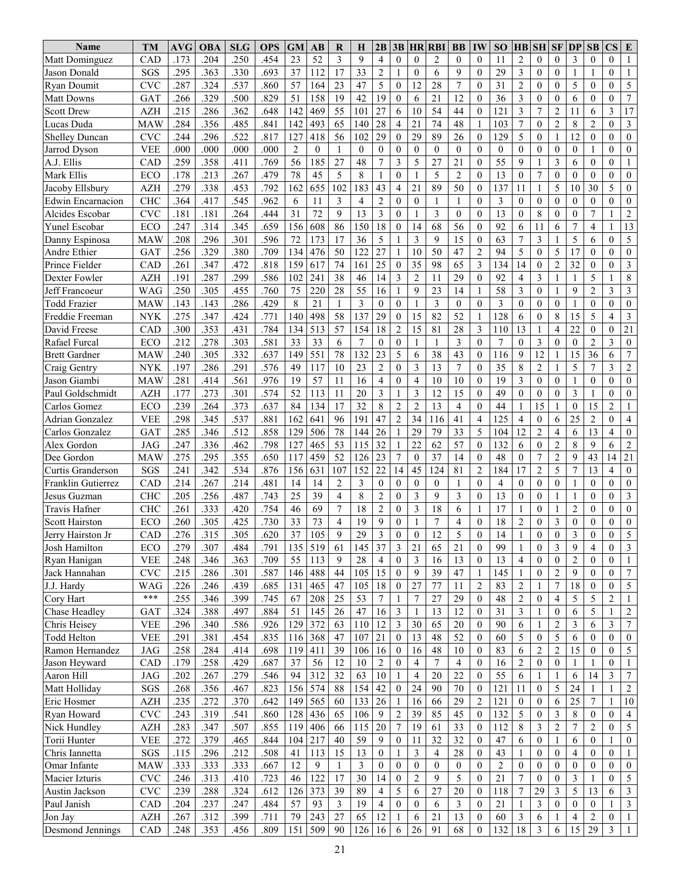| Name | TM | AVG | OBA | SLG | OPS | GM | AB | R | H | 2B | 3B | HR | RBI | BB | IW | SO | HB | SH | SF | DP | SB | CS | E |
|---|---|---|---|---|---|---|---|---|---|---|---|---|---|---|---|---|---|---|---|---|---|---|---|
| Matt Dominguez | CAD | .173 | .204 | .250 | .454 | 23 | 52 | 3 | 9 | 4 | 0 | 0 | 2 | 0 | 0 | 11 | 2 | 0 | 0 | 3 | 0 | 0 | 1 |
| Jason Donald | SGS | .295 | .363 | .330 | .693 | 37 | 112 | 17 | 33 | 2 | 1 | 0 | 6 | 9 | 0 | 29 | 3 | 0 | 0 | 1 | 1 | 0 | 1 |
| Ryan Doumit | CVC | .287 | .324 | .537 | .860 | 57 | 164 | 23 | 47 | 5 | 0 | 12 | 28 | 7 | 0 | 31 | 2 | 0 | 0 | 5 | 0 | 0 | 5 |
| Matt Downs | GAT | .266 | .329 | .500 | .829 | 51 | 158 | 19 | 42 | 19 | 0 | 6 | 21 | 12 | 0 | 36 | 3 | 0 | 0 | 6 | 0 | 0 | 7 |
| Scott Drew | AZH | .215 | .286 | .362 | .648 | 142 | 469 | 55 | 101 | 27 | 6 | 10 | 54 | 44 | 0 | 121 | 3 | 7 | 2 | 11 | 6 | 3 | 17 |
| Lucas Duda | MAW | .284 | .356 | .485 | .841 | 142 | 493 | 65 | 140 | 28 | 4 | 21 | 74 | 48 | 1 | 103 | 7 | 0 | 2 | 8 | 2 | 0 | 3 |
| Shelley Duncan | CVC | .244 | .296 | .522 | .817 | 127 | 418 | 56 | 102 | 29 | 0 | 29 | 89 | 26 | 0 | 129 | 5 | 0 | 1 | 12 | 0 | 0 | 0 |
| Jarrod Dyson | VEE | .000 | .000 | .000 | .000 | 2 | 0 | 1 | 0 | 0 | 0 | 0 | 0 | 0 | 0 | 0 | 0 | 0 | 0 | 0 | 1 | 0 | 0 |
| A.J. Ellis | CAD | .259 | .358 | .411 | .769 | 56 | 185 | 27 | 48 | 7 | 3 | 5 | 27 | 21 | 0 | 55 | 9 | 1 | 3 | 6 | 0 | 0 | 1 |
| Mark Ellis | ECO | .178 | .213 | .267 | .479 | 78 | 45 | 5 | 8 | 1 | 0 | 1 | 5 | 2 | 0 | 13 | 0 | 7 | 0 | 0 | 0 | 0 | 0 |
| Jacoby Ellsbury | AZH | .279 | .338 | .453 | .792 | 162 | 655 | 102 | 183 | 43 | 4 | 21 | 89 | 50 | 0 | 137 | 11 | 1 | 5 | 10 | 30 | 5 | 0 |
| Edwin Encarnacion | CHC | .364 | .417 | .545 | .962 | 6 | 11 | 3 | 4 | 2 | 0 | 0 | 1 | 1 | 0 | 3 | 0 | 0 | 0 | 0 | 0 | 0 | 0 |
| Alcides Escobar | CVC | .181 | .181 | .264 | .444 | 31 | 72 | 9 | 13 | 3 | 0 | 1 | 3 | 0 | 0 | 13 | 0 | 8 | 0 | 0 | 7 | 1 | 2 |
| Yunel Escobar | ECO | .247 | .314 | .345 | .659 | 156 | 608 | 86 | 150 | 18 | 0 | 14 | 68 | 56 | 0 | 92 | 6 | 11 | 6 | 7 | 4 | 1 | 13 |
| Danny Espinosa | MAW | .208 | .296 | .301 | .596 | 72 | 173 | 17 | 36 | 5 | 1 | 3 | 9 | 15 | 0 | 63 | 7 | 3 | 1 | 5 | 6 | 0 | 5 |
| Andre Ethier | GAT | .256 | .329 | .380 | .709 | 134 | 476 | 50 | 122 | 27 | 1 | 10 | 50 | 47 | 2 | 94 | 5 | 0 | 5 | 17 | 0 | 0 | 0 |
| Prince Fielder | CAD | .261 | .347 | .472 | .818 | 159 | 617 | 74 | 161 | 25 | 0 | 35 | 98 | 65 | 3 | 134 | 14 | 0 | 2 | 32 | 0 | 0 | 3 |
| Dexter Fowler | AZH | .191 | .287 | .299 | .586 | 102 | 241 | 38 | 46 | 14 | 3 | 2 | 11 | 29 | 0 | 92 | 4 | 3 | 1 | 1 | 5 | 1 | 8 |
| Jeff Francoeur | WAG | .250 | .305 | .455 | .760 | 75 | 220 | 28 | 55 | 16 | 1 | 9 | 23 | 14 | 1 | 58 | 3 | 0 | 1 | 9 | 2 | 3 | 3 |
| Todd Frazier | MAW | .143 | .143 | .286 | .429 | 8 | 21 | 1 | 3 | 0 | 0 | 1 | 3 | 0 | 0 | 3 | 0 | 0 | 0 | 1 | 0 | 0 | 0 |
| Freddie Freeman | NYK | .275 | .347 | .424 | .771 | 140 | 498 | 58 | 137 | 29 | 0 | 15 | 82 | 52 | 1 | 128 | 6 | 0 | 8 | 15 | 5 | 4 | 3 |
| David Freese | CAD | .300 | .353 | .431 | .784 | 134 | 513 | 57 | 154 | 18 | 2 | 15 | 81 | 28 | 3 | 110 | 13 | 1 | 4 | 22 | 0 | 0 | 21 |
| Rafael Furcal | ECO | .212 | .278 | .303 | .581 | 33 | 33 | 6 | 7 | 0 | 0 | 1 | 1 | 3 | 0 | 7 | 0 | 3 | 0 | 0 | 2 | 3 | 0 |
| Brett Gardner | MAW | .240 | .305 | .332 | .637 | 149 | 551 | 78 | 132 | 23 | 5 | 6 | 38 | 43 | 0 | 116 | 9 | 12 | 1 | 15 | 36 | 6 | 7 |
| Craig Gentry | NYK | .197 | .286 | .291 | .576 | 49 | 117 | 10 | 23 | 2 | 0 | 3 | 13 | 7 | 0 | 35 | 8 | 2 | 1 | 5 | 7 | 3 | 2 |
| Jason Giambi | MAW | .281 | .414 | .561 | .976 | 19 | 57 | 11 | 16 | 4 | 0 | 4 | 10 | 10 | 0 | 19 | 3 | 0 | 0 | 1 | 0 | 0 | 0 |
| Paul Goldschmidt | AZH | .177 | .273 | .301 | .574 | 52 | 113 | 11 | 20 | 3 | 1 | 3 | 12 | 15 | 0 | 49 | 0 | 0 | 0 | 3 | 1 | 0 | 0 |
| Carlos Gomez | ECO | .239 | .264 | .373 | .637 | 84 | 134 | 17 | 32 | 8 | 2 | 2 | 13 | 4 | 0 | 44 | 1 | 15 | 1 | 0 | 15 | 2 | 1 |
| Adrian Gonzalez | VEE | .298 | .345 | .537 | .881 | 162 | 641 | 96 | 191 | 47 | 2 | 34 | 116 | 41 | 4 | 125 | 4 | 0 | 6 | 25 | 2 | 0 | 4 |
| Carlos Gonzalez | GAT | .285 | .346 | .512 | .858 | 129 | 506 | 78 | 144 | 26 | 1 | 29 | 79 | 33 | 5 | 104 | 12 | 2 | 4 | 6 | 13 | 4 | 0 |
| Alex Gordon | JAG | .247 | .336 | .462 | .798 | 127 | 465 | 53 | 115 | 32 | 1 | 22 | 62 | 57 | 0 | 132 | 6 | 0 | 2 | 8 | 9 | 6 | 2 |
| Dee Gordon | MAW | .275 | .295 | .355 | .650 | 117 | 459 | 52 | 126 | 23 | 7 | 0 | 37 | 14 | 0 | 48 | 0 | 7 | 2 | 9 | 43 | 14 | 21 |
| Curtis Granderson | SGS | .241 | .342 | .534 | .876 | 156 | 631 | 107 | 152 | 22 | 14 | 45 | 124 | 81 | 2 | 184 | 17 | 2 | 5 | 7 | 13 | 4 | 0 |
| Franklin Gutierrez | CAD | .214 | .267 | .214 | .481 | 14 | 14 | 2 | 3 | 0 | 0 | 0 | 0 | 1 | 0 | 4 | 0 | 0 | 0 | 1 | 0 | 0 | 0 |
| Jesus Guzman | CHC | .205 | .256 | .487 | .743 | 25 | 39 | 4 | 8 | 2 | 0 | 3 | 9 | 3 | 0 | 13 | 0 | 0 | 1 | 1 | 0 | 0 | 3 |
| Travis Hafner | CHC | .261 | .333 | .420 | .754 | 46 | 69 | 7 | 18 | 2 | 0 | 3 | 18 | 6 | 1 | 17 | 1 | 0 | 1 | 2 | 0 | 0 | 0 |
| Scott Hairston | ECO | .260 | .305 | .425 | .730 | 33 | 73 | 4 | 19 | 9 | 0 | 1 | 7 | 4 | 0 | 18 | 2 | 0 | 3 | 0 | 0 | 0 | 0 |
| Jerry Hairston Jr | CAD | .276 | .315 | .305 | .620 | 37 | 105 | 9 | 29 | 3 | 0 | 0 | 12 | 5 | 0 | 14 | 1 | 0 | 0 | 3 | 0 | 0 | 5 |
| Josh Hamilton | ECO | .279 | .307 | .484 | .791 | 135 | 519 | 61 | 145 | 37 | 3 | 21 | 65 | 21 | 0 | 99 | 1 | 0 | 3 | 9 | 4 | 0 | 3 |
| Ryan Hanigan | VEE | .248 | .346 | .363 | .709 | 55 | 113 | 9 | 28 | 4 | 0 | 3 | 16 | 13 | 0 | 13 | 4 | 0 | 0 | 2 | 0 | 0 | 1 |
| Jack Hannahan | CVC | .215 | .286 | .301 | .587 | 146 | 488 | 44 | 105 | 15 | 0 | 9 | 39 | 47 | 1 | 145 | 1 | 0 | 2 | 9 | 0 | 0 | 7 |
| J.J. Hardy | WAG | .226 | .246 | .439 | .685 | 131 | 465 | 47 | 105 | 18 | 0 | 27 | 77 | 11 | 2 | 83 | 2 | 1 | 7 | 18 | 0 | 0 | 5 |
| Cory Hart | *** | .255 | .346 | .399 | .745 | 67 | 208 | 25 | 53 | 7 | 1 | 7 | 27 | 29 | 0 | 48 | 2 | 0 | 4 | 5 | 5 | 2 | 1 |
| Chase Headley | GAT | .324 | .388 | .497 | .884 | 51 | 145 | 26 | 47 | 16 | 3 | 1 | 13 | 12 | 0 | 31 | 3 | 1 | 0 | 6 | 5 | 1 | 2 |
| Chris Heisey | VEE | .296 | .340 | .586 | .926 | 129 | 372 | 63 | 110 | 12 | 3 | 30 | 65 | 20 | 0 | 90 | 6 | 1 | 2 | 3 | 6 | 3 | 7 |
| Todd Helton | VEE | .291 | .381 | .454 | .835 | 116 | 368 | 47 | 107 | 21 | 0 | 13 | 48 | 52 | 0 | 60 | 5 | 0 | 5 | 6 | 0 | 0 | 0 |
| Ramon Hernandez | JAG | .258 | .284 | .414 | .698 | 119 | 411 | 39 | 106 | 16 | 0 | 16 | 48 | 10 | 0 | 83 | 6 | 2 | 2 | 15 | 0 | 0 | 5 |
| Jason Heyward | CAD | .179 | .258 | .429 | .687 | 37 | 56 | 12 | 10 | 2 | 0 | 4 | 7 | 4 | 0 | 16 | 2 | 0 | 0 | 1 | 1 | 0 | 1 |
| Aaron Hill | JAG | .202 | .267 | .279 | .546 | 94 | 312 | 32 | 63 | 10 | 1 | 4 | 20 | 22 | 0 | 55 | 6 | 1 | 1 | 6 | 14 | 3 | 7 |
| Matt Holliday | SGS | .268 | .356 | .467 | .823 | 156 | 574 | 88 | 154 | 42 | 0 | 24 | 90 | 70 | 0 | 121 | 11 | 0 | 5 | 24 | 1 | 1 | 2 |
| Eric Hosmer | AZH | .235 | .272 | .370 | .642 | 149 | 565 | 60 | 133 | 26 | 1 | 16 | 66 | 29 | 2 | 121 | 0 | 0 | 6 | 25 | 7 | 1 | 10 |
| Ryan Howard | CVC | .243 | .319 | .541 | .860 | 128 | 436 | 65 | 106 | 9 | 2 | 39 | 85 | 45 | 0 | 132 | 5 | 0 | 3 | 8 | 0 | 0 | 4 |
| Nick Hundley | AZH | .283 | .347 | .507 | .855 | 119 | 406 | 66 | 115 | 20 | 7 | 19 | 61 | 33 | 0 | 112 | 8 | 3 | 2 | 7 | 2 | 0 | 5 |
| Torii Hunter | VEE | .272 | .379 | .465 | .844 | 104 | 217 | 40 | 59 | 9 | 0 | 11 | 32 | 32 | 0 | 47 | 6 | 0 | 1 | 6 | 0 | 1 | 0 |
| Chris Iannetta | SGS | .115 | .296 | .212 | .508 | 41 | 113 | 15 | 13 | 0 | 1 | 3 | 4 | 28 | 0 | 43 | 1 | 0 | 0 | 4 | 0 | 0 | 1 |
| Omar Infante | MAW | .333 | .333 | .333 | .667 | 12 | 9 | 1 | 3 | 0 | 0 | 0 | 0 | 0 | 0 | 2 | 0 | 0 | 0 | 0 | 0 | 0 | 0 |
| Macier Izturis | CVC | .246 | .313 | .410 | .723 | 46 | 122 | 17 | 30 | 14 | 0 | 2 | 9 | 5 | 0 | 21 | 7 | 0 | 0 | 3 | 1 | 0 | 5 |
| Austin Jackson | CVC | .239 | .288 | .324 | .612 | 126 | 373 | 39 | 89 | 4 | 5 | 6 | 27 | 20 | 0 | 118 | 7 | 29 | 3 | 5 | 13 | 6 | 3 |
| Paul Janish | CAD | .204 | .237 | .247 | .484 | 57 | 93 | 3 | 19 | 4 | 0 | 0 | 6 | 3 | 0 | 21 | 1 | 3 | 0 | 0 | 0 | 1 | 3 |
| Jon Jay | AZH | .267 | .312 | .399 | .711 | 79 | 243 | 27 | 65 | 12 | 1 | 6 | 21 | 13 | 0 | 60 | 3 | 6 | 1 | 4 | 2 | 0 | 1 |
| Desmond Jennings | CAD | .248 | .353 | .456 | .809 | 151 | 509 | 90 | 126 | 16 | 6 | 26 | 91 | 68 | 0 | 132 | 18 | 3 | 6 | 15 | 29 | 3 | 1 |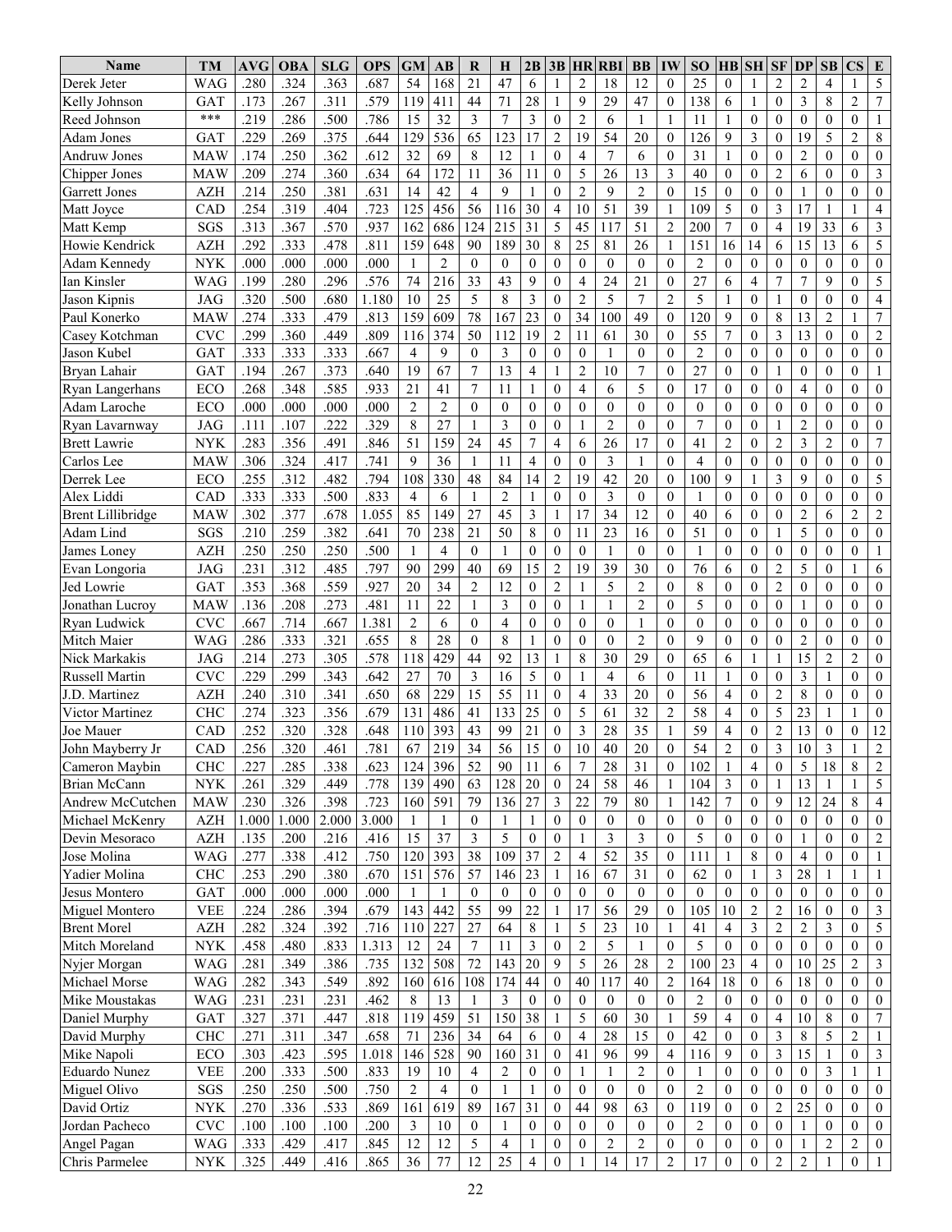| Name | TM | AVG | OBA | SLG | OPS | GM | AB | R | H | 2B | 3B | HR | RBI | BB | IW | SO | HB | SH | SF | DP | SB | CS | E |
|---|---|---|---|---|---|---|---|---|---|---|---|---|---|---|---|---|---|---|---|---|---|---|---|
| Derek Jeter | WAG | .280 | .324 | .363 | .687 | 54 | 168 | 21 | 47 | 6 | 1 | 2 | 18 | 12 | 0 | 25 | 0 | 1 | 2 | 2 | 4 | 1 | 5 |
| Kelly Johnson | GAT | .173 | .267 | .311 | .579 | 119 | 411 | 44 | 71 | 28 | 1 | 9 | 29 | 47 | 0 | 138 | 6 | 1 | 0 | 3 | 8 | 2 | 7 |
| Reed Johnson | *** | .219 | .286 | .500 | .786 | 15 | 32 | 3 | 7 | 3 | 0 | 2 | 6 | 1 | 1 | 11 | 1 | 0 | 0 | 0 | 0 | 0 | 1 |
| Adam Jones | GAT | .229 | .269 | .375 | .644 | 129 | 536 | 65 | 123 | 17 | 2 | 19 | 54 | 20 | 0 | 126 | 9 | 3 | 0 | 19 | 5 | 2 | 8 |
| Andruw Jones | MAW | .174 | .250 | .362 | .612 | 32 | 69 | 8 | 12 | 1 | 0 | 4 | 7 | 6 | 0 | 31 | 1 | 0 | 0 | 2 | 0 | 0 | 0 |
| Chipper Jones | MAW | .209 | .274 | .360 | .634 | 64 | 172 | 11 | 36 | 11 | 0 | 5 | 26 | 13 | 3 | 40 | 0 | 0 | 2 | 6 | 0 | 0 | 3 |
| Garrett Jones | AZH | .214 | .250 | .381 | .631 | 14 | 42 | 4 | 9 | 1 | 0 | 2 | 9 | 2 | 0 | 15 | 0 | 0 | 0 | 1 | 0 | 0 | 0 |
| Matt Joyce | CAD | .254 | .319 | .404 | .723 | 125 | 456 | 56 | 116 | 30 | 4 | 10 | 51 | 39 | 1 | 109 | 5 | 0 | 3 | 17 | 1 | 1 | 4 |
| Matt Kemp | SGS | .313 | .367 | .570 | .937 | 162 | 686 | 124 | 215 | 31 | 5 | 45 | 117 | 51 | 2 | 200 | 7 | 0 | 4 | 19 | 33 | 6 | 3 |
| Howie Kendrick | AZH | .292 | .333 | .478 | .811 | 159 | 648 | 90 | 189 | 30 | 8 | 25 | 81 | 26 | 1 | 151 | 16 | 14 | 6 | 15 | 13 | 6 | 5 |
| Adam Kennedy | NYK | .000 | .000 | .000 | .000 | 1 | 2 | 0 | 0 | 0 | 0 | 0 | 0 | 0 | 0 | 2 | 0 | 0 | 0 | 0 | 0 | 0 | 0 |
| Ian Kinsler | WAG | .199 | .280 | .296 | .576 | 74 | 216 | 33 | 43 | 9 | 0 | 4 | 24 | 21 | 0 | 27 | 6 | 4 | 7 | 7 | 9 | 0 | 5 |
| Jason Kipnis | JAG | .320 | .500 | .680 | 1.180 | 10 | 25 | 5 | 8 | 3 | 0 | 2 | 5 | 7 | 2 | 5 | 1 | 0 | 1 | 0 | 0 | 0 | 4 |
| Paul Konerko | MAW | .274 | .333 | .479 | .813 | 159 | 609 | 78 | 167 | 23 | 0 | 34 | 100 | 49 | 0 | 120 | 9 | 0 | 8 | 13 | 2 | 1 | 7 |
| Casey Kotchman | CVC | .299 | .360 | .449 | .809 | 116 | 374 | 50 | 112 | 19 | 2 | 11 | 61 | 30 | 0 | 55 | 7 | 0 | 3 | 13 | 0 | 0 | 2 |
| Jason Kubel | GAT | .333 | .333 | .333 | .667 | 4 | 9 | 0 | 3 | 0 | 0 | 0 | 1 | 0 | 0 | 2 | 0 | 0 | 0 | 0 | 0 | 0 | 0 |
| Bryan Lahair | GAT | .194 | .267 | .373 | .640 | 19 | 67 | 7 | 13 | 4 | 1 | 2 | 10 | 7 | 0 | 27 | 0 | 0 | 1 | 0 | 0 | 0 | 1 |
| Ryan Langerhans | ECO | .268 | .348 | .585 | .933 | 21 | 41 | 7 | 11 | 1 | 0 | 4 | 6 | 5 | 0 | 17 | 0 | 0 | 0 | 4 | 0 | 0 | 0 |
| Adam Laroche | ECO | .000 | .000 | .000 | .000 | 2 | 2 | 0 | 0 | 0 | 0 | 0 | 0 | 0 | 0 | 0 | 0 | 0 | 0 | 0 | 0 | 0 | 0 |
| Ryan Lavarnway | JAG | .111 | .107 | .222 | .329 | 8 | 27 | 1 | 3 | 0 | 0 | 1 | 2 | 0 | 0 | 7 | 0 | 0 | 1 | 2 | 0 | 0 | 0 |
| Brett Lawrie | NYK | .283 | .356 | .491 | .846 | 51 | 159 | 24 | 45 | 7 | 4 | 6 | 26 | 17 | 0 | 41 | 2 | 0 | 2 | 3 | 2 | 0 | 7 |
| Carlos Lee | MAW | .306 | .324 | .417 | .741 | 9 | 36 | 1 | 11 | 4 | 0 | 0 | 3 | 1 | 0 | 4 | 0 | 0 | 0 | 0 | 0 | 0 | 0 |
| Derrek Lee | ECO | .255 | .312 | .482 | .794 | 108 | 330 | 48 | 84 | 14 | 2 | 19 | 42 | 20 | 0 | 100 | 9 | 1 | 3 | 9 | 0 | 0 | 5 |
| Alex Liddi | CAD | .333 | .333 | .500 | .833 | 4 | 6 | 1 | 2 | 1 | 0 | 0 | 3 | 0 | 0 | 1 | 0 | 0 | 0 | 0 | 0 | 0 | 0 |
| Brent Lillibridge | MAW | .302 | .377 | .678 | 1.055 | 85 | 149 | 27 | 45 | 3 | 1 | 17 | 34 | 12 | 0 | 40 | 6 | 0 | 0 | 2 | 6 | 2 | 2 |
| Adam Lind | SGS | .210 | .259 | .382 | .641 | 70 | 238 | 21 | 50 | 8 | 0 | 11 | 23 | 16 | 0 | 51 | 0 | 0 | 1 | 5 | 0 | 0 | 0 |
| James Loney | AZH | .250 | .250 | .250 | .500 | 1 | 4 | 0 | 1 | 0 | 0 | 0 | 1 | 0 | 0 | 1 | 0 | 0 | 0 | 0 | 0 | 0 | 1 |
| Evan Longoria | JAG | .231 | .312 | .485 | .797 | 90 | 299 | 40 | 69 | 15 | 2 | 19 | 39 | 30 | 0 | 76 | 6 | 0 | 2 | 5 | 0 | 1 | 6 |
| Jed Lowrie | GAT | .353 | .368 | .559 | .927 | 20 | 34 | 2 | 12 | 0 | 2 | 1 | 5 | 2 | 0 | 8 | 0 | 0 | 2 | 0 | 0 | 0 | 0 |
| Jonathan Lucroy | MAW | .136 | .208 | .273 | .481 | 11 | 22 | 1 | 3 | 0 | 0 | 1 | 1 | 2 | 0 | 5 | 0 | 0 | 0 | 1 | 0 | 0 | 0 |
| Ryan Ludwick | CVC | .667 | .714 | .667 | 1.381 | 2 | 6 | 0 | 4 | 0 | 0 | 0 | 0 | 1 | 0 | 0 | 0 | 0 | 0 | 0 | 0 | 0 | 0 |
| Mitch Maier | WAG | .286 | .333 | .321 | .655 | 8 | 28 | 0 | 8 | 1 | 0 | 0 | 0 | 2 | 0 | 9 | 0 | 0 | 0 | 2 | 0 | 0 | 0 |
| Nick Markakis | JAG | .214 | .273 | .305 | .578 | 118 | 429 | 44 | 92 | 13 | 1 | 8 | 30 | 29 | 0 | 65 | 6 | 1 | 1 | 15 | 2 | 2 | 0 |
| Russell Martin | CVC | .229 | .299 | .343 | .642 | 27 | 70 | 3 | 16 | 5 | 0 | 1 | 4 | 6 | 0 | 11 | 1 | 0 | 0 | 3 | 1 | 0 | 0 |
| J.D. Martinez | AZH | .240 | .310 | .341 | .650 | 68 | 229 | 15 | 55 | 11 | 0 | 4 | 33 | 20 | 0 | 56 | 4 | 0 | 2 | 8 | 0 | 0 | 0 |
| Victor Martinez | CHC | .274 | .323 | .356 | .679 | 131 | 486 | 41 | 133 | 25 | 0 | 5 | 61 | 32 | 2 | 58 | 4 | 0 | 5 | 23 | 1 | 1 | 0 |
| Joe Mauer | CAD | .252 | .320 | .328 | .648 | 110 | 393 | 43 | 99 | 21 | 0 | 3 | 28 | 35 | 1 | 59 | 4 | 0 | 2 | 13 | 0 | 0 | 12 |
| John Mayberry Jr | CAD | .256 | .320 | .461 | .781 | 67 | 219 | 34 | 56 | 15 | 0 | 10 | 40 | 20 | 0 | 54 | 2 | 0 | 3 | 10 | 3 | 1 | 2 |
| Cameron Maybin | CHC | .227 | .285 | .338 | .623 | 124 | 396 | 52 | 90 | 11 | 6 | 7 | 28 | 31 | 0 | 102 | 1 | 4 | 0 | 5 | 18 | 8 | 2 |
| Brian McCann | NYK | .261 | .329 | .449 | .778 | 139 | 490 | 63 | 128 | 20 | 0 | 24 | 58 | 46 | 1 | 104 | 3 | 0 | 1 | 13 | 1 | 1 | 5 |
| Andrew McCutchen | MAW | .230 | .326 | .398 | .723 | 160 | 591 | 79 | 136 | 27 | 3 | 22 | 79 | 80 | 1 | 142 | 7 | 0 | 9 | 12 | 24 | 8 | 4 |
| Michael McKenry | AZH | 1.000 | 1.000 | 2.000 | 3.000 | 1 | 1 | 0 | 1 | 1 | 0 | 0 | 0 | 0 | 0 | 0 | 0 | 0 | 0 | 0 | 0 | 0 | 0 |
| Devin Mesoraco | AZH | .135 | .200 | .216 | .416 | 15 | 37 | 3 | 5 | 0 | 0 | 1 | 3 | 3 | 0 | 5 | 0 | 0 | 0 | 1 | 0 | 0 | 2 |
| Jose Molina | WAG | .277 | .338 | .412 | .750 | 120 | 393 | 38 | 109 | 37 | 2 | 4 | 52 | 35 | 0 | 111 | 1 | 8 | 0 | 4 | 0 | 0 | 1 |
| Yadier Molina | CHC | .253 | .290 | .380 | .670 | 151 | 576 | 57 | 146 | 23 | 1 | 16 | 67 | 31 | 0 | 62 | 0 | 1 | 3 | 28 | 1 | 1 | 1 |
| Jesus Montero | GAT | .000 | .000 | .000 | .000 | 1 | 1 | 0 | 0 | 0 | 0 | 0 | 0 | 0 | 0 | 0 | 0 | 0 | 0 | 0 | 0 | 0 | 0 |
| Miguel Montero | VEE | .224 | .286 | .394 | .679 | 143 | 442 | 55 | 99 | 22 | 1 | 17 | 56 | 29 | 0 | 105 | 10 | 2 | 2 | 16 | 0 | 0 | 3 |
| Brent Morel | AZH | .282 | .324 | .392 | .716 | 110 | 227 | 27 | 64 | 8 | 1 | 5 | 23 | 10 | 1 | 41 | 4 | 3 | 2 | 2 | 3 | 0 | 5 |
| Mitch Moreland | NYK | .458 | .480 | .833 | 1.313 | 12 | 24 | 7 | 11 | 3 | 0 | 2 | 5 | 1 | 0 | 5 | 0 | 0 | 0 | 0 | 0 | 0 | 0 |
| Nyjer Morgan | WAG | .281 | .349 | .386 | .735 | 132 | 508 | 72 | 143 | 20 | 9 | 5 | 26 | 28 | 2 | 100 | 23 | 4 | 0 | 10 | 25 | 2 | 3 |
| Michael Morse | WAG | .282 | .343 | .549 | .892 | 160 | 616 | 108 | 174 | 44 | 0 | 40 | 117 | 40 | 2 | 164 | 18 | 0 | 6 | 18 | 0 | 0 | 0 |
| Mike Moustakas | WAG | .231 | .231 | .231 | .462 | 8 | 13 | 1 | 3 | 0 | 0 | 0 | 0 | 0 | 0 | 2 | 0 | 0 | 0 | 0 | 0 | 0 | 0 |
| Daniel Murphy | GAT | .327 | .371 | .447 | .818 | 119 | 459 | 51 | 150 | 38 | 1 | 5 | 60 | 30 | 1 | 59 | 4 | 0 | 4 | 10 | 8 | 0 | 7 |
| David Murphy | CHC | .271 | .311 | .347 | .658 | 71 | 236 | 34 | 64 | 6 | 0 | 4 | 28 | 15 | 0 | 42 | 0 | 0 | 3 | 8 | 5 | 2 | 1 |
| Mike Napoli | ECO | .303 | .423 | .595 | 1.018 | 146 | 528 | 90 | 160 | 31 | 0 | 41 | 96 | 99 | 4 | 116 | 9 | 0 | 3 | 15 | 1 | 0 | 3 |
| Eduardo Nunez | VEE | .200 | .333 | .500 | .833 | 19 | 10 | 4 | 2 | 0 | 0 | 1 | 1 | 2 | 0 | 1 | 0 | 0 | 0 | 0 | 3 | 1 | 1 |
| Miguel Olivo | SGS | .250 | .250 | .500 | .750 | 2 | 4 | 0 | 1 | 1 | 0 | 0 | 0 | 0 | 0 | 2 | 0 | 0 | 0 | 0 | 0 | 0 | 0 |
| David Ortiz | NYK | .270 | .336 | .533 | .869 | 161 | 619 | 89 | 167 | 31 | 0 | 44 | 98 | 63 | 0 | 119 | 0 | 0 | 2 | 25 | 0 | 0 | 0 |
| Jordan Pacheco | CVC | .100 | .100 | .100 | .200 | 3 | 10 | 0 | 1 | 0 | 0 | 0 | 0 | 0 | 0 | 2 | 0 | 0 | 0 | 1 | 0 | 0 | 0 |
| Angel Pagan | WAG | .333 | .429 | .417 | .845 | 12 | 12 | 5 | 4 | 1 | 0 | 0 | 2 | 2 | 0 | 0 | 0 | 0 | 0 | 1 | 2 | 2 | 0 |
| Chris Parmelee | NYK | .325 | .449 | .416 | .865 | 36 | 77 | 12 | 25 | 4 | 0 | 1 | 14 | 17 | 2 | 17 | 0 | 0 | 2 | 2 | 1 | 0 | 1 |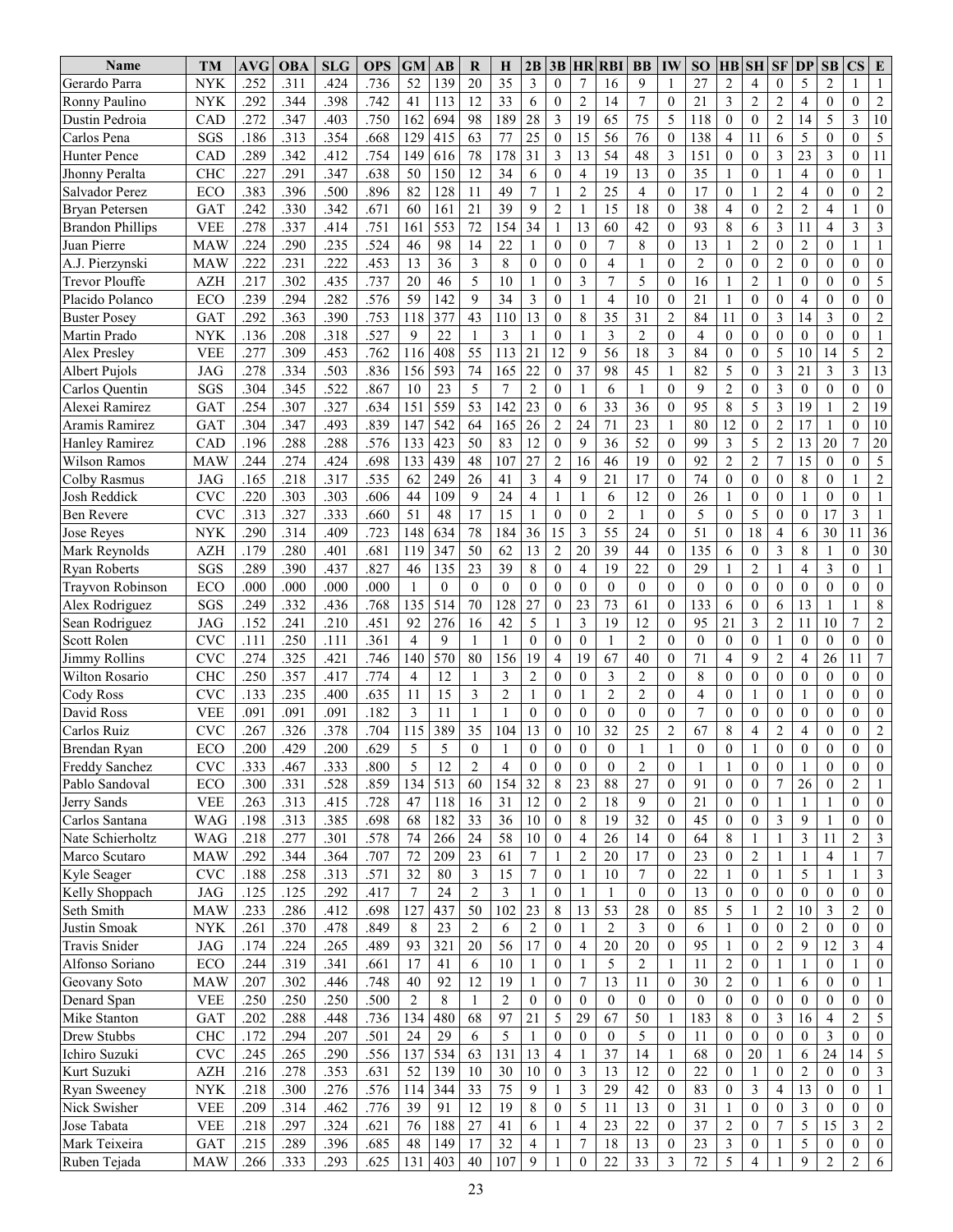| Name | TM | AVG | OBA | SLG | OPS | GM | AB | R | H | 2B | 3B | HR | RBI | BB | IW | SO | HB | SH | SF | DP | SB | CS | E |
|---|---|---|---|---|---|---|---|---|---|---|---|---|---|---|---|---|---|---|---|---|---|---|---|
| Gerardo Parra | NYK | .252 | .311 | .424 | .736 | 52 | 139 | 20 | 35 | 3 | 0 | 7 | 16 | 9 | 1 | 27 | 2 | 4 | 0 | 5 | 2 | 1 | 1 |
| Ronny Paulino | NYK | .292 | .344 | .398 | .742 | 41 | 113 | 12 | 33 | 6 | 0 | 2 | 14 | 7 | 0 | 21 | 3 | 2 | 2 | 4 | 0 | 0 | 2 |
| Dustin Pedroia | CAD | .272 | .347 | .403 | .750 | 162 | 694 | 98 | 189 | 28 | 3 | 19 | 65 | 75 | 5 | 118 | 0 | 0 | 2 | 14 | 5 | 3 | 10 |
| Carlos Pena | SGS | .186 | .313 | .354 | .668 | 129 | 415 | 63 | 77 | 25 | 0 | 15 | 56 | 76 | 0 | 138 | 4 | 11 | 6 | 5 | 0 | 0 | 5 |
| Hunter Pence | CAD | .289 | .342 | .412 | .754 | 149 | 616 | 78 | 178 | 31 | 3 | 13 | 54 | 48 | 3 | 151 | 0 | 0 | 3 | 23 | 3 | 0 | 11 |
| Jhonny Peralta | CHC | .227 | .291 | .347 | .638 | 50 | 150 | 12 | 34 | 6 | 0 | 4 | 19 | 13 | 0 | 35 | 1 | 0 | 1 | 4 | 0 | 0 | 1 |
| Salvador Perez | ECO | .383 | .396 | .500 | .896 | 82 | 128 | 11 | 49 | 7 | 1 | 2 | 25 | 4 | 0 | 17 | 0 | 1 | 2 | 4 | 0 | 0 | 2 |
| Bryan Petersen | GAT | .242 | .330 | .342 | .671 | 60 | 161 | 21 | 39 | 9 | 2 | 1 | 15 | 18 | 0 | 38 | 4 | 0 | 2 | 2 | 4 | 1 | 0 |
| Brandon Phillips | VEE | .278 | .337 | .414 | .751 | 161 | 553 | 72 | 154 | 34 | 1 | 13 | 60 | 42 | 0 | 93 | 8 | 6 | 3 | 11 | 4 | 3 | 3 |
| Juan Pierre | MAW | .224 | .290 | .235 | .524 | 46 | 98 | 14 | 22 | 1 | 0 | 0 | 7 | 8 | 0 | 13 | 1 | 2 | 0 | 2 | 0 | 1 | 1 |
| A.J. Pierzynski | MAW | .222 | .231 | .222 | .453 | 13 | 36 | 3 | 8 | 0 | 0 | 0 | 4 | 1 | 0 | 2 | 0 | 0 | 2 | 0 | 0 | 0 | 0 |
| Trevor Plouffe | AZH | .217 | .302 | .435 | .737 | 20 | 46 | 5 | 10 | 1 | 0 | 3 | 7 | 5 | 0 | 16 | 1 | 2 | 1 | 0 | 0 | 0 | 5 |
| Placido Polanco | ECO | .239 | .294 | .282 | .576 | 59 | 142 | 9 | 34 | 3 | 0 | 1 | 4 | 10 | 0 | 21 | 1 | 0 | 0 | 4 | 0 | 0 | 0 |
| Buster Posey | GAT | .292 | .363 | .390 | .753 | 118 | 377 | 43 | 110 | 13 | 0 | 8 | 35 | 31 | 2 | 84 | 11 | 0 | 3 | 14 | 3 | 0 | 2 |
| Martin Prado | NYK | .136 | .208 | .318 | .527 | 9 | 22 | 1 | 3 | 1 | 0 | 1 | 3 | 2 | 0 | 4 | 0 | 0 | 0 | 0 | 0 | 0 | 1 |
| Alex Presley | VEE | .277 | .309 | .453 | .762 | 116 | 408 | 55 | 113 | 21 | 12 | 9 | 56 | 18 | 3 | 84 | 0 | 0 | 5 | 10 | 14 | 5 | 2 |
| Albert Pujols | JAG | .278 | .334 | .503 | .836 | 156 | 593 | 74 | 165 | 22 | 0 | 37 | 98 | 45 | 1 | 82 | 5 | 0 | 3 | 21 | 3 | 3 | 13 |
| Carlos Quentin | SGS | .304 | .345 | .522 | .867 | 10 | 23 | 5 | 7 | 2 | 0 | 1 | 6 | 1 | 0 | 9 | 2 | 0 | 3 | 0 | 0 | 0 | 0 |
| Alexei Ramirez | GAT | .254 | .307 | .327 | .634 | 151 | 559 | 53 | 142 | 23 | 0 | 6 | 33 | 36 | 0 | 95 | 8 | 5 | 3 | 19 | 1 | 2 | 19 |
| Aramis Ramirez | GAT | .304 | .347 | .493 | .839 | 147 | 542 | 64 | 165 | 26 | 2 | 24 | 71 | 23 | 1 | 80 | 12 | 0 | 2 | 17 | 1 | 0 | 10 |
| Hanley Ramirez | CAD | .196 | .288 | .288 | .576 | 133 | 423 | 50 | 83 | 12 | 0 | 9 | 36 | 52 | 0 | 99 | 3 | 5 | 2 | 13 | 20 | 7 | 20 |
| Wilson Ramos | MAW | .244 | .274 | .424 | .698 | 133 | 439 | 48 | 107 | 27 | 2 | 16 | 46 | 19 | 0 | 92 | 2 | 2 | 7 | 15 | 0 | 0 | 5 |
| Colby Rasmus | JAG | .165 | .218 | .317 | .535 | 62 | 249 | 26 | 41 | 3 | 4 | 9 | 21 | 17 | 0 | 74 | 0 | 0 | 0 | 8 | 0 | 1 | 2 |
| Josh Reddick | CVC | .220 | .303 | .303 | .606 | 44 | 109 | 9 | 24 | 4 | 1 | 1 | 6 | 12 | 0 | 26 | 1 | 0 | 0 | 1 | 0 | 0 | 1 |
| Ben Revere | CVC | .313 | .327 | .333 | .660 | 51 | 48 | 17 | 15 | 1 | 0 | 0 | 2 | 1 | 0 | 5 | 0 | 5 | 0 | 0 | 17 | 3 | 1 |
| Jose Reyes | NYK | .290 | .314 | .409 | .723 | 148 | 634 | 78 | 184 | 36 | 15 | 3 | 55 | 24 | 0 | 51 | 0 | 18 | 4 | 6 | 30 | 11 | 36 |
| Mark Reynolds | AZH | .179 | .280 | .401 | .681 | 119 | 347 | 50 | 62 | 13 | 2 | 20 | 39 | 44 | 0 | 135 | 6 | 0 | 3 | 8 | 1 | 0 | 30 |
| Ryan Roberts | SGS | .289 | .390 | .437 | .827 | 46 | 135 | 23 | 39 | 8 | 0 | 4 | 19 | 22 | 0 | 29 | 1 | 2 | 1 | 4 | 3 | 0 | 1 |
| Trayvon Robinson | ECO | .000 | .000 | .000 | .000 | 1 | 0 | 0 | 0 | 0 | 0 | 0 | 0 | 0 | 0 | 0 | 0 | 0 | 0 | 0 | 0 | 0 | 0 |
| Alex Rodriguez | SGS | .249 | .332 | .436 | .768 | 135 | 514 | 70 | 128 | 27 | 0 | 23 | 73 | 61 | 0 | 133 | 6 | 0 | 6 | 13 | 1 | 1 | 8 |
| Sean Rodriguez | JAG | .152 | .241 | .210 | .451 | 92 | 276 | 16 | 42 | 5 | 1 | 3 | 19 | 12 | 0 | 95 | 21 | 3 | 2 | 11 | 10 | 7 | 2 |
| Scott Rolen | CVC | .111 | .250 | .111 | .361 | 4 | 9 | 1 | 1 | 0 | 0 | 0 | 1 | 2 | 0 | 0 | 0 | 0 | 1 | 0 | 0 | 0 | 0 |
| Jimmy Rollins | CVC | .274 | .325 | .421 | .746 | 140 | 570 | 80 | 156 | 19 | 4 | 19 | 67 | 40 | 0 | 71 | 4 | 9 | 2 | 4 | 26 | 11 | 7 |
| Wilton Rosario | CHC | .250 | .357 | .417 | .774 | 4 | 12 | 1 | 3 | 2 | 0 | 0 | 3 | 2 | 0 | 8 | 0 | 0 | 0 | 0 | 0 | 0 | 0 |
| Cody Ross | CVC | .133 | .235 | .400 | .635 | 11 | 15 | 3 | 2 | 1 | 0 | 1 | 2 | 2 | 0 | 4 | 0 | 1 | 0 | 1 | 0 | 0 | 0 |
| David Ross | VEE | .091 | .091 | .091 | .182 | 3 | 11 | 1 | 1 | 0 | 0 | 0 | 0 | 0 | 0 | 7 | 0 | 0 | 0 | 0 | 0 | 0 | 0 |
| Carlos Ruiz | CVC | .267 | .326 | .378 | .704 | 115 | 389 | 35 | 104 | 13 | 0 | 10 | 32 | 25 | 2 | 67 | 8 | 4 | 2 | 4 | 0 | 0 | 2 |
| Brendan Ryan | ECO | .200 | .429 | .200 | .629 | 5 | 5 | 0 | 1 | 0 | 0 | 0 | 0 | 1 | 1 | 0 | 0 | 1 | 0 | 0 | 0 | 0 | 0 |
| Freddy Sanchez | CVC | .333 | .467 | .333 | .800 | 5 | 12 | 2 | 4 | 0 | 0 | 0 | 0 | 2 | 0 | 1 | 1 | 0 | 0 | 1 | 0 | 0 | 0 |
| Pablo Sandoval | ECO | .300 | .331 | .528 | .859 | 134 | 513 | 60 | 154 | 32 | 8 | 23 | 88 | 27 | 0 | 91 | 0 | 0 | 7 | 26 | 0 | 2 | 1 |
| Jerry Sands | VEE | .263 | .313 | .415 | .728 | 47 | 118 | 16 | 31 | 12 | 0 | 2 | 18 | 9 | 0 | 21 | 0 | 0 | 1 | 1 | 1 | 0 | 0 |
| Carlos Santana | WAG | .198 | .313 | .385 | .698 | 68 | 182 | 33 | 36 | 10 | 0 | 8 | 19 | 32 | 0 | 45 | 0 | 0 | 3 | 9 | 1 | 0 | 0 |
| Nate Schierholtz | WAG | .218 | .277 | .301 | .578 | 74 | 266 | 24 | 58 | 10 | 0 | 4 | 26 | 14 | 0 | 64 | 8 | 1 | 1 | 3 | 11 | 2 | 3 |
| Marco Scutaro | MAW | .292 | .344 | .364 | .707 | 72 | 209 | 23 | 61 | 7 | 1 | 2 | 20 | 17 | 0 | 23 | 0 | 2 | 1 | 1 | 4 | 1 | 7 |
| Kyle Seager | CVC | .188 | .258 | .313 | .571 | 32 | 80 | 3 | 15 | 7 | 0 | 1 | 10 | 7 | 0 | 22 | 1 | 0 | 1 | 5 | 1 | 1 | 3 |
| Kelly Shoppach | JAG | .125 | .125 | .292 | .417 | 7 | 24 | 2 | 3 | 1 | 0 | 1 | 1 | 0 | 0 | 13 | 0 | 0 | 0 | 0 | 0 | 0 | 0 |
| Seth Smith | MAW | .233 | .286 | .412 | .698 | 127 | 437 | 50 | 102 | 23 | 8 | 13 | 53 | 28 | 0 | 85 | 5 | 1 | 2 | 10 | 3 | 2 | 0 |
| Justin Smoak | NYK | .261 | .370 | .478 | .849 | 8 | 23 | 2 | 6 | 2 | 0 | 1 | 2 | 3 | 0 | 6 | 1 | 0 | 0 | 2 | 0 | 0 | 0 |
| Travis Snider | JAG | .174 | .224 | .265 | .489 | 93 | 321 | 20 | 56 | 17 | 0 | 4 | 20 | 20 | 0 | 95 | 1 | 0 | 2 | 9 | 12 | 3 | 4 |
| Alfonso Soriano | ECO | .244 | .319 | .341 | .661 | 17 | 41 | 6 | 10 | 1 | 0 | 1 | 5 | 2 | 1 | 11 | 2 | 0 | 1 | 1 | 0 | 1 | 0 |
| Geovany Soto | MAW | .207 | .302 | .446 | .748 | 40 | 92 | 12 | 19 | 1 | 0 | 7 | 13 | 11 | 0 | 30 | 2 | 0 | 1 | 6 | 0 | 0 | 1 |
| Denard Span | VEE | .250 | .250 | .250 | .500 | 2 | 8 | 1 | 2 | 0 | 0 | 0 | 0 | 0 | 0 | 0 | 0 | 0 | 0 | 0 | 0 | 0 | 0 |
| Mike Stanton | GAT | .202 | .288 | .448 | .736 | 134 | 480 | 68 | 97 | 21 | 5 | 29 | 67 | 50 | 1 | 183 | 8 | 0 | 3 | 16 | 4 | 2 | 5 |
| Drew Stubbs | CHC | .172 | .294 | .207 | .501 | 24 | 29 | 6 | 5 | 1 | 0 | 0 | 0 | 5 | 0 | 11 | 0 | 0 | 0 | 0 | 3 | 0 | 0 |
| Ichiro Suzuki | CVC | .245 | .265 | .290 | .556 | 137 | 534 | 63 | 131 | 13 | 4 | 1 | 37 | 14 | 1 | 68 | 0 | 20 | 1 | 6 | 24 | 14 | 5 |
| Kurt Suzuki | AZH | .216 | .278 | .353 | .631 | 52 | 139 | 10 | 30 | 10 | 0 | 3 | 13 | 12 | 0 | 22 | 0 | 1 | 0 | 2 | 0 | 0 | 3 |
| Ryan Sweeney | NYK | .218 | .300 | .276 | .576 | 114 | 344 | 33 | 75 | 9 | 1 | 3 | 29 | 42 | 0 | 83 | 0 | 3 | 4 | 13 | 0 | 0 | 1 |
| Nick Swisher | VEE | .209 | .314 | .462 | .776 | 39 | 91 | 12 | 19 | 8 | 0 | 5 | 11 | 13 | 0 | 31 | 1 | 0 | 0 | 3 | 0 | 0 | 0 |
| Jose Tabata | VEE | .218 | .297 | .324 | .621 | 76 | 188 | 27 | 41 | 6 | 1 | 4 | 23 | 22 | 0 | 37 | 2 | 0 | 7 | 5 | 15 | 3 | 2 |
| Mark Teixeira | GAT | .215 | .289 | .396 | .685 | 48 | 149 | 17 | 32 | 4 | 1 | 7 | 18 | 13 | 0 | 23 | 3 | 0 | 1 | 5 | 0 | 0 | 0 |
| Ruben Tejada | MAW | .266 | .333 | .293 | .625 | 131 | 403 | 40 | 107 | 9 | 1 | 0 | 22 | 33 | 3 | 72 | 5 | 4 | 1 | 9 | 2 | 2 | 6 |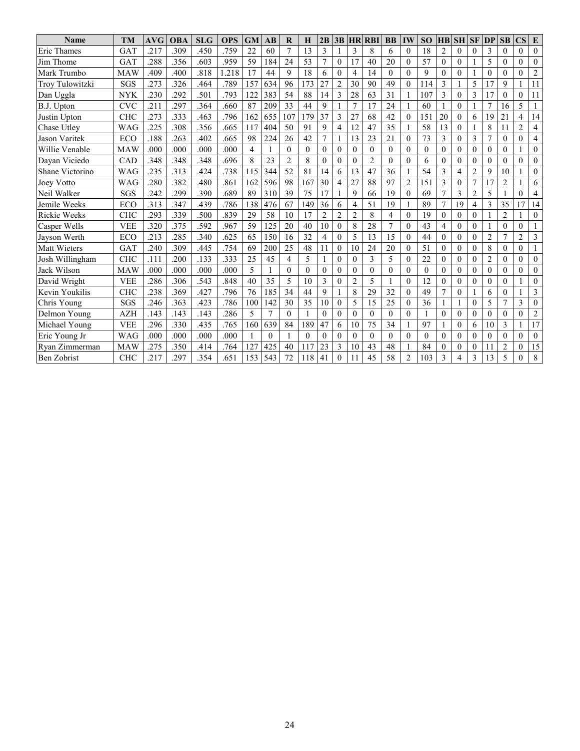| Name | TM | AVG | OBA | SLG | OPS | GM | AB | R | H | 2B | 3B | HR | RBI | BB | IW | SO | HB | SH | SF | DP | SB | CS | E |
|---|---|---|---|---|---|---|---|---|---|---|---|---|---|---|---|---|---|---|---|---|---|---|---|
| Eric Thames | GAT | .217 | .309 | .450 | .759 | 22 | 60 | 7 | 13 | 3 | 1 | 3 | 8 | 6 | 0 | 18 | 2 | 0 | 0 | 3 | 0 | 0 | 0 |
| Jim Thome | GAT | .288 | .356 | .603 | .959 | 59 | 184 | 24 | 53 | 7 | 0 | 17 | 40 | 20 | 0 | 57 | 0 | 0 | 1 | 5 | 0 | 0 | 0 |
| Mark Trumbo | MAW | .409 | .400 | .818 | 1.218 | 17 | 44 | 9 | 18 | 6 | 0 | 4 | 14 | 0 | 0 | 9 | 0 | 0 | 1 | 0 | 0 | 0 | 2 |
| Troy Tulowitzki | SGS | .273 | .326 | .464 | .789 | 157 | 634 | 96 | 173 | 27 | 2 | 30 | 90 | 49 | 0 | 114 | 3 | 1 | 5 | 17 | 9 | 1 | 11 |
| Dan Uggla | NYK | .230 | .292 | .501 | .793 | 122 | 383 | 54 | 88 | 14 | 3 | 28 | 63 | 31 | 1 | 107 | 3 | 0 | 3 | 17 | 0 | 0 | 11 |
| B.J. Upton | CVC | .211 | .297 | .364 | .660 | 87 | 209 | 33 | 44 | 9 | 1 | 7 | 17 | 24 | 1 | 60 | 1 | 0 | 1 | 7 | 16 | 5 | 1 |
| Justin Upton | CHC | .273 | .333 | .463 | .796 | 162 | 655 | 107 | 179 | 37 | 3 | 27 | 68 | 42 | 0 | 151 | 20 | 0 | 6 | 19 | 21 | 4 | 14 |
| Chase Utley | WAG | .225 | .308 | .356 | .665 | 117 | 404 | 50 | 91 | 9 | 4 | 12 | 47 | 35 | 1 | 58 | 13 | 0 | 1 | 8 | 11 | 2 | 4 |
| Jason Varitek | ECO | .188 | .263 | .402 | .665 | 98 | 224 | 26 | 42 | 7 | 1 | 13 | 23 | 21 | 0 | 73 | 3 | 0 | 3 | 7 | 0 | 0 | 4 |
| Willie Venable | MAW | .000 | .000 | .000 | .000 | 4 | 1 | 0 | 0 | 0 | 0 | 0 | 0 | 0 | 0 | 0 | 0 | 0 | 0 | 0 | 0 | 1 | 0 |
| Dayan Viciedo | CAD | .348 | .348 | .348 | .696 | 8 | 23 | 2 | 8 | 0 | 0 | 0 | 2 | 0 | 0 | 6 | 0 | 0 | 0 | 0 | 0 | 0 | 0 |
| Shane Victorino | WAG | .235 | .313 | .424 | .738 | 115 | 344 | 52 | 81 | 14 | 6 | 13 | 47 | 36 | 1 | 54 | 3 | 4 | 2 | 9 | 10 | 1 | 0 |
| Joey Votto | WAG | .280 | .382 | .480 | .861 | 162 | 596 | 98 | 167 | 30 | 4 | 27 | 88 | 97 | 2 | 151 | 3 | 0 | 7 | 17 | 2 | 1 | 6 |
| Neil Walker | SGS | .242 | .299 | .390 | .689 | 89 | 310 | 39 | 75 | 17 | 1 | 9 | 66 | 19 | 0 | 69 | 7 | 3 | 2 | 5 | 1 | 0 | 4 |
| Jemile Weeks | ECO | .313 | .347 | .439 | .786 | 138 | 476 | 67 | 149 | 36 | 6 | 4 | 51 | 19 | 1 | 89 | 7 | 19 | 4 | 3 | 35 | 17 | 14 |
| Rickie Weeks | CHC | .293 | .339 | .500 | .839 | 29 | 58 | 10 | 17 | 2 | 2 | 2 | 8 | 4 | 0 | 19 | 0 | 0 | 0 | 1 | 2 | 1 | 0 |
| Casper Wells | VEE | .320 | .375 | .592 | .967 | 59 | 125 | 20 | 40 | 10 | 0 | 8 | 28 | 7 | 0 | 43 | 4 | 0 | 0 | 1 | 0 | 0 | 1 |
| Jayson Werth | ECO | .213 | .285 | .340 | .625 | 65 | 150 | 16 | 32 | 4 | 0 | 5 | 13 | 15 | 0 | 44 | 0 | 0 | 0 | 2 | 7 | 2 | 3 |
| Matt Wieters | GAT | .240 | .309 | .445 | .754 | 69 | 200 | 25 | 48 | 11 | 0 | 10 | 24 | 20 | 0 | 51 | 0 | 0 | 0 | 8 | 0 | 0 | 1 |
| Josh Willingham | CHC | .111 | .200 | .133 | .333 | 25 | 45 | 4 | 5 | 1 | 0 | 0 | 3 | 5 | 0 | 22 | 0 | 0 | 0 | 2 | 0 | 0 | 0 |
| Jack Wilson | MAW | .000 | .000 | .000 | .000 | 5 | 1 | 0 | 0 | 0 | 0 | 0 | 0 | 0 | 0 | 0 | 0 | 0 | 0 | 0 | 0 | 0 | 0 |
| David Wright | VEE | .286 | .306 | .543 | .848 | 40 | 35 | 5 | 10 | 3 | 0 | 2 | 5 | 1 | 0 | 12 | 0 | 0 | 0 | 0 | 0 | 1 | 0 |
| Kevin Youkilis | CHC | .238 | .369 | .427 | .796 | 76 | 185 | 34 | 44 | 9 | 1 | 8 | 29 | 32 | 0 | 49 | 7 | 0 | 1 | 6 | 0 | 1 | 3 |
| Chris Young | SGS | .246 | .363 | .423 | .786 | 100 | 142 | 30 | 35 | 10 | 0 | 5 | 15 | 25 | 0 | 36 | 1 | 1 | 0 | 5 | 7 | 3 | 0 |
| Delmon Young | AZH | .143 | .143 | .143 | .286 | 5 | 7 | 0 | 1 | 0 | 0 | 0 | 0 | 0 | 0 | 1 | 0 | 0 | 0 | 0 | 0 | 0 | 2 |
| Michael Young | VEE | .296 | .330 | .435 | .765 | 160 | 639 | 84 | 189 | 47 | 6 | 10 | 75 | 34 | 1 | 97 | 1 | 0 | 6 | 10 | 3 | 1 | 17 |
| Eric Young Jr | WAG | .000 | .000 | .000 | .000 | 1 | 0 | 1 | 0 | 0 | 0 | 0 | 0 | 0 | 0 | 0 | 0 | 0 | 0 | 0 | 0 | 0 | 0 |
| Ryan Zimmerman | MAW | .275 | .350 | .414 | .764 | 127 | 425 | 40 | 117 | 23 | 3 | 10 | 43 | 48 | 1 | 84 | 0 | 0 | 0 | 11 | 2 | 0 | 15 |
| Ben Zobrist | CHC | .217 | .297 | .354 | .651 | 153 | 543 | 72 | 118 | 41 | 0 | 11 | 45 | 58 | 2 | 103 | 3 | 4 | 3 | 13 | 5 | 0 | 8 |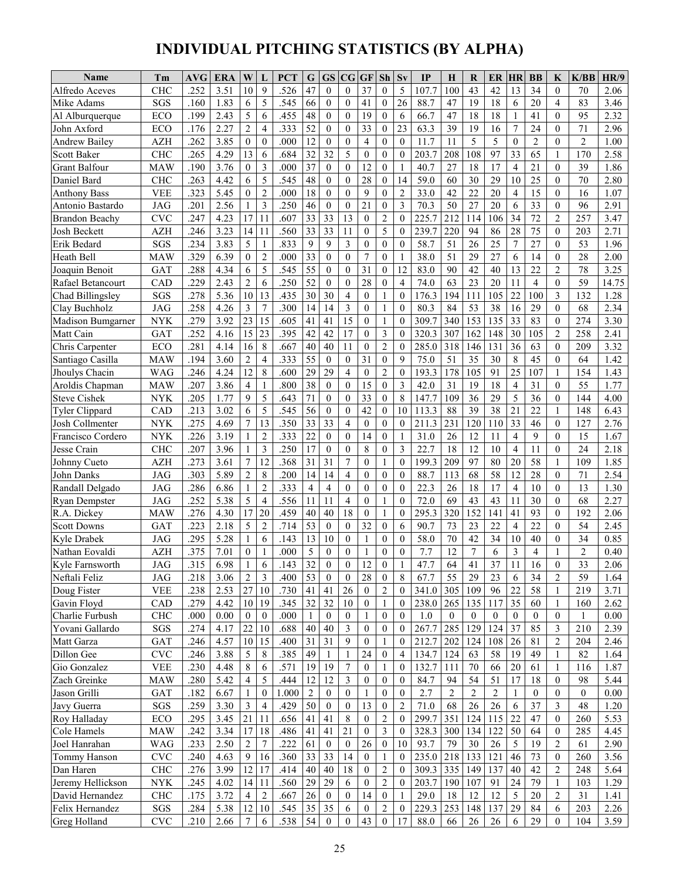# INDIVIDUAL PITCHING STATISTICS (BY ALPHA)

| Name | Tm | AVG | ERA | W | L | PCT | G | GS | CG | GF | Sh | Sv | IP | H | R | ER | HR | BB | K | K/BB | HR/9 |
|---|---|---|---|---|---|---|---|---|---|---|---|---|---|---|---|---|---|---|---|---|---|
| Alfredo Aceves | CHC | .252 | 3.51 | 10 | 9 | .526 | 47 | 0 | 0 | 37 | 0 | 5 | 107.7 | 100 | 43 | 42 | 13 | 34 | 0 | 70 | 2.06 |
| Mike Adams | SGS | .160 | 1.83 | 6 | 5 | .545 | 66 | 0 | 0 | 41 | 0 | 26 | 88.7 | 47 | 19 | 18 | 6 | 20 | 4 | 83 | 3.46 |
| Al Alburquerque | ECO | .199 | 2.43 | 5 | 6 | .455 | 48 | 0 | 0 | 19 | 0 | 6 | 66.7 | 47 | 18 | 18 | 1 | 41 | 0 | 95 | 2.32 |
| John Axford | ECO | .176 | 2.27 | 2 | 4 | .333 | 52 | 0 | 0 | 33 | 0 | 23 | 63.3 | 39 | 19 | 16 | 7 | 24 | 0 | 71 | 2.96 |
| Andrew Bailey | AZH | .262 | 3.85 | 0 | 0 | .000 | 12 | 0 | 0 | 4 | 0 | 0 | 11.7 | 11 | 5 | 5 | 0 | 2 | 0 | 2 | 1.00 |
| Scott Baker | CHC | .265 | 4.29 | 13 | 6 | .684 | 32 | 32 | 5 | 0 | 0 | 0 | 203.7 | 208 | 108 | 97 | 33 | 65 | 1 | 170 | 2.58 |
| Grant Balfour | MAW | .190 | 3.76 | 0 | 3 | .000 | 37 | 0 | 0 | 12 | 0 | 1 | 40.7 | 27 | 18 | 17 | 4 | 21 | 0 | 39 | 1.86 |
| Daniel Bard | CHC | .263 | 4.42 | 6 | 5 | .545 | 48 | 0 | 0 | 28 | 0 | 14 | 59.0 | 60 | 30 | 29 | 10 | 25 | 0 | 70 | 2.80 |
| Anthony Bass | VEE | .323 | 5.45 | 0 | 2 | .000 | 18 | 0 | 0 | 9 | 0 | 2 | 33.0 | 42 | 22 | 20 | 4 | 15 | 0 | 16 | 1.07 |
| Antonio Bastardo | JAG | .201 | 2.56 | 1 | 3 | .250 | 46 | 0 | 0 | 21 | 0 | 3 | 70.3 | 50 | 27 | 20 | 6 | 33 | 0 | 96 | 2.91 |
| Brandon Beachy | CVC | .247 | 4.23 | 17 | 11 | .607 | 33 | 33 | 13 | 0 | 2 | 0 | 225.7 | 212 | 114 | 106 | 34 | 72 | 2 | 257 | 3.47 |
| Josh Beckett | AZH | .246 | 3.23 | 14 | 11 | .560 | 33 | 33 | 11 | 0 | 5 | 0 | 239.7 | 220 | 94 | 86 | 28 | 75 | 0 | 203 | 2.71 |
| Erik Bedard | SGS | .234 | 3.83 | 5 | 1 | .833 | 9 | 9 | 3 | 0 | 0 | 0 | 58.7 | 51 | 26 | 25 | 7 | 27 | 0 | 53 | 1.96 |
| Heath Bell | MAW | .329 | 6.39 | 0 | 2 | .000 | 33 | 0 | 0 | 7 | 0 | 1 | 38.0 | 51 | 29 | 27 | 6 | 14 | 0 | 28 | 2.00 |
| Joaquin Benoit | GAT | .288 | 4.34 | 6 | 5 | .545 | 55 | 0 | 0 | 31 | 0 | 12 | 83.0 | 90 | 42 | 40 | 13 | 22 | 2 | 78 | 3.25 |
| Rafael Betancourt | CAD | .229 | 2.43 | 2 | 6 | .250 | 52 | 0 | 0 | 28 | 0 | 4 | 74.0 | 63 | 23 | 20 | 11 | 4 | 0 | 59 | 14.75 |
| Chad Billingsley | SGS | .278 | 5.36 | 10 | 13 | .435 | 30 | 30 | 4 | 0 | 1 | 0 | 176.3 | 194 | 111 | 105 | 22 | 100 | 3 | 132 | 1.28 |
| Clay Buchholz | JAG | .258 | 4.26 | 3 | 7 | .300 | 14 | 14 | 3 | 0 | 1 | 0 | 80.3 | 84 | 53 | 38 | 16 | 29 | 0 | 68 | 2.34 |
| Madison Bumgarner | NYK | .279 | 3.92 | 23 | 15 | .605 | 41 | 41 | 15 | 0 | 1 | 0 | 309.7 | 340 | 153 | 135 | 33 | 83 | 0 | 274 | 3.30 |
| Matt Cain | GAT | .252 | 4.16 | 15 | 23 | .395 | 42 | 42 | 17 | 0 | 3 | 0 | 320.3 | 307 | 162 | 148 | 30 | 105 | 2 | 258 | 2.41 |
| Chris Carpenter | ECO | .281 | 4.14 | 16 | 8 | .667 | 40 | 40 | 11 | 0 | 2 | 0 | 285.0 | 318 | 146 | 131 | 36 | 63 | 0 | 209 | 3.32 |
| Santiago Casilla | MAW | .194 | 3.60 | 2 | 4 | .333 | 55 | 0 | 0 | 31 | 0 | 9 | 75.0 | 51 | 35 | 30 | 8 | 45 | 0 | 64 | 1.42 |
| Jhoulys Chacin | WAG | .246 | 4.24 | 12 | 8 | .600 | 29 | 29 | 4 | 0 | 2 | 0 | 193.3 | 178 | 105 | 91 | 25 | 107 | 1 | 154 | 1.43 |
| Aroldis Chapman | MAW | .207 | 3.86 | 4 | 1 | .800 | 38 | 0 | 0 | 15 | 0 | 3 | 42.0 | 31 | 19 | 18 | 4 | 31 | 0 | 55 | 1.77 |
| Steve Cishek | NYK | .205 | 1.77 | 9 | 5 | .643 | 71 | 0 | 0 | 33 | 0 | 8 | 147.7 | 109 | 36 | 29 | 5 | 36 | 0 | 144 | 4.00 |
| Tyler Clippard | CAD | .213 | 3.02 | 6 | 5 | .545 | 56 | 0 | 0 | 42 | 0 | 10 | 113.3 | 88 | 39 | 38 | 21 | 22 | 1 | 148 | 6.43 |
| Josh Collmenter | NYK | .275 | 4.69 | 7 | 13 | .350 | 33 | 33 | 4 | 0 | 0 | 0 | 211.3 | 231 | 120 | 110 | 33 | 46 | 0 | 127 | 2.76 |
| Francisco Cordero | NYK | .226 | 3.19 | 1 | 2 | .333 | 22 | 0 | 0 | 14 | 0 | 1 | 31.0 | 26 | 12 | 11 | 4 | 9 | 0 | 15 | 1.67 |
| Jesse Crain | CHC | .207 | 3.96 | 1 | 3 | .250 | 17 | 0 | 0 | 8 | 0 | 3 | 22.7 | 18 | 12 | 10 | 4 | 11 | 0 | 24 | 2.18 |
| Johnny Cueto | AZH | .273 | 3.61 | 7 | 12 | .368 | 31 | 31 | 7 | 0 | 1 | 0 | 199.3 | 209 | 97 | 80 | 20 | 58 | 1 | 109 | 1.85 |
| John Danks | JAG | .303 | 5.89 | 2 | 8 | .200 | 14 | 14 | 4 | 0 | 0 | 0 | 88.7 | 113 | 68 | 58 | 12 | 28 | 0 | 71 | 2.54 |
| Randall Delgado | JAG | .286 | 6.86 | 1 | 2 | .333 | 4 | 4 | 0 | 0 | 0 | 0 | 22.3 | 26 | 18 | 17 | 4 | 10 | 0 | 13 | 1.30 |
| Ryan Dempster | JAG | .252 | 5.38 | 5 | 4 | .556 | 11 | 11 | 4 | 0 | 1 | 0 | 72.0 | 69 | 43 | 43 | 11 | 30 | 0 | 68 | 2.27 |
| R.A. Dickey | MAW | .276 | 4.30 | 17 | 20 | .459 | 40 | 40 | 18 | 0 | 1 | 0 | 295.3 | 320 | 152 | 141 | 41 | 93 | 0 | 192 | 2.06 |
| Scott Downs | GAT | .223 | 2.18 | 5 | 2 | .714 | 53 | 0 | 0 | 32 | 0 | 6 | 90.7 | 73 | 23 | 22 | 4 | 22 | 0 | 54 | 2.45 |
| Kyle Drabek | JAG | .295 | 5.28 | 1 | 6 | .143 | 13 | 10 | 0 | 1 | 0 | 0 | 58.0 | 70 | 42 | 34 | 10 | 40 | 0 | 34 | 0.85 |
| Nathan Eovaldi | AZH | .375 | 7.01 | 0 | 1 | .000 | 5 | 0 | 0 | 1 | 0 | 0 | 7.7 | 12 | 7 | 6 | 3 | 4 | 1 | 2 | 0.40 |
| Kyle Farnsworth | JAG | .315 | 6.98 | 1 | 6 | .143 | 32 | 0 | 0 | 12 | 0 | 1 | 47.7 | 64 | 41 | 37 | 11 | 16 | 0 | 33 | 2.06 |
| Neftali Feliz | JAG | .218 | 3.06 | 2 | 3 | .400 | 53 | 0 | 0 | 28 | 0 | 8 | 67.7 | 55 | 29 | 23 | 6 | 34 | 2 | 59 | 1.64 |
| Doug Fister | VEE | .238 | 2.53 | 27 | 10 | .730 | 41 | 41 | 26 | 0 | 2 | 0 | 341.0 | 305 | 109 | 96 | 22 | 58 | 1 | 219 | 3.71 |
| Gavin Floyd | CAD | .279 | 4.42 | 10 | 19 | .345 | 32 | 32 | 10 | 0 | 1 | 0 | 238.0 | 265 | 135 | 117 | 35 | 60 | 1 | 160 | 2.62 |
| Charlie Furbush | CHC | .000 | 0.00 | 0 | 0 | .000 | 1 | 0 | 0 | 1 | 0 | 0 | 1.0 | 0 | 0 | 0 | 0 | 0 | 0 | 1 | 0.00 |
| Yovani Gallardo | SGS | .274 | 4.17 | 22 | 10 | .688 | 40 | 40 | 3 | 0 | 0 | 0 | 267.7 | 285 | 129 | 124 | 37 | 85 | 3 | 210 | 2.39 |
| Matt Garza | GAT | .246 | 4.57 | 10 | 15 | .400 | 31 | 31 | 9 | 0 | 1 | 0 | 212.7 | 202 | 124 | 108 | 26 | 81 | 2 | 204 | 2.46 |
| Dillon Gee | CVC | .246 | 3.88 | 5 | 8 | .385 | 49 | 1 | 1 | 24 | 0 | 4 | 134.7 | 124 | 63 | 58 | 19 | 49 | 1 | 82 | 1.64 |
| Gio Gonzalez | VEE | .230 | 4.48 | 8 | 6 | .571 | 19 | 19 | 7 | 0 | 1 | 0 | 132.7 | 111 | 70 | 66 | 20 | 61 | 1 | 116 | 1.87 |
| Zach Greinke | MAW | .280 | 5.42 | 4 | 5 | .444 | 12 | 12 | 3 | 0 | 0 | 0 | 84.7 | 94 | 54 | 51 | 17 | 18 | 0 | 98 | 5.44 |
| Jason Grilli | GAT | .182 | 6.67 | 1 | 0 | 1.000 | 2 | 0 | 0 | 1 | 0 | 0 | 2.7 | 2 | 2 | 2 | 1 | 0 | 0 | 0 | 0.00 |
| Javy Guerra | SGS | .259 | 3.30 | 3 | 4 | .429 | 50 | 0 | 0 | 13 | 0 | 2 | 71.0 | 68 | 26 | 26 | 6 | 37 | 3 | 48 | 1.20 |
| Roy Halladay | ECO | .295 | 3.45 | 21 | 11 | .656 | 41 | 41 | 8 | 0 | 2 | 0 | 299.7 | 351 | 124 | 115 | 22 | 47 | 0 | 260 | 5.53 |
| Cole Hamels | MAW | .242 | 3.34 | 17 | 18 | .486 | 41 | 41 | 21 | 0 | 3 | 0 | 328.3 | 300 | 134 | 122 | 50 | 64 | 0 | 285 | 4.45 |
| Joel Hanrahan | WAG | .233 | 2.50 | 2 | 7 | .222 | 61 | 0 | 0 | 26 | 0 | 10 | 93.7 | 79 | 30 | 26 | 5 | 19 | 2 | 61 | 2.90 |
| Tommy Hanson | CVC | .240 | 4.63 | 9 | 16 | .360 | 33 | 33 | 14 | 0 | 1 | 0 | 235.0 | 218 | 133 | 121 | 46 | 73 | 0 | 260 | 3.56 |
| Dan Haren | CHC | .276 | 3.99 | 12 | 17 | .414 | 40 | 40 | 18 | 0 | 2 | 0 | 309.3 | 335 | 149 | 137 | 40 | 42 | 2 | 248 | 5.64 |
| Jeremy Hellickson | NYK | .245 | 4.02 | 14 | 11 | .560 | 29 | 29 | 6 | 0 | 2 | 0 | 203.7 | 190 | 107 | 91 | 24 | 79 | 1 | 103 | 1.29 |
| David Hernandez | CHC | .175 | 3.72 | 4 | 2 | .667 | 26 | 0 | 0 | 14 | 0 | 1 | 29.0 | 18 | 12 | 12 | 5 | 20 | 2 | 31 | 1.41 |
| Felix Hernandez | SGS | .284 | 5.38 | 12 | 10 | .545 | 35 | 35 | 6 | 0 | 2 | 0 | 229.3 | 253 | 148 | 137 | 29 | 84 | 6 | 203 | 2.26 |
| Greg Holland | CVC | .210 | 2.66 | 7 | 6 | .538 | 54 | 0 | 0 | 43 | 0 | 17 | 88.0 | 66 | 26 | 26 | 6 | 29 | 0 | 104 | 3.59 |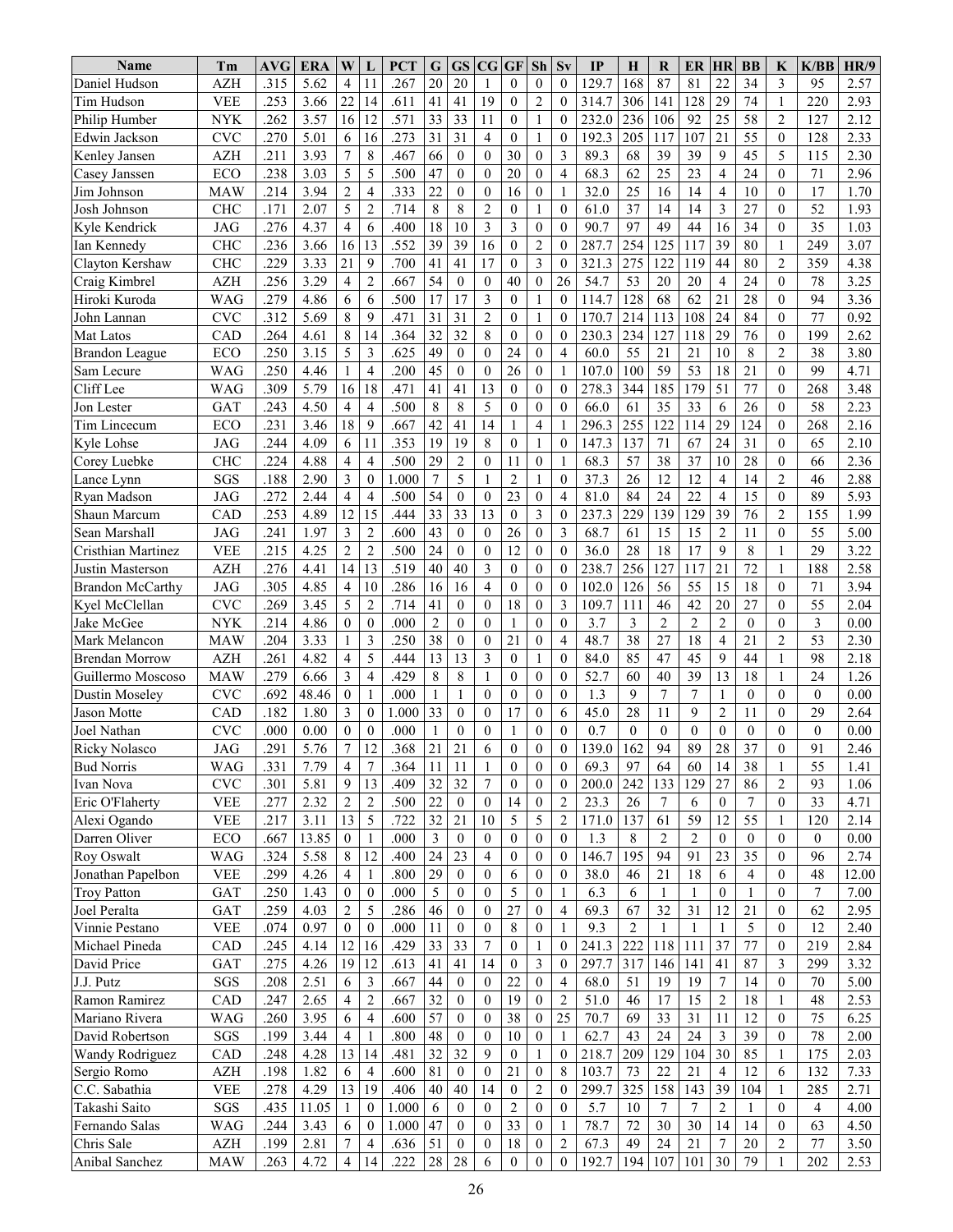| Name | Tm | AVG | ERA | W | L | PCT | G | GS | CG | GF | Sh | Sv | IP | H | R | ER | HR | BB | K | K/BB | HR/9 |
|---|---|---|---|---|---|---|---|---|---|---|---|---|---|---|---|---|---|---|---|---|---|
| Daniel Hudson | AZH | .315 | 5.62 | 4 | 11 | .267 | 20 | 20 | 1 | 0 | 0 | 0 | 129.7 | 168 | 87 | 81 | 22 | 34 | 3 | 95 | 2.57 |
| Tim Hudson | VEE | .253 | 3.66 | 22 | 14 | .611 | 41 | 41 | 19 | 0 | 2 | 0 | 314.7 | 306 | 141 | 128 | 29 | 74 | 1 | 220 | 2.93 |
| Philip Humber | NYK | .262 | 3.57 | 16 | 12 | .571 | 33 | 33 | 11 | 0 | 1 | 0 | 232.0 | 236 | 106 | 92 | 25 | 58 | 2 | 127 | 2.12 |
| Edwin Jackson | CVC | .270 | 5.01 | 6 | 16 | .273 | 31 | 31 | 4 | 0 | 1 | 0 | 192.3 | 205 | 117 | 107 | 21 | 55 | 0 | 128 | 2.33 |
| Kenley Jansen | AZH | .211 | 3.93 | 7 | 8 | .467 | 66 | 0 | 0 | 30 | 0 | 3 | 89.3 | 68 | 39 | 39 | 9 | 45 | 5 | 115 | 2.30 |
| Casey Janssen | ECO | .238 | 3.03 | 5 | 5 | .500 | 47 | 0 | 0 | 20 | 0 | 4 | 68.3 | 62 | 25 | 23 | 4 | 24 | 0 | 71 | 2.96 |
| Jim Johnson | MAW | .214 | 3.94 | 2 | 4 | .333 | 22 | 0 | 0 | 16 | 0 | 1 | 32.0 | 25 | 16 | 14 | 4 | 10 | 0 | 17 | 1.70 |
| Josh Johnson | CHC | .171 | 2.07 | 5 | 2 | .714 | 8 | 8 | 2 | 0 | 1 | 0 | 61.0 | 37 | 14 | 14 | 3 | 27 | 0 | 52 | 1.93 |
| Kyle Kendrick | JAG | .276 | 4.37 | 4 | 6 | .400 | 18 | 10 | 3 | 3 | 0 | 0 | 90.7 | 97 | 49 | 44 | 16 | 34 | 0 | 35 | 1.03 |
| Ian Kennedy | CHC | .236 | 3.66 | 16 | 13 | .552 | 39 | 39 | 16 | 0 | 2 | 0 | 287.7 | 254 | 125 | 117 | 39 | 80 | 1 | 249 | 3.07 |
| Clayton Kershaw | CHC | .229 | 3.33 | 21 | 9 | .700 | 41 | 41 | 17 | 0 | 3 | 0 | 321.3 | 275 | 122 | 119 | 44 | 80 | 2 | 359 | 4.38 |
| Craig Kimbrel | AZH | .256 | 3.29 | 4 | 2 | .667 | 54 | 0 | 0 | 40 | 0 | 26 | 54.7 | 53 | 20 | 20 | 4 | 24 | 0 | 78 | 3.25 |
| Hiroki Kuroda | WAG | .279 | 4.86 | 6 | 6 | .500 | 17 | 17 | 3 | 0 | 1 | 0 | 114.7 | 128 | 68 | 62 | 21 | 28 | 0 | 94 | 3.36 |
| John Lannan | CVC | .312 | 5.69 | 8 | 9 | .471 | 31 | 31 | 2 | 0 | 1 | 0 | 170.7 | 214 | 113 | 108 | 24 | 84 | 0 | 77 | 0.92 |
| Mat Latos | CAD | .264 | 4.61 | 8 | 14 | .364 | 32 | 32 | 8 | 0 | 0 | 0 | 230.3 | 234 | 127 | 118 | 29 | 76 | 0 | 199 | 2.62 |
| Brandon League | ECO | .250 | 3.15 | 5 | 3 | .625 | 49 | 0 | 0 | 24 | 0 | 4 | 60.0 | 55 | 21 | 21 | 10 | 8 | 2 | 38 | 3.80 |
| Sam Lecure | WAG | .250 | 4.46 | 1 | 4 | .200 | 45 | 0 | 0 | 26 | 0 | 1 | 107.0 | 100 | 59 | 53 | 18 | 21 | 0 | 99 | 4.71 |
| Cliff Lee | WAG | .309 | 5.79 | 16 | 18 | .471 | 41 | 41 | 13 | 0 | 0 | 0 | 278.3 | 344 | 185 | 179 | 51 | 77 | 0 | 268 | 3.48 |
| Jon Lester | GAT | .243 | 4.50 | 4 | 4 | .500 | 8 | 8 | 5 | 0 | 0 | 0 | 66.0 | 61 | 35 | 33 | 6 | 26 | 0 | 58 | 2.23 |
| Tim Lincecum | ECO | .231 | 3.46 | 18 | 9 | .667 | 42 | 41 | 14 | 1 | 4 | 1 | 296.3 | 255 | 122 | 114 | 29 | 124 | 0 | 268 | 2.16 |
| Kyle Lohse | JAG | .244 | 4.09 | 6 | 11 | .353 | 19 | 19 | 8 | 0 | 1 | 0 | 147.3 | 137 | 71 | 67 | 24 | 31 | 0 | 65 | 2.10 |
| Corey Luebke | CHC | .224 | 4.88 | 4 | 4 | .500 | 29 | 2 | 0 | 11 | 0 | 1 | 68.3 | 57 | 38 | 37 | 10 | 28 | 0 | 66 | 2.36 |
| Lance Lynn | SGS | .188 | 2.90 | 3 | 0 | 1.000 | 7 | 5 | 1 | 2 | 1 | 0 | 37.3 | 26 | 12 | 12 | 4 | 14 | 2 | 46 | 2.88 |
| Ryan Madson | JAG | .272 | 2.44 | 4 | 4 | .500 | 54 | 0 | 0 | 23 | 0 | 4 | 81.0 | 84 | 24 | 22 | 4 | 15 | 0 | 89 | 5.93 |
| Shaun Marcum | CAD | .253 | 4.89 | 12 | 15 | .444 | 33 | 33 | 13 | 0 | 3 | 0 | 237.3 | 229 | 139 | 129 | 39 | 76 | 2 | 155 | 1.99 |
| Sean Marshall | JAG | .241 | 1.97 | 3 | 2 | .600 | 43 | 0 | 0 | 26 | 0 | 3 | 68.7 | 61 | 15 | 15 | 2 | 11 | 0 | 55 | 5.00 |
| Cristhian Martinez | VEE | .215 | 4.25 | 2 | 2 | .500 | 24 | 0 | 0 | 12 | 0 | 0 | 36.0 | 28 | 18 | 17 | 9 | 8 | 1 | 29 | 3.22 |
| Justin Masterson | AZH | .276 | 4.41 | 14 | 13 | .519 | 40 | 40 | 3 | 0 | 0 | 0 | 238.7 | 256 | 127 | 117 | 21 | 72 | 1 | 188 | 2.58 |
| Brandon McCarthy | JAG | .305 | 4.85 | 4 | 10 | .286 | 16 | 16 | 4 | 0 | 0 | 0 | 102.0 | 126 | 56 | 55 | 15 | 18 | 0 | 71 | 3.94 |
| Kyel McClellan | CVC | .269 | 3.45 | 5 | 2 | .714 | 41 | 0 | 0 | 18 | 0 | 3 | 109.7 | 111 | 46 | 42 | 20 | 27 | 0 | 55 | 2.04 |
| Jake McGee | NYK | .214 | 4.86 | 0 | 0 | .000 | 2 | 0 | 0 | 1 | 0 | 0 | 3.7 | 3 | 2 | 2 | 2 | 0 | 0 | 3 | 0.00 |
| Mark Melancon | MAW | .204 | 3.33 | 1 | 3 | .250 | 38 | 0 | 0 | 21 | 0 | 4 | 48.7 | 38 | 27 | 18 | 4 | 21 | 2 | 53 | 2.30 |
| Brendan Morrow | AZH | .261 | 4.82 | 4 | 5 | .444 | 13 | 13 | 3 | 0 | 1 | 0 | 84.0 | 85 | 47 | 45 | 9 | 44 | 1 | 98 | 2.18 |
| Guillermo Moscoso | MAW | .279 | 6.66 | 3 | 4 | .429 | 8 | 8 | 1 | 0 | 0 | 0 | 52.7 | 60 | 40 | 39 | 13 | 18 | 1 | 24 | 1.26 |
| Dustin Moseley | CVC | .692 | 48.46 | 0 | 1 | .000 | 1 | 1 | 0 | 0 | 0 | 0 | 1.3 | 9 | 7 | 7 | 1 | 0 | 0 | 0 | 0.00 |
| Jason Motte | CAD | .182 | 1.80 | 3 | 0 | 1.000 | 33 | 0 | 0 | 17 | 0 | 6 | 45.0 | 28 | 11 | 9 | 2 | 11 | 0 | 29 | 2.64 |
| Joel Nathan | CVC | .000 | 0.00 | 0 | 0 | .000 | 1 | 0 | 0 | 1 | 0 | 0 | 0.7 | 0 | 0 | 0 | 0 | 0 | 0 | 0 | 0.00 |
| Ricky Nolasco | JAG | .291 | 5.76 | 7 | 12 | .368 | 21 | 21 | 6 | 0 | 0 | 0 | 139.0 | 162 | 94 | 89 | 28 | 37 | 0 | 91 | 2.46 |
| Bud Norris | WAG | .331 | 7.79 | 4 | 7 | .364 | 11 | 11 | 1 | 0 | 0 | 0 | 69.3 | 97 | 64 | 60 | 14 | 38 | 1 | 55 | 1.41 |
| Ivan Nova | CVC | .301 | 5.81 | 9 | 13 | .409 | 32 | 32 | 7 | 0 | 0 | 0 | 200.0 | 242 | 133 | 129 | 27 | 86 | 2 | 93 | 1.06 |
| Eric O'Flaherty | VEE | .277 | 2.32 | 2 | 2 | .500 | 22 | 0 | 0 | 14 | 0 | 2 | 23.3 | 26 | 7 | 6 | 0 | 7 | 0 | 33 | 4.71 |
| Alexi Ogando | VEE | .217 | 3.11 | 13 | 5 | .722 | 32 | 21 | 10 | 5 | 5 | 2 | 171.0 | 137 | 61 | 59 | 12 | 55 | 1 | 120 | 2.14 |
| Darren Oliver | ECO | .667 | 13.85 | 0 | 1 | .000 | 3 | 0 | 0 | 0 | 0 | 0 | 1.3 | 8 | 2 | 2 | 0 | 0 | 0 | 0 | 0.00 |
| Roy Oswalt | WAG | .324 | 5.58 | 8 | 12 | .400 | 24 | 23 | 4 | 0 | 0 | 0 | 146.7 | 195 | 94 | 91 | 23 | 35 | 0 | 96 | 2.74 |
| Jonathan Papelbon | VEE | .299 | 4.26 | 4 | 1 | .800 | 29 | 0 | 0 | 6 | 0 | 0 | 38.0 | 46 | 21 | 18 | 6 | 4 | 0 | 48 | 12.00 |
| Troy Patton | GAT | .250 | 1.43 | 0 | 0 | .000 | 5 | 0 | 0 | 5 | 0 | 1 | 6.3 | 6 | 1 | 1 | 0 | 1 | 0 | 7 | 7.00 |
| Joel Peralta | GAT | .259 | 4.03 | 2 | 5 | .286 | 46 | 0 | 0 | 27 | 0 | 4 | 69.3 | 67 | 32 | 31 | 12 | 21 | 0 | 62 | 2.95 |
| Vinnie Pestano | VEE | .074 | 0.97 | 0 | 0 | .000 | 11 | 0 | 0 | 8 | 0 | 1 | 9.3 | 2 | 1 | 1 | 1 | 5 | 0 | 12 | 2.40 |
| Michael Pineda | CAD | .245 | 4.14 | 12 | 16 | .429 | 33 | 33 | 7 | 0 | 1 | 0 | 241.3 | 222 | 118 | 111 | 37 | 77 | 0 | 219 | 2.84 |
| David Price | GAT | .275 | 4.26 | 19 | 12 | .613 | 41 | 41 | 14 | 0 | 3 | 0 | 297.7 | 317 | 146 | 141 | 41 | 87 | 3 | 299 | 3.32 |
| J.J. Putz | SGS | .208 | 2.51 | 6 | 3 | .667 | 44 | 0 | 0 | 22 | 0 | 4 | 68.0 | 51 | 19 | 19 | 7 | 14 | 0 | 70 | 5.00 |
| Ramon Ramirez | CAD | .247 | 2.65 | 4 | 2 | .667 | 32 | 0 | 0 | 19 | 0 | 2 | 51.0 | 46 | 17 | 15 | 2 | 18 | 1 | 48 | 2.53 |
| Mariano Rivera | WAG | .260 | 3.95 | 6 | 4 | .600 | 57 | 0 | 0 | 38 | 0 | 25 | 70.7 | 69 | 33 | 31 | 11 | 12 | 0 | 75 | 6.25 |
| David Robertson | SGS | .199 | 3.44 | 4 | 1 | .800 | 48 | 0 | 0 | 10 | 0 | 1 | 62.7 | 43 | 24 | 24 | 3 | 39 | 0 | 78 | 2.00 |
| Wandy Rodriguez | CAD | .248 | 4.28 | 13 | 14 | .481 | 32 | 32 | 9 | 0 | 1 | 0 | 218.7 | 209 | 129 | 104 | 30 | 85 | 1 | 175 | 2.03 |
| Sergio Romo | AZH | .198 | 1.82 | 6 | 4 | .600 | 81 | 0 | 0 | 21 | 0 | 8 | 103.7 | 73 | 22 | 21 | 4 | 12 | 6 | 132 | 7.33 |
| C.C. Sabathia | VEE | .278 | 4.29 | 13 | 19 | .406 | 40 | 40 | 14 | 0 | 2 | 0 | 299.7 | 325 | 158 | 143 | 39 | 104 | 1 | 285 | 2.71 |
| Takashi Saito | SGS | .435 | 11.05 | 1 | 0 | 1.000 | 6 | 0 | 0 | 2 | 0 | 0 | 5.7 | 10 | 7 | 7 | 2 | 1 | 0 | 4 | 4.00 |
| Fernando Salas | WAG | .244 | 3.43 | 6 | 0 | 1.000 | 47 | 0 | 0 | 33 | 0 | 1 | 78.7 | 72 | 30 | 30 | 14 | 14 | 0 | 63 | 4.50 |
| Chris Sale | AZH | .199 | 2.81 | 7 | 4 | .636 | 51 | 0 | 0 | 18 | 0 | 2 | 67.3 | 49 | 24 | 21 | 7 | 20 | 2 | 77 | 3.50 |
| Anibal Sanchez | MAW | .263 | 4.72 | 4 | 14 | .222 | 28 | 28 | 6 | 0 | 0 | 0 | 192.7 | 194 | 107 | 101 | 30 | 79 | 1 | 202 | 2.53 |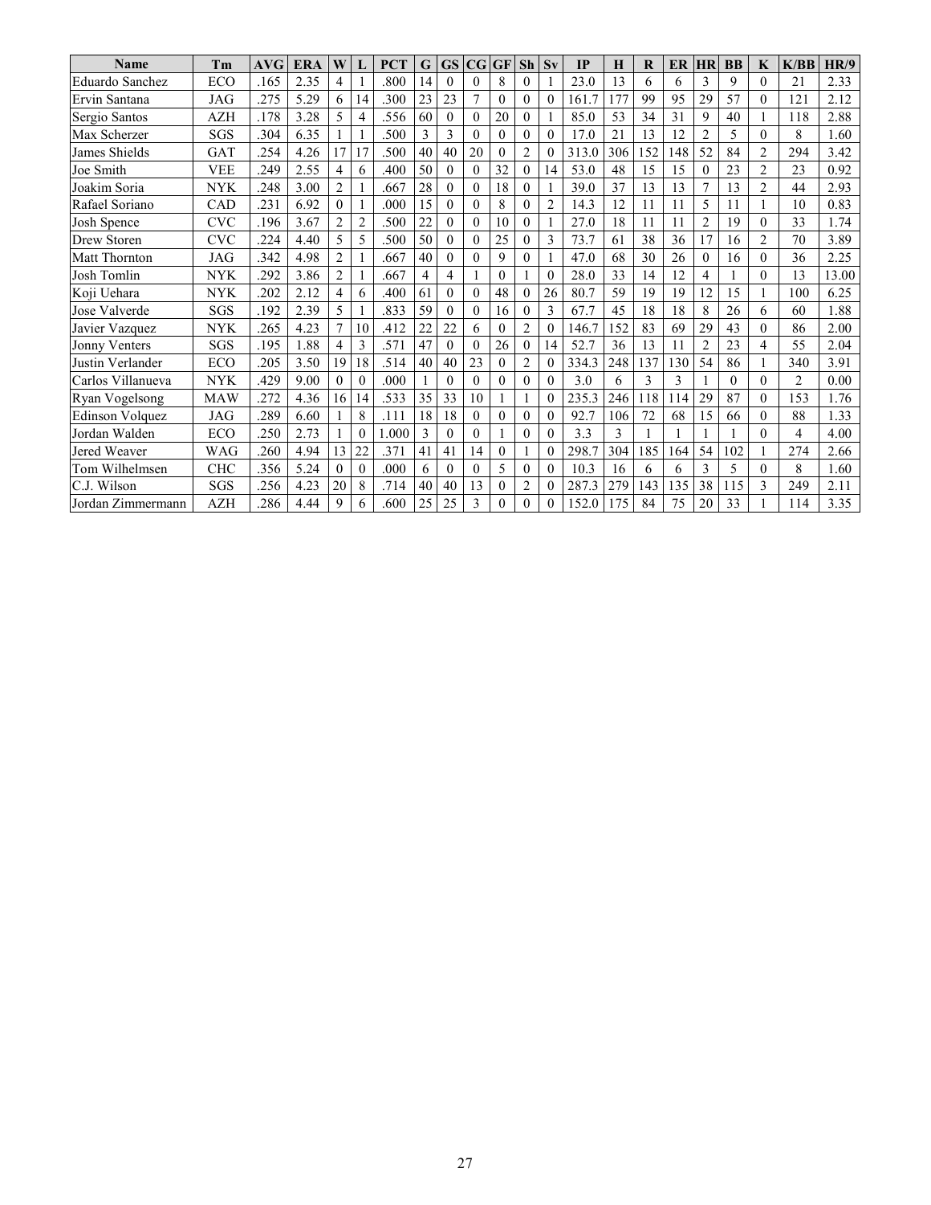| Name | Tm | AVG | ERA | W | L | PCT | G | GS | CG | GF | Sh | Sv | IP | H | R | ER | HR | BB | K | K/BB | HR/9 |
|---|---|---|---|---|---|---|---|---|---|---|---|---|---|---|---|---|---|---|---|---|---|
| Eduardo Sanchez | ECO | .165 | 2.35 | 4 | 1 | .800 | 14 | 0 | 0 | 8 | 0 | 1 | 23.0 | 13 | 6 | 6 | 3 | 9 | 0 | 21 | 2.33 |
| Ervin Santana | JAG | .275 | 5.29 | 6 | 14 | .300 | 23 | 23 | 7 | 0 | 0 | 0 | 161.7 | 177 | 99 | 95 | 29 | 57 | 0 | 121 | 2.12 |
| Sergio Santos | AZH | .178 | 3.28 | 5 | 4 | .556 | 60 | 0 | 0 | 20 | 0 | 1 | 85.0 | 53 | 34 | 31 | 9 | 40 | 1 | 118 | 2.88 |
| Max Scherzer | SGS | .304 | 6.35 | 1 | 1 | .500 | 3 | 3 | 0 | 0 | 0 | 0 | 17.0 | 21 | 13 | 12 | 2 | 5 | 0 | 8 | 1.60 |
| James Shields | GAT | .254 | 4.26 | 17 | 17 | .500 | 40 | 40 | 20 | 0 | 2 | 0 | 313.0 | 306 | 152 | 148 | 52 | 84 | 2 | 294 | 3.42 |
| Joe Smith | VEE | .249 | 2.55 | 4 | 6 | .400 | 50 | 0 | 0 | 32 | 0 | 14 | 53.0 | 48 | 15 | 15 | 0 | 23 | 2 | 23 | 0.92 |
| Joakim Soria | NYK | .248 | 3.00 | 2 | 1 | .667 | 28 | 0 | 0 | 18 | 0 | 1 | 39.0 | 37 | 13 | 13 | 7 | 13 | 2 | 44 | 2.93 |
| Rafael Soriano | CAD | .231 | 6.92 | 0 | 1 | .000 | 15 | 0 | 0 | 8 | 0 | 2 | 14.3 | 12 | 11 | 11 | 5 | 11 | 1 | 10 | 0.83 |
| Josh Spence | CVC | .196 | 3.67 | 2 | 2 | .500 | 22 | 0 | 0 | 10 | 0 | 1 | 27.0 | 18 | 11 | 11 | 2 | 19 | 0 | 33 | 1.74 |
| Drew Storen | CVC | .224 | 4.40 | 5 | 5 | .500 | 50 | 0 | 0 | 25 | 0 | 3 | 73.7 | 61 | 38 | 36 | 17 | 16 | 2 | 70 | 3.89 |
| Matt Thornton | JAG | .342 | 4.98 | 2 | 1 | .667 | 40 | 0 | 0 | 9 | 0 | 1 | 47.0 | 68 | 30 | 26 | 0 | 16 | 0 | 36 | 2.25 |
| Josh Tomlin | NYK | .292 | 3.86 | 2 | 1 | .667 | 4 | 4 | 1 | 0 | 1 | 0 | 28.0 | 33 | 14 | 12 | 4 | 1 | 0 | 13 | 13.00 |
| Koji Uehara | NYK | .202 | 2.12 | 4 | 6 | .400 | 61 | 0 | 0 | 48 | 0 | 26 | 80.7 | 59 | 19 | 19 | 12 | 15 | 1 | 100 | 6.25 |
| Jose Valverde | SGS | .192 | 2.39 | 5 | 1 | .833 | 59 | 0 | 0 | 16 | 0 | 3 | 67.7 | 45 | 18 | 18 | 8 | 26 | 6 | 60 | 1.88 |
| Javier Vazquez | NYK | .265 | 4.23 | 7 | 10 | .412 | 22 | 22 | 6 | 0 | 2 | 0 | 146.7 | 152 | 83 | 69 | 29 | 43 | 0 | 86 | 2.00 |
| Jonny Venters | SGS | .195 | 1.88 | 4 | 3 | .571 | 47 | 0 | 0 | 26 | 0 | 14 | 52.7 | 36 | 13 | 11 | 2 | 23 | 4 | 55 | 2.04 |
| Justin Verlander | ECO | .205 | 3.50 | 19 | 18 | .514 | 40 | 40 | 23 | 0 | 2 | 0 | 334.3 | 248 | 137 | 130 | 54 | 86 | 1 | 340 | 3.91 |
| Carlos Villanueva | NYK | .429 | 9.00 | 0 | 0 | .000 | 1 | 0 | 0 | 0 | 0 | 0 | 3.0 | 6 | 3 | 3 | 1 | 0 | 0 | 2 | 0.00 |
| Ryan Vogelsong | MAW | .272 | 4.36 | 16 | 14 | .533 | 35 | 33 | 10 | 1 | 1 | 0 | 235.3 | 246 | 118 | 114 | 29 | 87 | 0 | 153 | 1.76 |
| Edinson Volquez | JAG | .289 | 6.60 | 1 | 8 | .111 | 18 | 18 | 0 | 0 | 0 | 0 | 92.7 | 106 | 72 | 68 | 15 | 66 | 0 | 88 | 1.33 |
| Jordan Walden | ECO | .250 | 2.73 | 1 | 0 | 1.000 | 3 | 0 | 0 | 1 | 0 | 0 | 3.3 | 3 | 1 | 1 | 1 | 1 | 0 | 4 | 4.00 |
| Jered Weaver | WAG | .260 | 4.94 | 13 | 22 | .371 | 41 | 41 | 14 | 0 | 1 | 0 | 298.7 | 304 | 185 | 164 | 54 | 102 | 1 | 274 | 2.66 |
| Tom Wilhelmsen | CHC | .356 | 5.24 | 0 | 0 | .000 | 6 | 0 | 0 | 5 | 0 | 0 | 10.3 | 16 | 6 | 6 | 3 | 5 | 0 | 8 | 1.60 |
| C.J. Wilson | SGS | .256 | 4.23 | 20 | 8 | .714 | 40 | 40 | 13 | 0 | 2 | 0 | 287.3 | 279 | 143 | 135 | 38 | 115 | 3 | 249 | 2.11 |
| Jordan Zimmermann | AZH | .286 | 4.44 | 9 | 6 | .600 | 25 | 25 | 3 | 0 | 0 | 0 | 152.0 | 175 | 84 | 75 | 20 | 33 | 1 | 114 | 3.35 |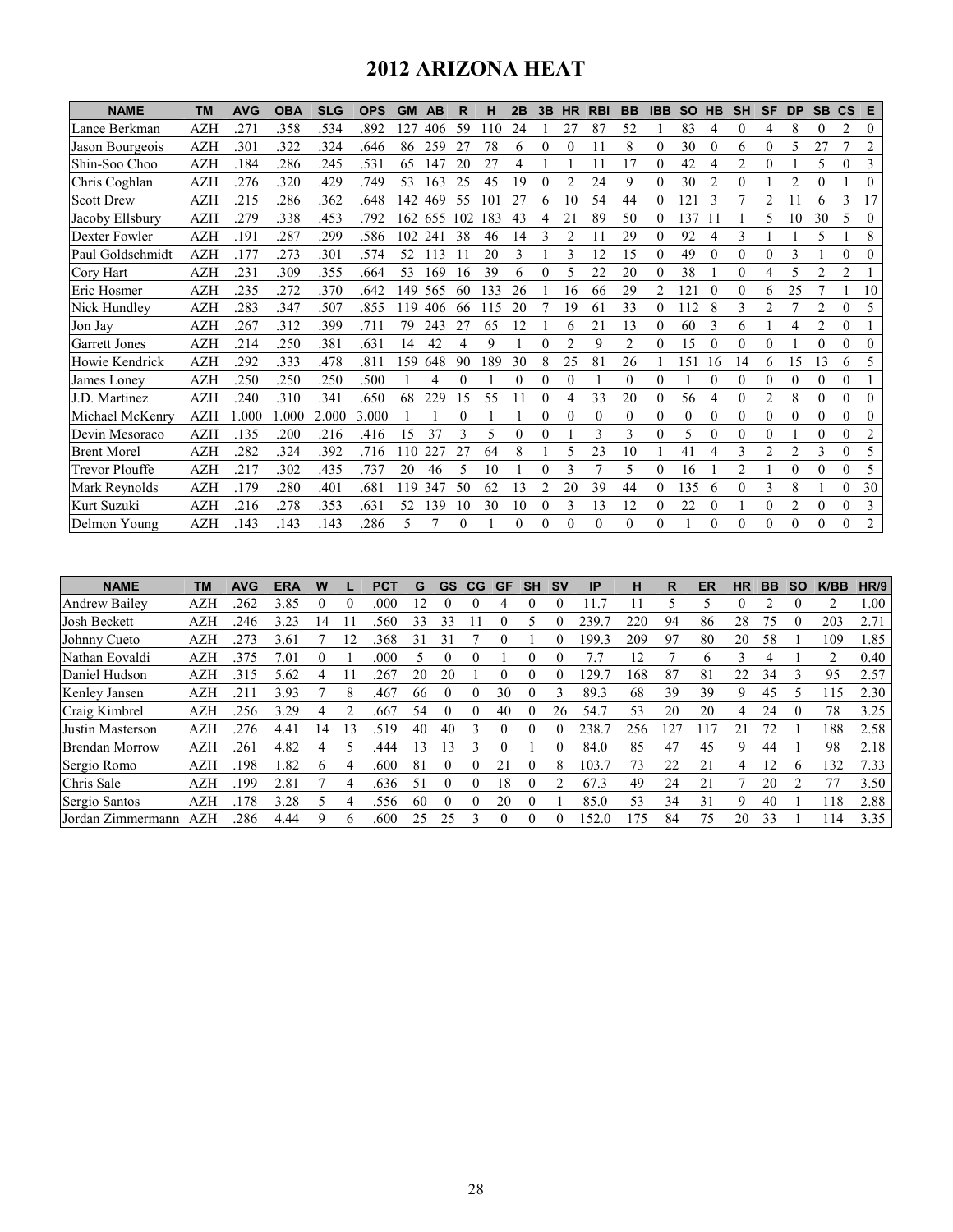# 2012 ARIZONA HEAT

| NAME | TM | AVG | OBA | SLG | OPS | GM | AB | R | H | 2B | 3B | HR | RBI | BB | IBB | SO | HB | SH | SF | DP | SB | CS | E |
|---|---|---|---|---|---|---|---|---|---|---|---|---|---|---|---|---|---|---|---|---|---|---|---|
| Lance Berkman | AZH | .271 | .358 | .534 | .892 | 127 | 406 | 59 | 110 | 24 | 1 | 27 | 87 | 52 | 1 | 83 | 4 | 0 | 4 | 8 | 0 | 2 | 0 |
| Jason Bourgeois | AZH | .301 | .322 | .324 | .646 | 86 | 259 | 27 | 78 | 6 | 0 | 0 | 11 | 8 | 0 | 30 | 0 | 6 | 0 | 5 | 27 | 7 | 2 |
| Shin-Soo Choo | AZH | .184 | .286 | .245 | .531 | 65 | 147 | 20 | 27 | 4 | 1 | 1 | 11 | 17 | 0 | 42 | 4 | 2 | 0 | 1 | 5 | 0 | 3 |
| Chris Coghlan | AZH | .276 | .320 | .429 | .749 | 53 | 163 | 25 | 45 | 19 | 0 | 2 | 24 | 9 | 0 | 30 | 2 | 0 | 1 | 2 | 0 | 1 | 0 |
| Scott Drew | AZH | .215 | .286 | .362 | .648 | 142 | 469 | 55 | 101 | 27 | 6 | 10 | 54 | 44 | 0 | 121 | 3 | 7 | 2 | 11 | 6 | 3 | 17 |
| Jacoby Ellsbury | AZH | .279 | .338 | .453 | .792 | 162 | 655 | 102 | 183 | 43 | 4 | 21 | 89 | 50 | 0 | 137 | 11 | 1 | 5 | 10 | 30 | 5 | 0 |
| Dexter Fowler | AZH | .191 | .287 | .299 | .586 | 102 | 241 | 38 | 46 | 14 | 3 | 2 | 11 | 29 | 0 | 92 | 4 | 3 | 1 | 1 | 5 | 1 | 8 |
| Paul Goldschmidt | AZH | .177 | .273 | .301 | .574 | 52 | 113 | 11 | 20 | 3 | 1 | 3 | 12 | 15 | 0 | 49 | 0 | 0 | 0 | 3 | 1 | 0 | 0 |
| Cory Hart | AZH | .231 | .309 | .355 | .664 | 53 | 169 | 16 | 39 | 6 | 0 | 5 | 22 | 20 | 0 | 38 | 1 | 0 | 4 | 5 | 2 | 2 | 1 |
| Eric Hosmer | AZH | .235 | .272 | .370 | .642 | 149 | 565 | 60 | 133 | 26 | 1 | 16 | 66 | 29 | 2 | 121 | 0 | 0 | 6 | 25 | 7 | 1 | 10 |
| Nick Hundley | AZH | .283 | .347 | .507 | .855 | 119 | 406 | 66 | 115 | 20 | 7 | 19 | 61 | 33 | 0 | 112 | 8 | 3 | 2 | 7 | 2 | 0 | 5 |
| Jon Jay | AZH | .267 | .312 | .399 | .711 | 79 | 243 | 27 | 65 | 12 | 1 | 6 | 21 | 13 | 0 | 60 | 3 | 6 | 1 | 4 | 2 | 0 | 1 |
| Garrett Jones | AZH | .214 | .250 | .381 | .631 | 14 | 42 | 4 | 9 | 1 | 0 | 2 | 9 | 2 | 0 | 15 | 0 | 0 | 0 | 1 | 0 | 0 | 0 |
| Howie Kendrick | AZH | .292 | .333 | .478 | .811 | 159 | 648 | 90 | 189 | 30 | 8 | 25 | 81 | 26 | 1 | 151 | 16 | 14 | 6 | 15 | 13 | 6 | 5 |
| James Loney | AZH | .250 | .250 | .250 | .500 | 1 | 4 | 0 | 1 | 0 | 0 | 0 | 1 | 0 | 0 | 1 | 0 | 0 | 0 | 0 | 0 | 0 | 1 |
| J.D. Martinez | AZH | .240 | .310 | .341 | .650 | 68 | 229 | 15 | 55 | 11 | 0 | 4 | 33 | 20 | 0 | 56 | 4 | 0 | 2 | 8 | 0 | 0 | 0 |
| Michael McKenry | AZH | 1.000 | 1.000 | 2.000 | 3.000 | 1 | 1 | 0 | 1 | 1 | 0 | 0 | 0 | 0 | 0 | 0 | 0 | 0 | 0 | 0 | 0 | 0 | 0 |
| Devin Mesoraco | AZH | .135 | .200 | .216 | .416 | 15 | 37 | 3 | 5 | 0 | 0 | 1 | 3 | 3 | 0 | 5 | 0 | 0 | 0 | 1 | 0 | 0 | 2 |
| Brent Morel | AZH | .282 | .324 | .392 | .716 | 110 | 227 | 27 | 64 | 8 | 1 | 5 | 23 | 10 | 1 | 41 | 4 | 3 | 2 | 2 | 3 | 0 | 5 |
| Trevor Plouffe | AZH | .217 | .302 | .435 | .737 | 20 | 46 | 5 | 10 | 1 | 0 | 3 | 7 | 5 | 0 | 16 | 1 | 2 | 1 | 0 | 0 | 0 | 5 |
| Mark Reynolds | AZH | .179 | .280 | .401 | .681 | 119 | 347 | 50 | 62 | 13 | 2 | 20 | 39 | 44 | 0 | 135 | 6 | 0 | 3 | 8 | 1 | 0 | 30 |
| Kurt Suzuki | AZH | .216 | .278 | .353 | .631 | 52 | 139 | 10 | 30 | 10 | 0 | 3 | 13 | 12 | 0 | 22 | 0 | 1 | 0 | 2 | 0 | 0 | 3 |
| Delmon Young | AZH | .143 | .143 | .143 | .286 | 5 | 7 | 0 | 1 | 0 | 0 | 0 | 0 | 0 | 0 | 1 | 0 | 0 | 0 | 0 | 0 | 0 | 2 |

| NAME | TM | AVG | ERA | W | L | PCT | G | GS | CG | GF | SH | SV | IP | H | R | ER | HR | BB | SO | K/BB | HR/9 |
|---|---|---|---|---|---|---|---|---|---|---|---|---|---|---|---|---|---|---|---|---|---|
| Andrew Bailey | AZH | .262 | 3.85 | 0 | 0 | .000 | 12 | 0 | 0 | 4 | 0 | 0 | 11.7 | 11 | 5 | 5 | 0 | 2 | 0 | 2 | 1.00 |
| Josh Beckett | AZH | .246 | 3.23 | 14 | 11 | .560 | 33 | 33 | 11 | 0 | 5 | 0 | 239.7 | 220 | 94 | 86 | 28 | 75 | 0 | 203 | 2.71 |
| Johnny Cueto | AZH | .273 | 3.61 | 7 | 12 | .368 | 31 | 31 | 7 | 0 | 1 | 0 | 199.3 | 209 | 97 | 80 | 20 | 58 | 1 | 109 | 1.85 |
| Nathan Eovaldi | AZH | .375 | 7.01 | 0 | 1 | .000 | 5 | 0 | 0 | 1 | 0 | 0 | 7.7 | 12 | 7 | 6 | 3 | 4 | 1 | 2 | 0.40 |
| Daniel Hudson | AZH | .315 | 5.62 | 4 | 11 | .267 | 20 | 20 | 1 | 0 | 0 | 0 | 129.7 | 168 | 87 | 81 | 22 | 34 | 3 | 95 | 2.57 |
| Kenley Jansen | AZH | .211 | 3.93 | 7 | 8 | .467 | 66 | 0 | 0 | 30 | 0 | 3 | 89.3 | 68 | 39 | 39 | 9 | 45 | 5 | 115 | 2.30 |
| Craig Kimbrel | AZH | .256 | 3.29 | 4 | 2 | .667 | 54 | 0 | 0 | 40 | 0 | 26 | 54.7 | 53 | 20 | 20 | 4 | 24 | 0 | 78 | 3.25 |
| Justin Masterson | AZH | .276 | 4.41 | 14 | 13 | .519 | 40 | 40 | 3 | 0 | 0 | 0 | 238.7 | 256 | 127 | 117 | 21 | 72 | 1 | 188 | 2.58 |
| Brendan Morrow | AZH | .261 | 4.82 | 4 | 5 | .444 | 13 | 13 | 3 | 0 | 1 | 0 | 84.0 | 85 | 47 | 45 | 9 | 44 | 1 | 98 | 2.18 |
| Sergio Romo | AZH | .198 | 1.82 | 6 | 4 | .600 | 81 | 0 | 0 | 21 | 0 | 8 | 103.7 | 73 | 22 | 21 | 4 | 12 | 6 | 132 | 7.33 |
| Chris Sale | AZH | .199 | 2.81 | 7 | 4 | .636 | 51 | 0 | 0 | 18 | 0 | 2 | 67.3 | 49 | 24 | 21 | 7 | 20 | 2 | 77 | 3.50 |
| Sergio Santos | AZH | .178 | 3.28 | 5 | 4 | .556 | 60 | 0 | 0 | 20 | 0 | 1 | 85.0 | 53 | 34 | 31 | 9 | 40 | 1 | 118 | 2.88 |
| Jordan Zimmermann | AZH | .286 | 4.44 | 9 | 6 | .600 | 25 | 25 | 3 | 0 | 0 | 0 | 152.0 | 175 | 84 | 75 | 20 | 33 | 1 | 114 | 3.35 |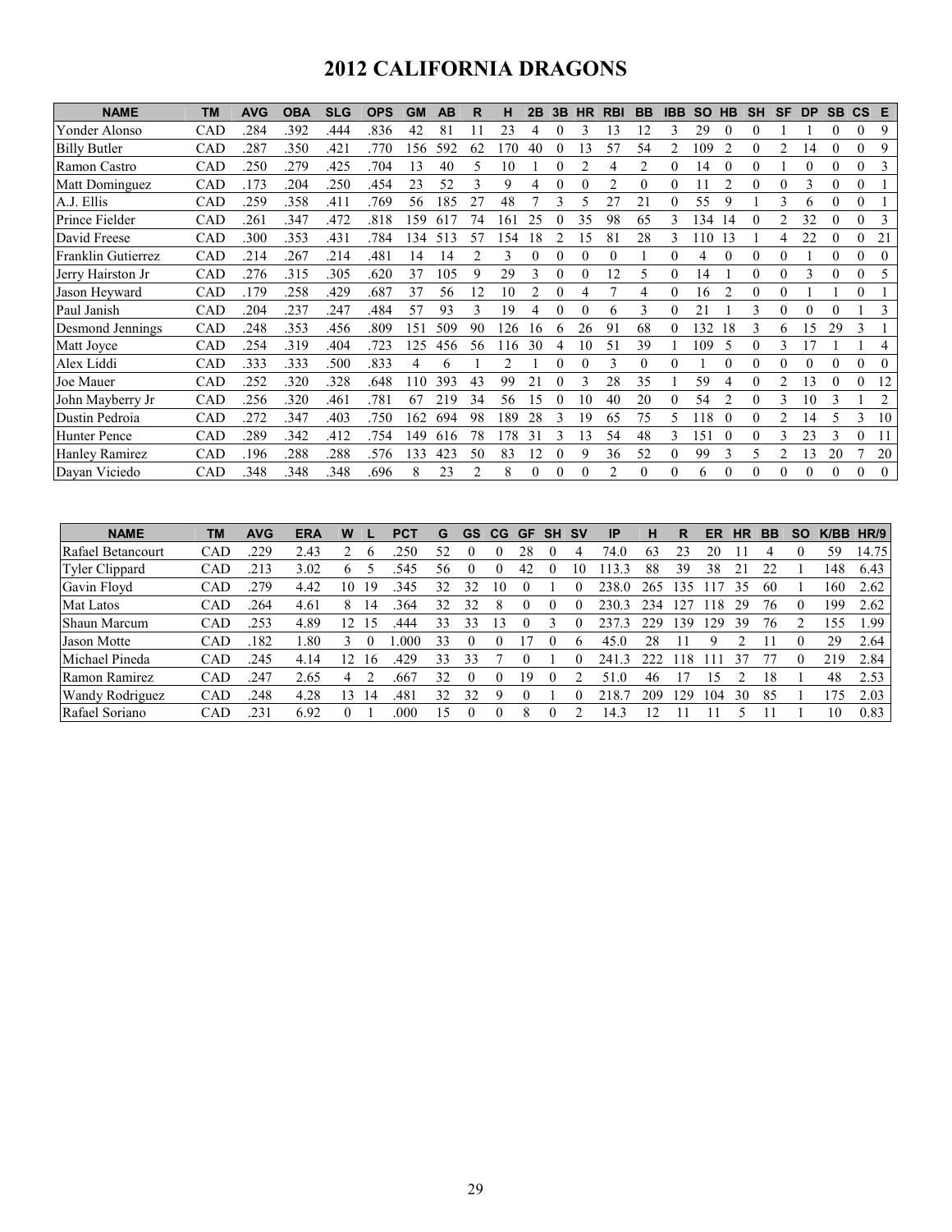# 2012 CALIFORNIA DRAGONS

| NAME | TM | AVG | OBA | SLG | OPS | GM | AB | R | H | 2B | 3B | HR | RBI | BB | IBB | SO | HB | SH | SF | DP | SB | CS | E |
|---|---|---|---|---|---|---|---|---|---|---|---|---|---|---|---|---|---|---|---|---|---|---|---|
| Yonder Alonso | CAD | .284 | .392 | .444 | .836 | 42 | 81 | 11 | 23 | 4 | 0 | 3 | 13 | 12 | 3 | 29 | 0 | 0 | 1 | 1 | 0 | 0 | 9 |
| Billy Butler | CAD | .287 | .350 | .421 | .770 | 156 | 592 | 62 | 170 | 40 | 0 | 13 | 57 | 54 | 2 | 109 | 2 | 0 | 2 | 14 | 0 | 0 | 9 |
| Ramon Castro | CAD | .250 | .279 | .425 | .704 | 13 | 40 | 5 | 10 | 1 | 0 | 2 | 4 | 2 | 0 | 14 | 0 | 0 | 1 | 0 | 0 | 0 | 3 |
| Matt Dominguez | CAD | .173 | .204 | .250 | .454 | 23 | 52 | 3 | 9 | 4 | 0 | 0 | 2 | 0 | 0 | 11 | 2 | 0 | 0 | 3 | 0 | 0 | 1 |
| A.J. Ellis | CAD | .259 | .358 | .411 | .769 | 56 | 185 | 27 | 48 | 7 | 3 | 5 | 27 | 21 | 0 | 55 | 9 | 1 | 3 | 6 | 0 | 0 | 1 |
| Prince Fielder | CAD | .261 | .347 | .472 | .818 | 159 | 617 | 74 | 161 | 25 | 0 | 35 | 98 | 65 | 3 | 134 | 14 | 0 | 2 | 32 | 0 | 0 | 3 |
| David Freese | CAD | .300 | .353 | .431 | .784 | 134 | 513 | 57 | 154 | 18 | 2 | 15 | 81 | 28 | 3 | 110 | 13 | 1 | 4 | 22 | 0 | 0 | 21 |
| Franklin Gutierrez | CAD | .214 | .267 | .214 | .481 | 14 | 14 | 2 | 3 | 0 | 0 | 0 | 0 | 1 | 0 | 4 | 0 | 0 | 0 | 1 | 0 | 0 | 0 |
| Jerry Hairston Jr | CAD | .276 | .315 | .305 | .620 | 37 | 105 | 9 | 29 | 3 | 0 | 0 | 12 | 5 | 0 | 14 | 1 | 0 | 0 | 3 | 0 | 0 | 5 |
| Jason Heyward | CAD | .179 | .258 | .429 | .687 | 37 | 56 | 12 | 10 | 2 | 0 | 4 | 7 | 4 | 0 | 16 | 2 | 0 | 0 | 1 | 1 | 0 | 1 |
| Paul Janish | CAD | .204 | .237 | .247 | .484 | 57 | 93 | 3 | 19 | 4 | 0 | 0 | 6 | 3 | 0 | 21 | 1 | 3 | 0 | 0 | 0 | 1 | 3 |
| Desmond Jennings | CAD | .248 | .353 | .456 | .809 | 151 | 509 | 90 | 126 | 16 | 6 | 26 | 91 | 68 | 0 | 132 | 18 | 3 | 6 | 15 | 29 | 3 | 1 |
| Matt Joyce | CAD | .254 | .319 | .404 | .723 | 125 | 456 | 56 | 116 | 30 | 4 | 10 | 51 | 39 | 1 | 109 | 5 | 0 | 3 | 17 | 1 | 1 | 4 |
| Alex Liddi | CAD | .333 | .333 | .500 | .833 | 4 | 6 | 1 | 2 | 1 | 0 | 0 | 3 | 0 | 0 | 1 | 0 | 0 | 0 | 0 | 0 | 0 | 0 |
| Joe Mauer | CAD | .252 | .320 | .328 | .648 | 110 | 393 | 43 | 99 | 21 | 0 | 3 | 28 | 35 | 1 | 59 | 4 | 0 | 2 | 13 | 0 | 0 | 12 |
| John Mayberry Jr | CAD | .256 | .320 | .461 | .781 | 67 | 219 | 34 | 56 | 15 | 0 | 10 | 40 | 20 | 0 | 54 | 2 | 0 | 3 | 10 | 3 | 1 | 2 |
| Dustin Pedroia | CAD | .272 | .347 | .403 | .750 | 162 | 694 | 98 | 189 | 28 | 3 | 19 | 65 | 75 | 5 | 118 | 0 | 0 | 2 | 14 | 5 | 3 | 10 |
| Hunter Pence | CAD | .289 | .342 | .412 | .754 | 149 | 616 | 78 | 178 | 31 | 3 | 13 | 54 | 48 | 3 | 151 | 0 | 0 | 3 | 23 | 3 | 0 | 11 |
| Hanley Ramirez | CAD | .196 | .288 | .288 | .576 | 133 | 423 | 50 | 83 | 12 | 0 | 9 | 36 | 52 | 0 | 99 | 3 | 5 | 2 | 13 | 20 | 7 | 20 |
| Dayan Viciedo | CAD | .348 | .348 | .348 | .696 | 8 | 23 | 2 | 8 | 0 | 0 | 0 | 2 | 0 | 0 | 6 | 0 | 0 | 0 | 0 | 0 | 0 | 0 |

| NAME | TM | AVG | ERA | W | L | PCT | G | GS | CG | GF | SH | SV | IP | H | R | ER | HR | BB | SO | K/BB | HR/9 |
|---|---|---|---|---|---|---|---|---|---|---|---|---|---|---|---|---|---|---|---|---|---|
| Rafael Betancourt | CAD | .229 | 2.43 | 2 | 6 | .250 | 52 | 0 | 0 | 28 | 0 | 4 | 74.0 | 63 | 23 | 20 | 11 | 4 | 0 | 59 | 14.75 |
| Tyler Clippard | CAD | .213 | 3.02 | 6 | 5 | .545 | 56 | 0 | 0 | 42 | 0 | 10 | 113.3 | 88 | 39 | 38 | 21 | 22 | 1 | 148 | 6.43 |
| Gavin Floyd | CAD | .279 | 4.42 | 10 | 19 | .345 | 32 | 32 | 10 | 0 | 1 | 0 | 238.0 | 265 | 135 | 117 | 35 | 60 | 1 | 160 | 2.62 |
| Mat Latos | CAD | .264 | 4.61 | 8 | 14 | .364 | 32 | 32 | 8 | 0 | 0 | 0 | 230.3 | 234 | 127 | 118 | 29 | 76 | 0 | 199 | 2.62 |
| Shaun Marcum | CAD | .253 | 4.89 | 12 | 15 | .444 | 33 | 33 | 13 | 0 | 3 | 0 | 237.3 | 229 | 139 | 129 | 39 | 76 | 2 | 155 | 1.99 |
| Jason Motte | CAD | .182 | 1.80 | 3 | 0 | 1.000 | 33 | 0 | 0 | 17 | 0 | 6 | 45.0 | 28 | 11 | 9 | 2 | 11 | 0 | 29 | 2.64 |
| Michael Pineda | CAD | .245 | 4.14 | 12 | 16 | .429 | 33 | 33 | 7 | 0 | 1 | 0 | 241.3 | 222 | 118 | 111 | 37 | 77 | 0 | 219 | 2.84 |
| Ramon Ramirez | CAD | .247 | 2.65 | 4 | 2 | .667 | 32 | 0 | 0 | 19 | 0 | 2 | 51.0 | 46 | 17 | 15 | 2 | 18 | 1 | 48 | 2.53 |
| Wandy Rodriguez | CAD | .248 | 4.28 | 13 | 14 | .481 | 32 | 32 | 9 | 0 | 1 | 0 | 218.7 | 209 | 129 | 104 | 30 | 85 | 1 | 175 | 2.03 |
| Rafael Soriano | CAD | .231 | 6.92 | 0 | 1 | .000 | 15 | 0 | 0 | 8 | 0 | 2 | 14.3 | 12 | 11 | 11 | 5 | 11 | 1 | 10 | 0.83 |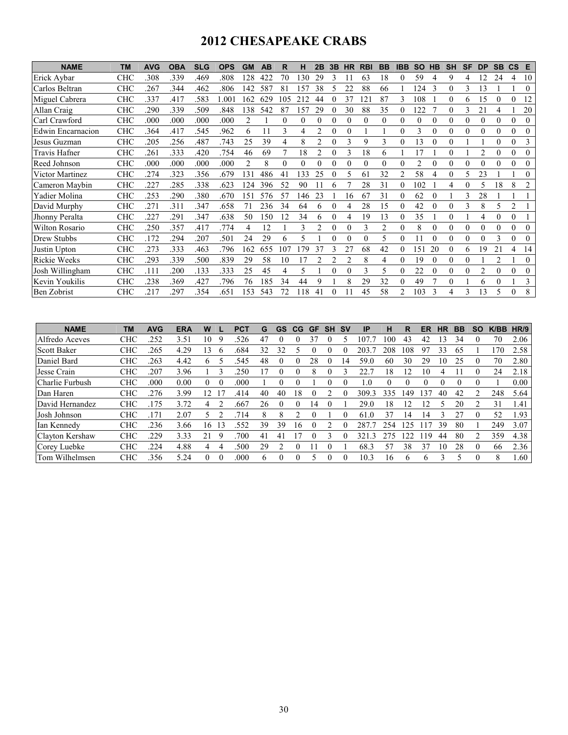# 2012 CHESAPEAKE CRABS

| NAME | TM | AVG | OBA | SLG | OPS | GM | AB | R | H | 2B | 3B | HR | RBI | BB | IBB | SO | HB | SH | SF | DP | SB | CS | E |
|---|---|---|---|---|---|---|---|---|---|---|---|---|---|---|---|---|---|---|---|---|---|---|---|
| Erick Aybar | CHC | .308 | .339 | .469 | .808 | 128 | 422 | 70 | 130 | 29 | 3 | 11 | 63 | 18 | 0 | 59 | 4 | 9 | 4 | 12 | 24 | 4 | 10 |
| Carlos Beltran | CHC | .267 | .344 | .462 | .806 | 142 | 587 | 81 | 157 | 38 | 5 | 22 | 88 | 66 | 1 | 124 | 3 | 0 | 3 | 13 | 1 | 1 | 0 |
| Miguel Cabrera | CHC | .337 | .417 | .583 | 1.001 | 162 | 629 | 105 | 212 | 44 | 0 | 37 | 121 | 87 | 3 | 108 | 1 | 0 | 6 | 15 | 0 | 0 | 12 |
| Allan Craig | CHC | .290 | .339 | .509 | .848 | 138 | 542 | 87 | 157 | 29 | 0 | 30 | 88 | 35 | 0 | 122 | 7 | 0 | 3 | 21 | 4 | 1 | 20 |
| Carl Crawford | CHC | .000 | .000 | .000 | .000 | 2 | 1 | 0 | 0 | 0 | 0 | 0 | 0 | 0 | 0 | 0 | 0 | 0 | 0 | 0 | 0 | 0 | 0 |
| Edwin Encarnacion | CHC | .364 | .417 | .545 | .962 | 6 | 11 | 3 | 4 | 2 | 0 | 0 | 1 | 1 | 0 | 3 | 0 | 0 | 0 | 0 | 0 | 0 | 0 |
| Jesus Guzman | CHC | .205 | .256 | .487 | .743 | 25 | 39 | 4 | 8 | 2 | 0 | 3 | 9 | 3 | 0 | 13 | 0 | 0 | 1 | 1 | 0 | 0 | 3 |
| Travis Hafner | CHC | .261 | .333 | .420 | .754 | 46 | 69 | 7 | 18 | 2 | 0 | 3 | 18 | 6 | 1 | 17 | 1 | 0 | 1 | 2 | 0 | 0 | 0 |
| Reed Johnson | CHC | .000 | .000 | .000 | .000 | 2 | 8 | 0 | 0 | 0 | 0 | 0 | 0 | 0 | 0 | 2 | 0 | 0 | 0 | 0 | 0 | 0 | 0 |
| Victor Martinez | CHC | .274 | .323 | .356 | .679 | 131 | 486 | 41 | 133 | 25 | 0 | 5 | 61 | 32 | 2 | 58 | 4 | 0 | 5 | 23 | 1 | 1 | 0 |
| Cameron Maybin | CHC | .227 | .285 | .338 | .623 | 124 | 396 | 52 | 90 | 11 | 6 | 7 | 28 | 31 | 0 | 102 | 1 | 4 | 0 | 5 | 18 | 8 | 2 |
| Yadier Molina | CHC | .253 | .290 | .380 | .670 | 151 | 576 | 57 | 146 | 23 | 1 | 16 | 67 | 31 | 0 | 62 | 0 | 1 | 3 | 28 | 1 | 1 | 1 |
| David Murphy | CHC | .271 | .311 | .347 | .658 | 71 | 236 | 34 | 64 | 6 | 0 | 4 | 28 | 15 | 0 | 42 | 0 | 0 | 3 | 8 | 5 | 2 | 1 |
| Jhonny Peralta | CHC | .227 | .291 | .347 | .638 | 50 | 150 | 12 | 34 | 6 | 0 | 4 | 19 | 13 | 0 | 35 | 1 | 0 | 1 | 4 | 0 | 0 | 1 |
| Wilton Rosario | CHC | .250 | .357 | .417 | .774 | 4 | 12 | 1 | 3 | 2 | 0 | 0 | 3 | 2 | 0 | 8 | 0 | 0 | 0 | 0 | 0 | 0 | 0 |
| Drew Stubbs | CHC | .172 | .294 | .207 | .501 | 24 | 29 | 6 | 5 | 1 | 0 | 0 | 0 | 5 | 0 | 11 | 0 | 0 | 0 | 0 | 3 | 0 | 0 |
| Justin Upton | CHC | .273 | .333 | .463 | .796 | 162 | 655 | 107 | 179 | 37 | 3 | 27 | 68 | 42 | 0 | 151 | 20 | 0 | 6 | 19 | 21 | 4 | 14 |
| Rickie Weeks | CHC | .293 | .339 | .500 | .839 | 29 | 58 | 10 | 17 | 2 | 2 | 2 | 8 | 4 | 0 | 19 | 0 | 0 | 0 | 1 | 2 | 1 | 0 |
| Josh Willingham | CHC | .111 | .200 | .133 | .333 | 25 | 45 | 4 | 5 | 1 | 0 | 0 | 3 | 5 | 0 | 22 | 0 | 0 | 0 | 2 | 0 | 0 | 0 |
| Kevin Youkilis | CHC | .238 | .369 | .427 | .796 | 76 | 185 | 34 | 44 | 9 | 1 | 8 | 29 | 32 | 0 | 49 | 7 | 0 | 1 | 6 | 0 | 1 | 3 |
| Ben Zobrist | CHC | .217 | .297 | .354 | .651 | 153 | 543 | 72 | 118 | 41 | 0 | 11 | 45 | 58 | 2 | 103 | 3 | 4 | 3 | 13 | 5 | 0 | 8 |

| NAME | TM | AVG | ERA | W | L | PCT | G | GS | CG | GF | SH | SV | IP | H | R | ER | HR | BB | SO | K/BB | HR/9 |
|---|---|---|---|---|---|---|---|---|---|---|---|---|---|---|---|---|---|---|---|---|---|
| Alfredo Aceves | CHC | .252 | 3.51 | 10 | 9 | .526 | 47 | 0 | 0 | 37 | 0 | 5 | 107.7 | 100 | 43 | 42 | 13 | 34 | 0 | 70 | 2.06 |
| Scott Baker | CHC | .265 | 4.29 | 13 | 6 | .684 | 32 | 32 | 5 | 0 | 0 | 0 | 203.7 | 208 | 108 | 97 | 33 | 65 | 1 | 170 | 2.58 |
| Daniel Bard | CHC | .263 | 4.42 | 6 | 5 | .545 | 48 | 0 | 0 | 28 | 0 | 14 | 59.0 | 60 | 30 | 29 | 10 | 25 | 0 | 70 | 2.80 |
| Jesse Crain | CHC | .207 | 3.96 | 1 | 3 | .250 | 17 | 0 | 0 | 8 | 0 | 3 | 22.7 | 18 | 12 | 10 | 4 | 11 | 0 | 24 | 2.18 |
| Charlie Furbush | CHC | .000 | 0.00 | 0 | 0 | .000 | 1 | 0 | 0 | 1 | 0 | 0 | 1.0 | 0 | 0 | 0 | 0 | 0 | 0 | 1 | 0.00 |
| Dan Haren | CHC | .276 | 3.99 | 12 | 17 | .414 | 40 | 40 | 18 | 0 | 2 | 0 | 309.3 | 335 | 149 | 137 | 40 | 42 | 2 | 248 | 5.64 |
| David Hernandez | CHC | .175 | 3.72 | 4 | 2 | .667 | 26 | 0 | 0 | 14 | 0 | 1 | 29.0 | 18 | 12 | 12 | 5 | 20 | 2 | 31 | 1.41 |
| Josh Johnson | CHC | .171 | 2.07 | 5 | 2 | .714 | 8 | 8 | 2 | 0 | 1 | 0 | 61.0 | 37 | 14 | 14 | 3 | 27 | 0 | 52 | 1.93 |
| Ian Kennedy | CHC | .236 | 3.66 | 16 | 13 | .552 | 39 | 39 | 16 | 0 | 2 | 0 | 287.7 | 254 | 125 | 117 | 39 | 80 | 1 | 249 | 3.07 |
| Clayton Kershaw | CHC | .229 | 3.33 | 21 | 9 | .700 | 41 | 41 | 17 | 0 | 3 | 0 | 321.3 | 275 | 122 | 119 | 44 | 80 | 2 | 359 | 4.38 |
| Corey Luebke | CHC | .224 | 4.88 | 4 | 4 | .500 | 29 | 2 | 0 | 11 | 0 | 1 | 68.3 | 57 | 38 | 37 | 10 | 28 | 0 | 66 | 2.36 |
| Tom Wilhelmsen | CHC | .356 | 5.24 | 0 | 0 | .000 | 6 | 0 | 0 | 5 | 0 | 0 | 10.3 | 16 | 6 | 6 | 3 | 5 | 0 | 8 | 1.60 |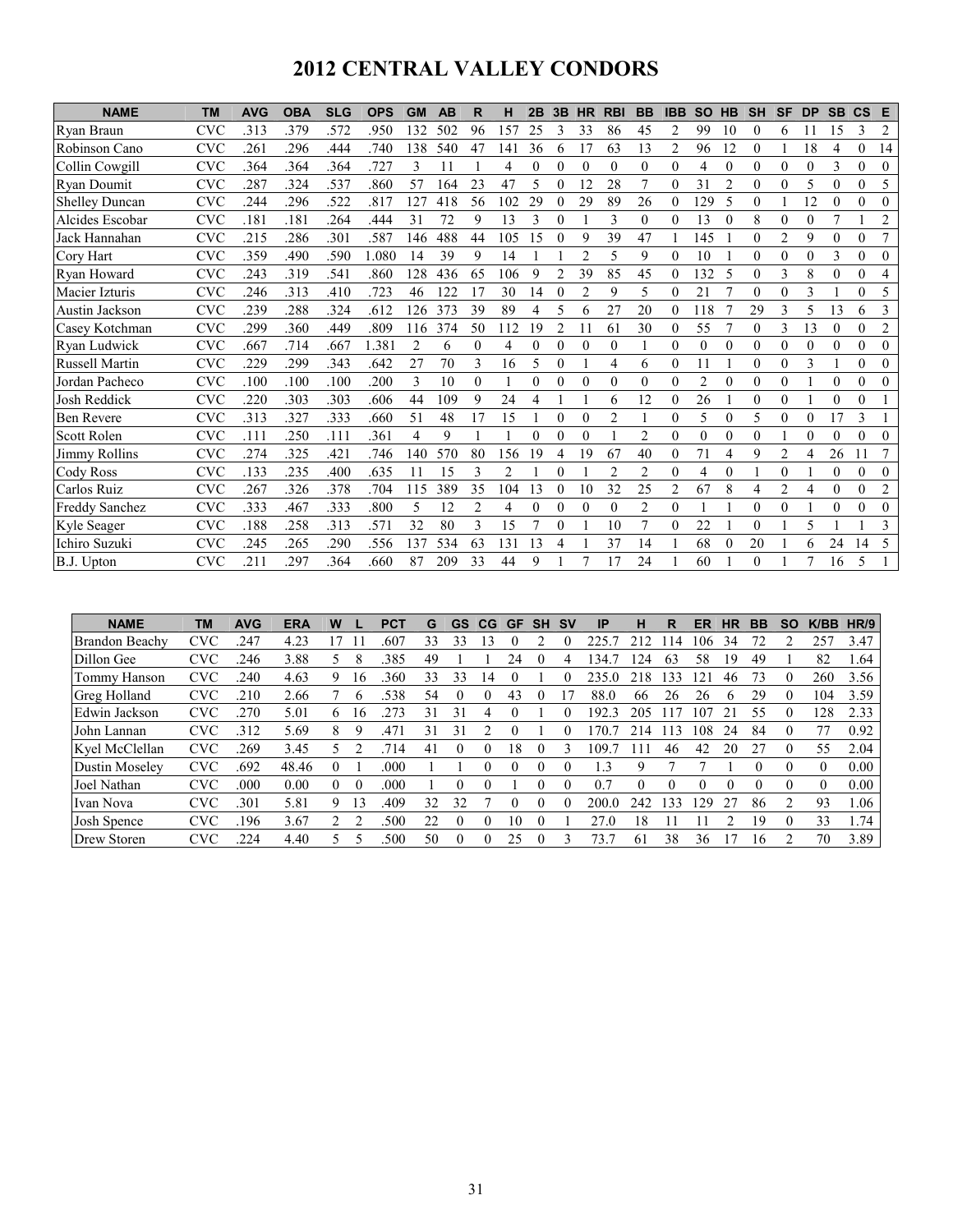# 2012 CENTRAL VALLEY CONDORS

| NAME | TM | AVG | OBA | SLG | OPS | GM | AB | R | H | 2B | 3B | HR | RBI | BB | IBB | SO | HB | SH | SF | DP | SB | CS | E |
|---|---|---|---|---|---|---|---|---|---|---|---|---|---|---|---|---|---|---|---|---|---|---|---|
| Ryan Braun | CVC | .313 | .379 | .572 | .950 | 132 | 502 | 96 | 157 | 25 | 3 | 33 | 86 | 45 | 2 | 99 | 10 | 0 | 6 | 11 | 15 | 3 | 2 |
| Robinson Cano | CVC | .261 | .296 | .444 | .740 | 138 | 540 | 47 | 141 | 36 | 6 | 17 | 63 | 13 | 2 | 96 | 12 | 0 | 1 | 18 | 4 | 0 | 14 |
| Collin Cowgill | CVC | .364 | .364 | .364 | .727 | 3 | 11 | 1 | 4 | 0 | 0 | 0 | 0 | 0 | 0 | 4 | 0 | 0 | 0 | 0 | 3 | 0 | 0 |
| Ryan Doumit | CVC | .287 | .324 | .537 | .860 | 57 | 164 | 23 | 47 | 5 | 0 | 12 | 28 | 7 | 0 | 31 | 2 | 0 | 0 | 5 | 0 | 0 | 5 |
| Shelley Duncan | CVC | .244 | .296 | .522 | .817 | 127 | 418 | 56 | 102 | 29 | 0 | 29 | 89 | 26 | 0 | 129 | 5 | 0 | 1 | 12 | 0 | 0 | 0 |
| Alcides Escobar | CVC | .181 | .181 | .264 | .444 | 31 | 72 | 9 | 13 | 3 | 0 | 1 | 3 | 0 | 0 | 13 | 0 | 8 | 0 | 0 | 7 | 1 | 2 |
| Jack Hannahan | CVC | .215 | .286 | .301 | .587 | 146 | 488 | 44 | 105 | 15 | 0 | 9 | 39 | 47 | 1 | 145 | 1 | 0 | 2 | 9 | 0 | 0 | 7 |
| Cory Hart | CVC | .359 | .490 | .590 | 1.080 | 14 | 39 | 9 | 14 | 1 | 1 | 2 | 5 | 9 | 0 | 10 | 1 | 0 | 0 | 0 | 3 | 0 | 0 |
| Ryan Howard | CVC | .243 | .319 | .541 | .860 | 128 | 436 | 65 | 106 | 9 | 2 | 39 | 85 | 45 | 0 | 132 | 5 | 0 | 3 | 8 | 0 | 0 | 4 |
| Macier Izturis | CVC | .246 | .313 | .410 | .723 | 46 | 122 | 17 | 30 | 14 | 0 | 2 | 9 | 5 | 0 | 21 | 7 | 0 | 0 | 3 | 1 | 0 | 5 |
| Austin Jackson | CVC | .239 | .288 | .324 | .612 | 126 | 373 | 39 | 89 | 4 | 5 | 6 | 27 | 20 | 0 | 118 | 7 | 29 | 3 | 5 | 13 | 6 | 3 |
| Casey Kotchman | CVC | .299 | .360 | .449 | .809 | 116 | 374 | 50 | 112 | 19 | 2 | 11 | 61 | 30 | 0 | 55 | 7 | 0 | 3 | 13 | 0 | 0 | 2 |
| Ryan Ludwick | CVC | .667 | .714 | .667 | 1.381 | 2 | 6 | 0 | 4 | 0 | 0 | 0 | 0 | 1 | 0 | 0 | 0 | 0 | 0 | 0 | 0 | 0 | 0 |
| Russell Martin | CVC | .229 | .299 | .343 | .642 | 27 | 70 | 3 | 16 | 5 | 0 | 1 | 4 | 6 | 0 | 11 | 1 | 0 | 0 | 3 | 1 | 0 | 0 |
| Jordan Pacheco | CVC | .100 | .100 | .100 | .200 | 3 | 10 | 0 | 1 | 0 | 0 | 0 | 0 | 0 | 0 | 2 | 0 | 0 | 0 | 1 | 0 | 0 | 0 |
| Josh Reddick | CVC | .220 | .303 | .303 | .606 | 44 | 109 | 9 | 24 | 4 | 1 | 1 | 6 | 12 | 0 | 26 | 1 | 0 | 0 | 1 | 0 | 0 | 1 |
| Ben Revere | CVC | .313 | .327 | .333 | .660 | 51 | 48 | 17 | 15 | 1 | 0 | 0 | 2 | 1 | 0 | 5 | 0 | 5 | 0 | 0 | 17 | 3 | 1 |
| Scott Rolen | CVC | .111 | .250 | .111 | .361 | 4 | 9 | 1 | 1 | 0 | 0 | 0 | 1 | 2 | 0 | 0 | 0 | 0 | 1 | 0 | 0 | 0 | 0 |
| Jimmy Rollins | CVC | .274 | .325 | .421 | .746 | 140 | 570 | 80 | 156 | 19 | 4 | 19 | 67 | 40 | 0 | 71 | 4 | 9 | 2 | 4 | 26 | 11 | 7 |
| Cody Ross | CVC | .133 | .235 | .400 | .635 | 11 | 15 | 3 | 2 | 1 | 0 | 1 | 2 | 2 | 0 | 4 | 0 | 1 | 0 | 1 | 0 | 0 | 0 |
| Carlos Ruiz | CVC | .267 | .326 | .378 | .704 | 115 | 389 | 35 | 104 | 13 | 0 | 10 | 32 | 25 | 2 | 67 | 8 | 4 | 2 | 4 | 0 | 0 | 2 |
| Freddy Sanchez | CVC | .333 | .467 | .333 | .800 | 5 | 12 | 2 | 4 | 0 | 0 | 0 | 0 | 2 | 0 | 1 | 1 | 0 | 0 | 1 | 0 | 0 | 0 |
| Kyle Seager | CVC | .188 | .258 | .313 | .571 | 32 | 80 | 3 | 15 | 7 | 0 | 1 | 10 | 7 | 0 | 22 | 1 | 0 | 1 | 5 | 1 | 1 | 3 |
| Ichiro Suzuki | CVC | .245 | .265 | .290 | .556 | 137 | 534 | 63 | 131 | 13 | 4 | 1 | 37 | 14 | 1 | 68 | 0 | 20 | 1 | 6 | 24 | 14 | 5 |
| B.J. Upton | CVC | .211 | .297 | .364 | .660 | 87 | 209 | 33 | 44 | 9 | 1 | 7 | 17 | 24 | 1 | 60 | 1 | 0 | 1 | 7 | 16 | 5 | 1 |

| NAME | TM | AVG | ERA | W | L | PCT | G | GS | CG | GF | SH | SV | IP | H | R | ER | HR | BB | SO | K/BB | HR/9 |
|---|---|---|---|---|---|---|---|---|---|---|---|---|---|---|---|---|---|---|---|---|---|
| Brandon Beachy | CVC | .247 | 4.23 | 17 | 11 | .607 | 33 | 33 | 13 | 0 | 2 | 0 | 225.7 | 212 | 114 | 106 | 34 | 72 | 2 | 257 | 3.47 |
| Dillon Gee | CVC | .246 | 3.88 | 5 | 8 | .385 | 49 | 1 | 1 | 24 | 0 | 4 | 134.7 | 124 | 63 | 58 | 19 | 49 | 1 | 82 | 1.64 |
| Tommy Hanson | CVC | .240 | 4.63 | 9 | 16 | .360 | 33 | 33 | 14 | 0 | 1 | 0 | 235.0 | 218 | 133 | 121 | 46 | 73 | 0 | 260 | 3.56 |
| Greg Holland | CVC | .210 | 2.66 | 7 | 6 | .538 | 54 | 0 | 0 | 43 | 0 | 17 | 88.0 | 66 | 26 | 26 | 6 | 29 | 0 | 104 | 3.59 |
| Edwin Jackson | CVC | .270 | 5.01 | 6 | 16 | .273 | 31 | 31 | 4 | 0 | 1 | 0 | 192.3 | 205 | 117 | 107 | 21 | 55 | 0 | 128 | 2.33 |
| John Lannan | CVC | .312 | 5.69 | 8 | 9 | .471 | 31 | 31 | 2 | 0 | 1 | 0 | 170.7 | 214 | 113 | 108 | 24 | 84 | 0 | 77 | 0.92 |
| Kyel McClellan | CVC | .269 | 3.45 | 5 | 2 | .714 | 41 | 0 | 0 | 18 | 0 | 3 | 109.7 | 111 | 46 | 42 | 20 | 27 | 0 | 55 | 2.04 |
| Dustin Moseley | CVC | .692 | 48.46 | 0 | 1 | .000 | 1 | 1 | 0 | 0 | 0 | 0 | 1.3 | 9 | 7 | 7 | 1 | 0 | 0 | 0 | 0.00 |
| Joel Nathan | CVC | .000 | 0.00 | 0 | 0 | .000 | 1 | 0 | 0 | 1 | 0 | 0 | 0.7 | 0 | 0 | 0 | 0 | 0 | 0 | 0 | 0.00 |
| Ivan Nova | CVC | .301 | 5.81 | 9 | 13 | .409 | 32 | 32 | 7 | 0 | 0 | 0 | 200.0 | 242 | 133 | 129 | 27 | 86 | 2 | 93 | 1.06 |
| Josh Spence | CVC | .196 | 3.67 | 2 | 2 | .500 | 22 | 0 | 0 | 10 | 0 | 1 | 27.0 | 18 | 11 | 11 | 2 | 19 | 0 | 33 | 1.74 |
| Drew Storen | CVC | .224 | 4.40 | 5 | 5 | .500 | 50 | 0 | 0 | 25 | 0 | 3 | 73.7 | 61 | 38 | 36 | 17 | 16 | 2 | 70 | 3.89 |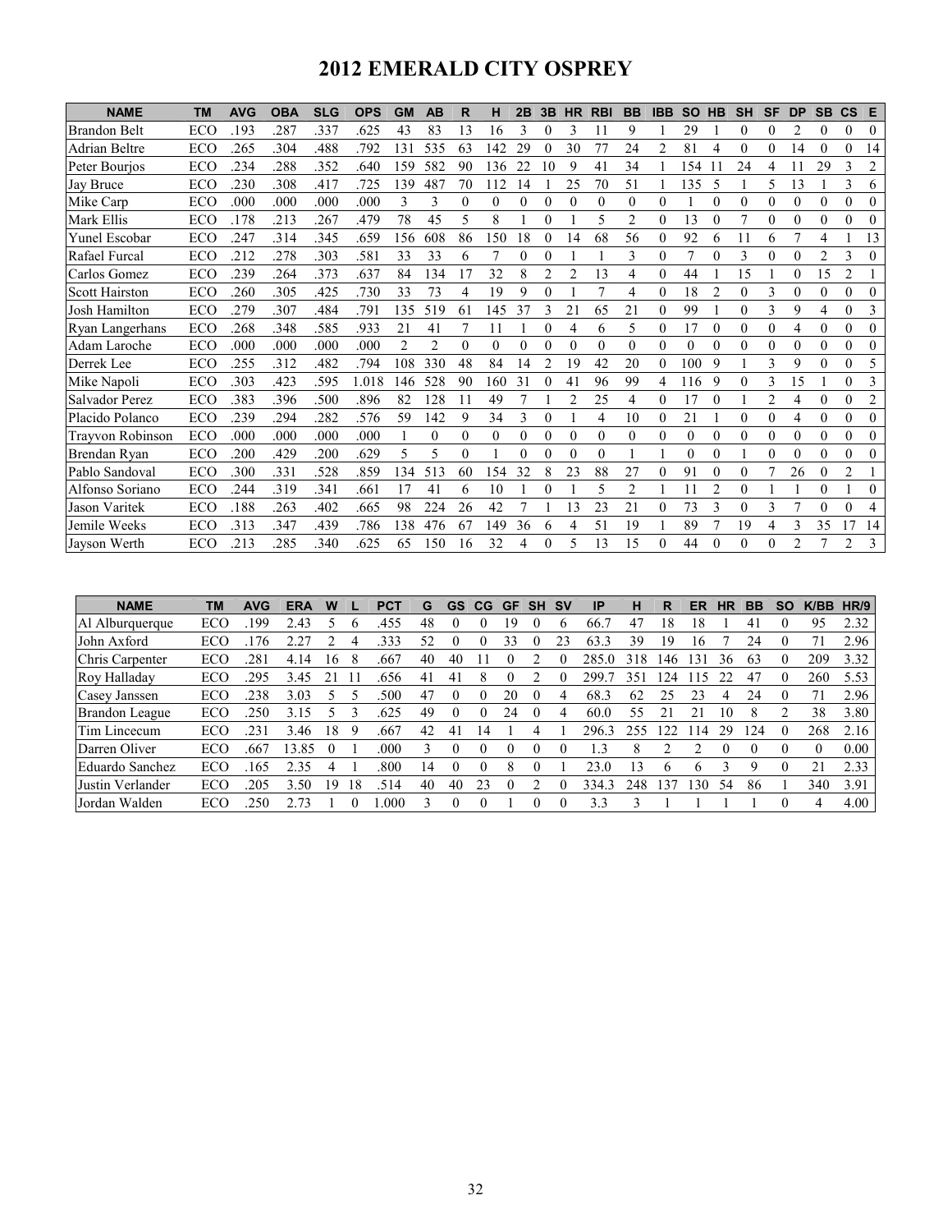# 2012 EMERALD CITY OSPREY

| NAME | TM | AVG | OBA | SLG | OPS | GM | AB | R | H | 2B | 3B | HR | RBI | BB | IBB | SO | HB | SH | SF | DP | SB | CS | E |
|---|---|---|---|---|---|---|---|---|---|---|---|---|---|---|---|---|---|---|---|---|---|---|---|
| Brandon Belt | ECO | .193 | .287 | .337 | .625 | 43 | 83 | 13 | 16 | 3 | 0 | 3 | 11 | 9 | 1 | 29 | 1 | 0 | 0 | 2 | 0 | 0 | 0 |
| Adrian Beltre | ECO | .265 | .304 | .488 | .792 | 131 | 535 | 63 | 142 | 29 | 0 | 30 | 77 | 24 | 2 | 81 | 4 | 0 | 0 | 14 | 0 | 0 | 14 |
| Peter Bourjos | ECO | .234 | .288 | .352 | .640 | 159 | 582 | 90 | 136 | 22 | 10 | 9 | 41 | 34 | 1 | 154 | 11 | 24 | 4 | 11 | 29 | 3 | 2 |
| Jay Bruce | ECO | .230 | .308 | .417 | .725 | 139 | 487 | 70 | 112 | 14 | 1 | 25 | 70 | 51 | 1 | 135 | 5 | 1 | 5 | 13 | 1 | 3 | 6 |
| Mike Carp | ECO | .000 | .000 | .000 | .000 | 3 | 3 | 0 | 0 | 0 | 0 | 0 | 0 | 0 | 0 | 1 | 0 | 0 | 0 | 0 | 0 | 0 | 0 |
| Mark Ellis | ECO | .178 | .213 | .267 | .479 | 78 | 45 | 5 | 8 | 1 | 0 | 1 | 5 | 2 | 0 | 13 | 0 | 7 | 0 | 0 | 0 | 0 | 0 |
| Yunel Escobar | ECO | .247 | .314 | .345 | .659 | 156 | 608 | 86 | 150 | 18 | 0 | 14 | 68 | 56 | 0 | 92 | 6 | 11 | 6 | 7 | 4 | 1 | 13 |
| Rafael Furcal | ECO | .212 | .278 | .303 | .581 | 33 | 33 | 6 | 7 | 0 | 0 | 1 | 1 | 3 | 0 | 7 | 0 | 3 | 0 | 0 | 2 | 3 | 0 |
| Carlos Gomez | ECO | .239 | .264 | .373 | .637 | 84 | 134 | 17 | 32 | 8 | 2 | 2 | 13 | 4 | 0 | 44 | 1 | 15 | 1 | 0 | 15 | 2 | 1 |
| Scott Hairston | ECO | .260 | .305 | .425 | .730 | 33 | 73 | 4 | 19 | 9 | 0 | 1 | 7 | 4 | 0 | 18 | 2 | 0 | 3 | 0 | 0 | 0 | 0 |
| Josh Hamilton | ECO | .279 | .307 | .484 | .791 | 135 | 519 | 61 | 145 | 37 | 3 | 21 | 65 | 21 | 0 | 99 | 1 | 0 | 3 | 9 | 4 | 0 | 3 |
| Ryan Langerhans | ECO | .268 | .348 | .585 | .933 | 21 | 41 | 7 | 11 | 1 | 0 | 4 | 6 | 5 | 0 | 17 | 0 | 0 | 0 | 4 | 0 | 0 | 0 |
| Adam Laroche | ECO | .000 | .000 | .000 | .000 | 2 | 2 | 0 | 0 | 0 | 0 | 0 | 0 | 0 | 0 | 0 | 0 | 0 | 0 | 0 | 0 | 0 | 0 |
| Derrek Lee | ECO | .255 | .312 | .482 | .794 | 108 | 330 | 48 | 84 | 14 | 2 | 19 | 42 | 20 | 0 | 100 | 9 | 1 | 3 | 9 | 0 | 0 | 5 |
| Mike Napoli | ECO | .303 | .423 | .595 | 1.018 | 146 | 528 | 90 | 160 | 31 | 0 | 41 | 96 | 99 | 4 | 116 | 9 | 0 | 3 | 15 | 1 | 0 | 3 |
| Salvador Perez | ECO | .383 | .396 | .500 | .896 | 82 | 128 | 11 | 49 | 7 | 1 | 2 | 25 | 4 | 0 | 17 | 0 | 1 | 2 | 4 | 0 | 0 | 2 |
| Placido Polanco | ECO | .239 | .294 | .282 | .576 | 59 | 142 | 9 | 34 | 3 | 0 | 1 | 4 | 10 | 0 | 21 | 1 | 0 | 0 | 4 | 0 | 0 | 0 |
| Trayvon Robinson | ECO | .000 | .000 | .000 | .000 | 1 | 0 | 0 | 0 | 0 | 0 | 0 | 0 | 0 | 0 | 0 | 0 | 0 | 0 | 0 | 0 | 0 | 0 |
| Brendan Ryan | ECO | .200 | .429 | .200 | .629 | 5 | 5 | 0 | 1 | 0 | 0 | 0 | 0 | 1 | 1 | 0 | 0 | 1 | 0 | 0 | 0 | 0 | 0 |
| Pablo Sandoval | ECO | .300 | .331 | .528 | .859 | 134 | 513 | 60 | 154 | 32 | 8 | 23 | 88 | 27 | 0 | 91 | 0 | 0 | 7 | 26 | 0 | 2 | 1 |
| Alfonso Soriano | ECO | .244 | .319 | .341 | .661 | 17 | 41 | 6 | 10 | 1 | 0 | 1 | 5 | 2 | 1 | 11 | 2 | 0 | 1 | 1 | 0 | 1 | 0 |
| Jason Varitek | ECO | .188 | .263 | .402 | .665 | 98 | 224 | 26 | 42 | 7 | 1 | 13 | 23 | 21 | 0 | 73 | 3 | 0 | 3 | 7 | 0 | 0 | 4 |
| Jemile Weeks | ECO | .313 | .347 | .439 | .786 | 138 | 476 | 67 | 149 | 36 | 6 | 4 | 51 | 19 | 1 | 89 | 7 | 19 | 4 | 3 | 35 | 17 | 14 |
| Jayson Werth | ECO | .213 | .285 | .340 | .625 | 65 | 150 | 16 | 32 | 4 | 0 | 5 | 13 | 15 | 0 | 44 | 0 | 0 | 0 | 2 | 7 | 2 | 3 |

| NAME | TM | AVG | ERA | W | L | PCT | G | GS | CG | GF | SH | SV | IP | H | R | ER | HR | BB | SO | K/BB | HR/9 |
|---|---|---|---|---|---|---|---|---|---|---|---|---|---|---|---|---|---|---|---|---|---|
| Al Alburquerque | ECO | .199 | 2.43 | 5 | 6 | .455 | 48 | 0 | 0 | 19 | 0 | 6 | 66.7 | 47 | 18 | 18 | 1 | 41 | 0 | 95 | 2.32 |
| John Axford | ECO | .176 | 2.27 | 2 | 4 | .333 | 52 | 0 | 0 | 33 | 0 | 23 | 63.3 | 39 | 19 | 16 | 7 | 24 | 0 | 71 | 2.96 |
| Chris Carpenter | ECO | .281 | 4.14 | 16 | 8 | .667 | 40 | 40 | 11 | 0 | 2 | 0 | 285.0 | 318 | 146 | 131 | 36 | 63 | 0 | 209 | 3.32 |
| Roy Halladay | ECO | .295 | 3.45 | 21 | 11 | .656 | 41 | 41 | 8 | 0 | 2 | 0 | 299.7 | 351 | 124 | 115 | 22 | 47 | 0 | 260 | 5.53 |
| Casey Janssen | ECO | .238 | 3.03 | 5 | 5 | .500 | 47 | 0 | 0 | 20 | 0 | 4 | 68.3 | 62 | 25 | 23 | 4 | 24 | 0 | 71 | 2.96 |
| Brandon League | ECO | .250 | 3.15 | 5 | 3 | .625 | 49 | 0 | 0 | 24 | 0 | 4 | 60.0 | 55 | 21 | 21 | 10 | 8 | 2 | 38 | 3.80 |
| Tim Lincecum | ECO | .231 | 3.46 | 18 | 9 | .667 | 42 | 41 | 14 | 1 | 4 | 1 | 296.3 | 255 | 122 | 114 | 29 | 124 | 0 | 268 | 2.16 |
| Darren Oliver | ECO | .667 | 13.85 | 0 | 1 | .000 | 3 | 0 | 0 | 0 | 0 | 0 | 1.3 | 8 | 2 | 2 | 0 | 0 | 0 | 0 | 0.00 |
| Eduardo Sanchez | ECO | .165 | 2.35 | 4 | 1 | .800 | 14 | 0 | 0 | 8 | 0 | 1 | 23.0 | 13 | 6 | 6 | 3 | 9 | 0 | 21 | 2.33 |
| Justin Verlander | ECO | .205 | 3.50 | 19 | 18 | .514 | 40 | 40 | 23 | 0 | 2 | 0 | 334.3 | 248 | 137 | 130 | 54 | 86 | 1 | 340 | 3.91 |
| Jordan Walden | ECO | .250 | 2.73 | 1 | 0 | 1.000 | 3 | 0 | 0 | 1 | 0 | 0 | 3.3 | 3 | 1 | 1 | 1 | 1 | 0 | 4 | 4.00 |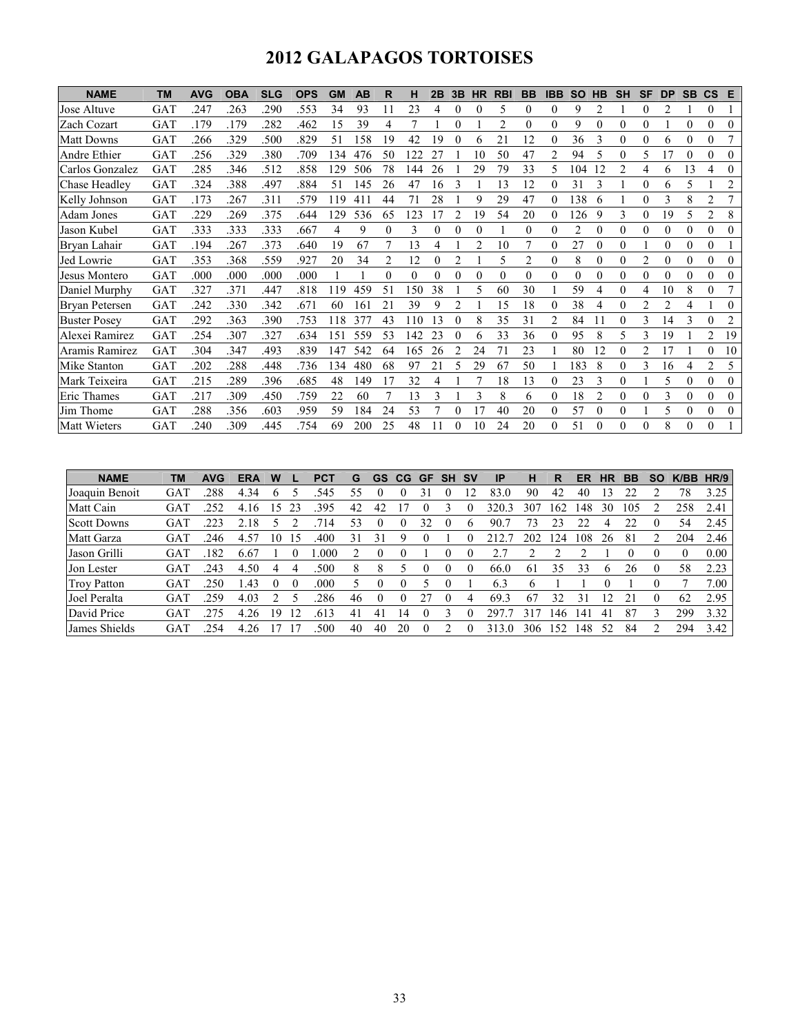# 2012 GALAPAGOS TORTOISES

| NAME | TM | AVG | OBA | SLG | OPS | GM | AB | R | H | 2B | 3B | HR | RBI | BB | IBB | SO | HB | SH | SF | DP | SB | CS | E |
|---|---|---|---|---|---|---|---|---|---|---|---|---|---|---|---|---|---|---|---|---|---|---|---|
| Jose Altuve | GAT | .247 | .263 | .290 | .553 | 34 | 93 | 11 | 23 | 4 | 0 | 0 | 5 | 0 | 0 | 9 | 2 | 1 | 0 | 2 | 1 | 0 | 1 |
| Zach Cozart | GAT | .179 | .179 | .282 | .462 | 15 | 39 | 4 | 7 | 1 | 0 | 1 | 2 | 0 | 0 | 9 | 0 | 0 | 0 | 1 | 0 | 0 | 0 |
| Matt Downs | GAT | .266 | .329 | .500 | .829 | 51 | 158 | 19 | 42 | 19 | 0 | 6 | 21 | 12 | 0 | 36 | 3 | 0 | 0 | 6 | 0 | 0 | 7 |
| Andre Ethier | GAT | .256 | .329 | .380 | .709 | 134 | 476 | 50 | 122 | 27 | 1 | 10 | 50 | 47 | 2 | 94 | 5 | 0 | 5 | 17 | 0 | 0 | 0 |
| Carlos Gonzalez | GAT | .285 | .346 | .512 | .858 | 129 | 506 | 78 | 144 | 26 | 1 | 29 | 79 | 33 | 5 | 104 | 12 | 2 | 4 | 6 | 13 | 4 | 0 |
| Chase Headley | GAT | .324 | .388 | .497 | .884 | 51 | 145 | 26 | 47 | 16 | 3 | 1 | 13 | 12 | 0 | 31 | 3 | 1 | 0 | 6 | 5 | 1 | 2 |
| Kelly Johnson | GAT | .173 | .267 | .311 | .579 | 119 | 411 | 44 | 71 | 28 | 1 | 9 | 29 | 47 | 0 | 138 | 6 | 1 | 0 | 3 | 8 | 2 | 7 |
| Adam Jones | GAT | .229 | .269 | .375 | .644 | 129 | 536 | 65 | 123 | 17 | 2 | 19 | 54 | 20 | 0 | 126 | 9 | 3 | 0 | 19 | 5 | 2 | 8 |
| Jason Kubel | GAT | .333 | .333 | .333 | .667 | 4 | 9 | 0 | 3 | 0 | 0 | 0 | 1 | 0 | 0 | 2 | 0 | 0 | 0 | 0 | 0 | 0 | 0 |
| Bryan Lahair | GAT | .194 | .267 | .373 | .640 | 19 | 67 | 7 | 13 | 4 | 1 | 2 | 10 | 7 | 0 | 27 | 0 | 0 | 1 | 0 | 0 | 0 | 1 |
| Jed Lowrie | GAT | .353 | .368 | .559 | .927 | 20 | 34 | 2 | 12 | 0 | 2 | 1 | 5 | 2 | 0 | 8 | 0 | 0 | 2 | 0 | 0 | 0 | 0 |
| Jesus Montero | GAT | .000 | .000 | .000 | .000 | 1 | 1 | 0 | 0 | 0 | 0 | 0 | 0 | 0 | 0 | 0 | 0 | 0 | 0 | 0 | 0 | 0 | 0 |
| Daniel Murphy | GAT | .327 | .371 | .447 | .818 | 119 | 459 | 51 | 150 | 38 | 1 | 5 | 60 | 30 | 1 | 59 | 4 | 0 | 4 | 10 | 8 | 0 | 7 |
| Bryan Petersen | GAT | .242 | .330 | .342 | .671 | 60 | 161 | 21 | 39 | 9 | 2 | 1 | 15 | 18 | 0 | 38 | 4 | 0 | 2 | 2 | 4 | 1 | 0 |
| Buster Posey | GAT | .292 | .363 | .390 | .753 | 118 | 377 | 43 | 110 | 13 | 0 | 8 | 35 | 31 | 2 | 84 | 11 | 0 | 3 | 14 | 3 | 0 | 2 |
| Alexei Ramirez | GAT | .254 | .307 | .327 | .634 | 151 | 559 | 53 | 142 | 23 | 0 | 6 | 33 | 36 | 0 | 95 | 8 | 5 | 3 | 19 | 1 | 2 | 19 |
| Aramis Ramirez | GAT | .304 | .347 | .493 | .839 | 147 | 542 | 64 | 165 | 26 | 2 | 24 | 71 | 23 | 1 | 80 | 12 | 0 | 2 | 17 | 1 | 0 | 10 |
| Mike Stanton | GAT | .202 | .288 | .448 | .736 | 134 | 480 | 68 | 97 | 21 | 5 | 29 | 67 | 50 | 1 | 183 | 8 | 0 | 3 | 16 | 4 | 2 | 5 |
| Mark Teixeira | GAT | .215 | .289 | .396 | .685 | 48 | 149 | 17 | 32 | 4 | 1 | 7 | 18 | 13 | 0 | 23 | 3 | 0 | 1 | 5 | 0 | 0 | 0 |
| Eric Thames | GAT | .217 | .309 | .450 | .759 | 22 | 60 | 7 | 13 | 3 | 1 | 3 | 8 | 6 | 0 | 18 | 2 | 0 | 0 | 3 | 0 | 0 | 0 |
| Jim Thome | GAT | .288 | .356 | .603 | .959 | 59 | 184 | 24 | 53 | 7 | 0 | 17 | 40 | 20 | 0 | 57 | 0 | 0 | 1 | 5 | 0 | 0 | 0 |
| Matt Wieters | GAT | .240 | .309 | .445 | .754 | 69 | 200 | 25 | 48 | 11 | 0 | 10 | 24 | 20 | 0 | 51 | 0 | 0 | 0 | 8 | 0 | 0 | 1 |

| NAME | TM | AVG | ERA | W | L | PCT | G | GS | CG | GF | SH | SV | IP | H | R | ER | HR | BB | SO | K/BB | HR/9 |
|---|---|---|---|---|---|---|---|---|---|---|---|---|---|---|---|---|---|---|---|---|---|
| Joaquin Benoit | GAT | .288 | 4.34 | 6 | 5 | .545 | 55 | 0 | 0 | 31 | 0 | 12 | 83.0 | 90 | 42 | 40 | 13 | 22 | 2 | 78 | 3.25 |
| Matt Cain | GAT | .252 | 4.16 | 15 | 23 | .395 | 42 | 42 | 17 | 0 | 3 | 0 | 320.3 | 307 | 162 | 148 | 30 | 105 | 2 | 258 | 2.41 |
| Scott Downs | GAT | .223 | 2.18 | 5 | 2 | .714 | 53 | 0 | 0 | 32 | 0 | 6 | 90.7 | 73 | 23 | 22 | 4 | 22 | 0 | 54 | 2.45 |
| Matt Garza | GAT | .246 | 4.57 | 10 | 15 | .400 | 31 | 31 | 9 | 0 | 1 | 0 | 212.7 | 202 | 124 | 108 | 26 | 81 | 2 | 204 | 2.46 |
| Jason Grilli | GAT | .182 | 6.67 | 1 | 0 | 1.000 | 2 | 0 | 0 | 1 | 0 | 0 | 2.7 | 2 | 2 | 2 | 1 | 0 | 0 | 0 | 0.00 |
| Jon Lester | GAT | .243 | 4.50 | 4 | 4 | .500 | 8 | 8 | 5 | 0 | 0 | 0 | 66.0 | 61 | 35 | 33 | 6 | 26 | 0 | 58 | 2.23 |
| Troy Patton | GAT | .250 | 1.43 | 0 | 0 | .000 | 5 | 0 | 0 | 5 | 0 | 1 | 6.3 | 6 | 1 | 1 | 0 | 1 | 0 | 7 | 7.00 |
| Joel Peralta | GAT | .259 | 4.03 | 2 | 5 | .286 | 46 | 0 | 0 | 27 | 0 | 4 | 69.3 | 67 | 32 | 31 | 12 | 21 | 0 | 62 | 2.95 |
| David Price | GAT | .275 | 4.26 | 19 | 12 | .613 | 41 | 41 | 14 | 0 | 3 | 0 | 297.7 | 317 | 146 | 141 | 41 | 87 | 3 | 299 | 3.32 |
| James Shields | GAT | .254 | 4.26 | 17 | 17 | .500 | 40 | 40 | 20 | 0 | 2 | 0 | 313.0 | 306 | 152 | 148 | 52 | 84 | 2 | 294 | 3.42 |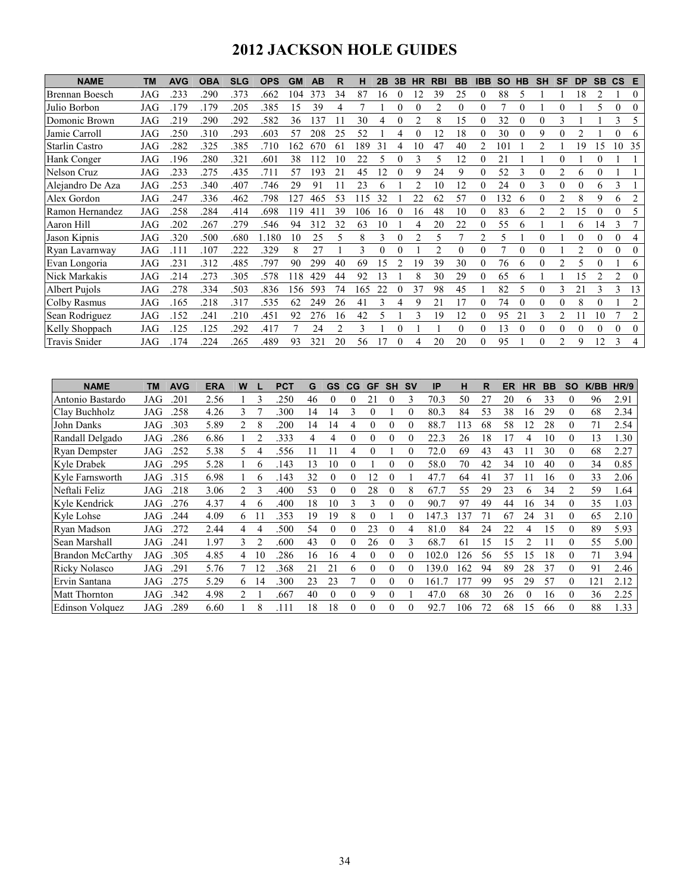# 2012 JACKSON HOLE GUIDES

| NAME | TM | AVG | OBA | SLG | OPS | GM | AB | R | H | 2B | 3B | HR | RBI | BB | IBB | SO | HB | SH | SF | DP | SB | CS | E |
|---|---|---|---|---|---|---|---|---|---|---|---|---|---|---|---|---|---|---|---|---|---|---|---|
| Brennan Boesch | JAG | .233 | .290 | .373 | .662 | 104 | 373 | 34 | 87 | 16 | 0 | 12 | 39 | 25 | 0 | 88 | 5 | 1 | 1 | 18 | 2 | 1 | 0 |
| Julio Borbon | JAG | .179 | .179 | .205 | .385 | 15 | 39 | 4 | 7 | 1 | 0 | 0 | 2 | 0 | 0 | 7 | 0 | 1 | 0 | 1 | 5 | 0 | 0 |
| Domonic Brown | JAG | .219 | .290 | .292 | .582 | 36 | 137 | 11 | 30 | 4 | 0 | 2 | 8 | 15 | 0 | 32 | 0 | 0 | 3 | 1 | 1 | 3 | 5 |
| Jamie Carroll | JAG | .250 | .310 | .293 | .603 | 57 | 208 | 25 | 52 | 1 | 4 | 0 | 12 | 18 | 0 | 30 | 0 | 9 | 0 | 2 | 1 | 0 | 6 |
| Starlin Castro | JAG | .282 | .325 | .385 | .710 | 162 | 670 | 61 | 189 | 31 | 4 | 10 | 47 | 40 | 2 | 101 | 1 | 2 | 1 | 19 | 15 | 10 | 35 |
| Hank Conger | JAG | .196 | .280 | .321 | .601 | 38 | 112 | 10 | 22 | 5 | 0 | 3 | 5 | 12 | 0 | 21 | 1 | 1 | 0 | 1 | 0 | 1 | 1 |
| Nelson Cruz | JAG | .233 | .275 | .435 | .711 | 57 | 193 | 21 | 45 | 12 | 0 | 9 | 24 | 9 | 0 | 52 | 3 | 0 | 2 | 6 | 0 | 1 | 1 |
| Alejandro De Aza | JAG | .253 | .340 | .407 | .746 | 29 | 91 | 11 | 23 | 6 | 1 | 2 | 10 | 12 | 0 | 24 | 0 | 3 | 0 | 0 | 6 | 3 | 1 |
| Alex Gordon | JAG | .247 | .336 | .462 | .798 | 127 | 465 | 53 | 115 | 32 | 1 | 22 | 62 | 57 | 0 | 132 | 6 | 0 | 2 | 8 | 9 | 6 | 2 |
| Ramon Hernandez | JAG | .258 | .284 | .414 | .698 | 119 | 411 | 39 | 106 | 16 | 0 | 16 | 48 | 10 | 0 | 83 | 6 | 2 | 2 | 15 | 0 | 0 | 5 |
| Aaron Hill | JAG | .202 | .267 | .279 | .546 | 94 | 312 | 32 | 63 | 10 | 1 | 4 | 20 | 22 | 0 | 55 | 6 | 1 | 1 | 6 | 14 | 3 | 7 |
| Jason Kipnis | JAG | .320 | .500 | .680 | 1.180 | 10 | 25 | 5 | 8 | 3 | 0 | 2 | 5 | 7 | 2 | 5 | 1 | 0 | 1 | 0 | 0 | 0 | 4 |
| Ryan Lavarnway | JAG | .111 | .107 | .222 | .329 | 8 | 27 | 1 | 3 | 0 | 0 | 1 | 2 | 0 | 0 | 7 | 0 | 0 | 1 | 2 | 0 | 0 | 0 |
| Evan Longoria | JAG | .231 | .312 | .485 | .797 | 90 | 299 | 40 | 69 | 15 | 2 | 19 | 39 | 30 | 0 | 76 | 6 | 0 | 2 | 5 | 0 | 1 | 6 |
| Nick Markakis | JAG | .214 | .273 | .305 | .578 | 118 | 429 | 44 | 92 | 13 | 1 | 8 | 30 | 29 | 0 | 65 | 6 | 1 | 1 | 15 | 2 | 2 | 0 |
| Albert Pujols | JAG | .278 | .334 | .503 | .836 | 156 | 593 | 74 | 165 | 22 | 0 | 37 | 98 | 45 | 1 | 82 | 5 | 0 | 3 | 21 | 3 | 3 | 13 |
| Colby Rasmus | JAG | .165 | .218 | .317 | .535 | 62 | 249 | 26 | 41 | 3 | 4 | 9 | 21 | 17 | 0 | 74 | 0 | 0 | 0 | 8 | 0 | 1 | 2 |
| Sean Rodriguez | JAG | .152 | .241 | .210 | .451 | 92 | 276 | 16 | 42 | 5 | 1 | 3 | 19 | 12 | 0 | 95 | 21 | 3 | 2 | 11 | 10 | 7 | 2 |
| Kelly Shoppach | JAG | .125 | .125 | .292 | .417 | 7 | 24 | 2 | 3 | 1 | 0 | 1 | 1 | 0 | 0 | 13 | 0 | 0 | 0 | 0 | 0 | 0 | 0 |
| Travis Snider | JAG | .174 | .224 | .265 | .489 | 93 | 321 | 20 | 56 | 17 | 0 | 4 | 20 | 20 | 0 | 95 | 1 | 0 | 2 | 9 | 12 | 3 | 4 |

| NAME | TM | AVG | ERA | W | L | PCT | G | GS | CG | GF | SH | SV | IP | H | R | ER | HR | BB | SO | K/BB | HR/9 |
|---|---|---|---|---|---|---|---|---|---|---|---|---|---|---|---|---|---|---|---|---|---|
| Antonio Bastardo | JAG | .201 | 2.56 | 1 | 3 | .250 | 46 | 0 | 0 | 21 | 0 | 3 | 70.3 | 50 | 27 | 20 | 6 | 33 | 0 | 96 | 2.91 |
| Clay Buchholz | JAG | .258 | 4.26 | 3 | 7 | .300 | 14 | 14 | 3 | 0 | 1 | 0 | 80.3 | 84 | 53 | 38 | 16 | 29 | 0 | 68 | 2.34 |
| John Danks | JAG | .303 | 5.89 | 2 | 8 | .200 | 14 | 14 | 4 | 0 | 0 | 0 | 88.7 | 113 | 68 | 58 | 12 | 28 | 0 | 71 | 2.54 |
| Randall Delgado | JAG | .286 | 6.86 | 1 | 2 | .333 | 4 | 4 | 0 | 0 | 0 | 0 | 22.3 | 26 | 18 | 17 | 4 | 10 | 0 | 13 | 1.30 |
| Ryan Dempster | JAG | .252 | 5.38 | 5 | 4 | .556 | 11 | 11 | 4 | 0 | 1 | 0 | 72.0 | 69 | 43 | 43 | 11 | 30 | 0 | 68 | 2.27 |
| Kyle Drabek | JAG | .295 | 5.28 | 1 | 6 | .143 | 13 | 10 | 0 | 1 | 0 | 0 | 58.0 | 70 | 42 | 34 | 10 | 40 | 0 | 34 | 0.85 |
| Kyle Farnsworth | JAG | .315 | 6.98 | 1 | 6 | .143 | 32 | 0 | 0 | 12 | 0 | 1 | 47.7 | 64 | 41 | 37 | 11 | 16 | 0 | 33 | 2.06 |
| Neftali Feliz | JAG | .218 | 3.06 | 2 | 3 | .400 | 53 | 0 | 0 | 28 | 0 | 8 | 67.7 | 55 | 29 | 23 | 6 | 34 | 2 | 59 | 1.64 |
| Kyle Kendrick | JAG | .276 | 4.37 | 4 | 6 | .400 | 18 | 10 | 3 | 3 | 0 | 0 | 90.7 | 97 | 49 | 44 | 16 | 34 | 0 | 35 | 1.03 |
| Kyle Lohse | JAG | .244 | 4.09 | 6 | 11 | .353 | 19 | 19 | 8 | 0 | 1 | 0 | 147.3 | 137 | 71 | 67 | 24 | 31 | 0 | 65 | 2.10 |
| Ryan Madson | JAG | .272 | 2.44 | 4 | 4 | .500 | 54 | 0 | 0 | 23 | 0 | 4 | 81.0 | 84 | 24 | 22 | 4 | 15 | 0 | 89 | 5.93 |
| Sean Marshall | JAG | .241 | 1.97 | 3 | 2 | .600 | 43 | 0 | 0 | 26 | 0 | 3 | 68.7 | 61 | 15 | 15 | 2 | 11 | 0 | 55 | 5.00 |
| Brandon McCarthy | JAG | .305 | 4.85 | 4 | 10 | .286 | 16 | 16 | 4 | 0 | 0 | 0 | 102.0 | 126 | 56 | 55 | 15 | 18 | 0 | 71 | 3.94 |
| Ricky Nolasco | JAG | .291 | 5.76 | 7 | 12 | .368 | 21 | 21 | 6 | 0 | 0 | 0 | 139.0 | 162 | 94 | 89 | 28 | 37 | 0 | 91 | 2.46 |
| Ervin Santana | JAG | .275 | 5.29 | 6 | 14 | .300 | 23 | 23 | 7 | 0 | 0 | 0 | 161.7 | 177 | 99 | 95 | 29 | 57 | 0 | 121 | 2.12 |
| Matt Thornton | JAG | .342 | 4.98 | 2 | 1 | .667 | 40 | 0 | 0 | 9 | 0 | 1 | 47.0 | 68 | 30 | 26 | 0 | 16 | 0 | 36 | 2.25 |
| Edinson Volquez | JAG | .289 | 6.60 | 1 | 8 | .111 | 18 | 18 | 0 | 0 | 0 | 0 | 92.7 | 106 | 72 | 68 | 15 | 66 | 0 | 88 | 1.33 |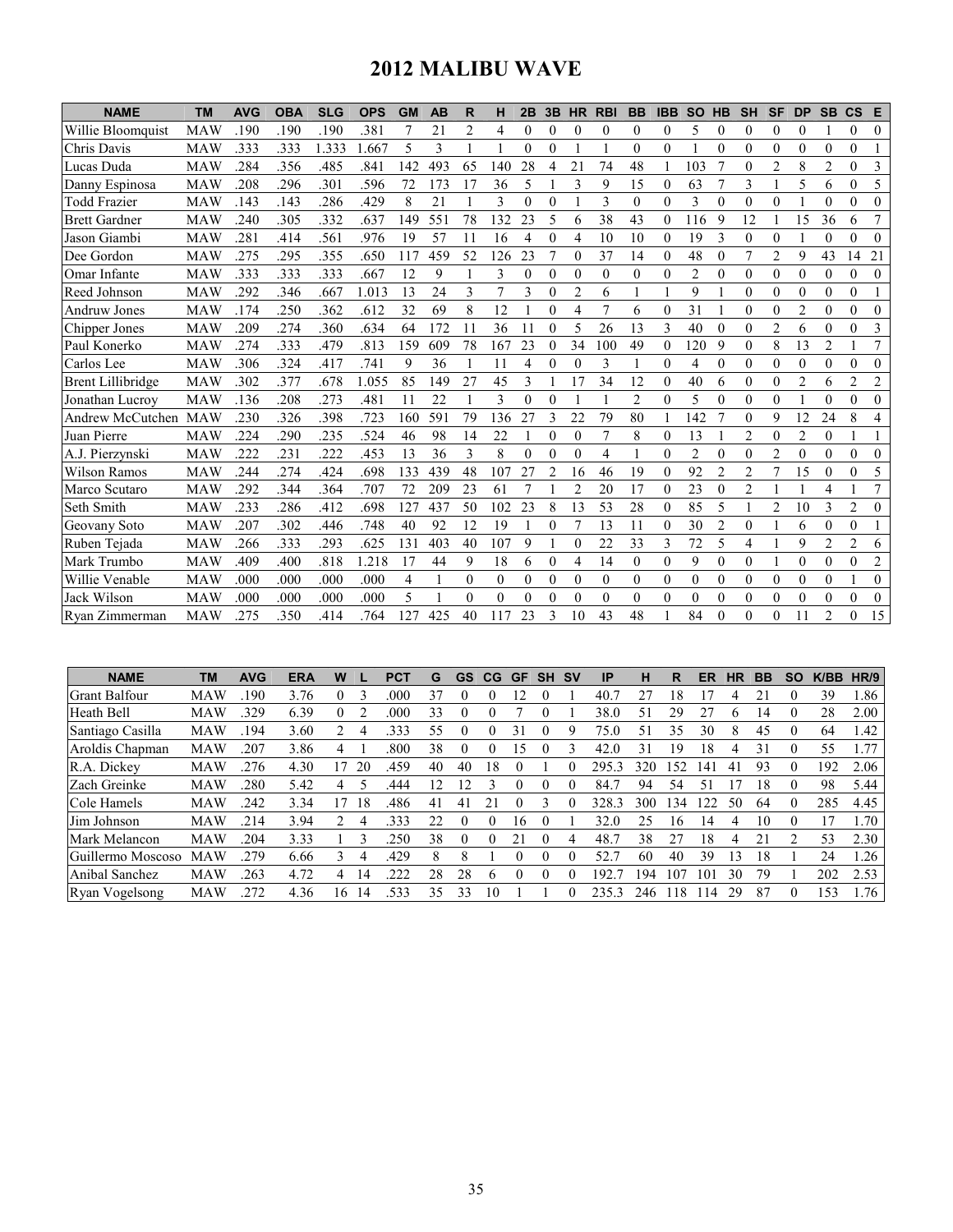# 2012 MALIBU WAVE

| NAME | TM | AVG | OBA | SLG | OPS | GM | AB | R | H | 2B | 3B | HR | RBI | BB | IBB | SO | HB | SH | SF | DP | SB | CS | E |
|---|---|---|---|---|---|---|---|---|---|---|---|---|---|---|---|---|---|---|---|---|---|---|---|
| Willie Bloomquist | MAW | .190 | .190 | .190 | .381 | 7 | 21 | 2 | 4 | 0 | 0 | 0 | 0 | 0 | 0 | 5 | 0 | 0 | 0 | 0 | 1 | 0 | 0 |
| Chris Davis | MAW | .333 | .333 | 1.333 | 1.667 | 5 | 3 | 1 | 1 | 0 | 0 | 1 | 1 | 0 | 0 | 1 | 0 | 0 | 0 | 0 | 0 | 0 | 1 |
| Lucas Duda | MAW | .284 | .356 | .485 | .841 | 142 | 493 | 65 | 140 | 28 | 4 | 21 | 74 | 48 | 1 | 103 | 7 | 0 | 2 | 8 | 2 | 0 | 3 |
| Danny Espinosa | MAW | .208 | .296 | .301 | .596 | 72 | 173 | 17 | 36 | 5 | 1 | 3 | 9 | 15 | 0 | 63 | 7 | 3 | 1 | 5 | 6 | 0 | 5 |
| Todd Frazier | MAW | .143 | .143 | .286 | .429 | 8 | 21 | 1 | 3 | 0 | 0 | 1 | 3 | 0 | 0 | 3 | 0 | 0 | 0 | 1 | 0 | 0 | 0 |
| Brett Gardner | MAW | .240 | .305 | .332 | .637 | 149 | 551 | 78 | 132 | 23 | 5 | 6 | 38 | 43 | 0 | 116 | 9 | 12 | 1 | 15 | 36 | 6 | 7 |
| Jason Giambi | MAW | .281 | .414 | .561 | .976 | 19 | 57 | 11 | 16 | 4 | 0 | 4 | 10 | 10 | 0 | 19 | 3 | 0 | 0 | 1 | 0 | 0 | 0 |
| Dee Gordon | MAW | .275 | .295 | .355 | .650 | 117 | 459 | 52 | 126 | 23 | 7 | 0 | 37 | 14 | 0 | 48 | 0 | 7 | 2 | 9 | 43 | 14 | 21 |
| Omar Infante | MAW | .333 | .333 | .333 | .667 | 12 | 9 | 1 | 3 | 0 | 0 | 0 | 0 | 0 | 0 | 2 | 0 | 0 | 0 | 0 | 0 | 0 | 0 |
| Reed Johnson | MAW | .292 | .346 | .667 | 1.013 | 13 | 24 | 3 | 7 | 3 | 0 | 2 | 6 | 1 | 1 | 9 | 1 | 0 | 0 | 0 | 0 | 0 | 1 |
| Andruw Jones | MAW | .174 | .250 | .362 | .612 | 32 | 69 | 8 | 12 | 1 | 0 | 4 | 7 | 6 | 0 | 31 | 1 | 0 | 0 | 2 | 0 | 0 | 0 |
| Chipper Jones | MAW | .209 | .274 | .360 | .634 | 64 | 172 | 11 | 36 | 11 | 0 | 5 | 26 | 13 | 3 | 40 | 0 | 0 | 2 | 6 | 0 | 0 | 3 |
| Paul Konerko | MAW | .274 | .333 | .479 | .813 | 159 | 609 | 78 | 167 | 23 | 0 | 34 | 100 | 49 | 0 | 120 | 9 | 0 | 8 | 13 | 2 | 1 | 7 |
| Carlos Lee | MAW | .306 | .324 | .417 | .741 | 9 | 36 | 1 | 11 | 4 | 0 | 0 | 3 | 1 | 0 | 4 | 0 | 0 | 0 | 0 | 0 | 0 | 0 |
| Brent Lillibridge | MAW | .302 | .377 | .678 | 1.055 | 85 | 149 | 27 | 45 | 3 | 1 | 17 | 34 | 12 | 0 | 40 | 6 | 0 | 0 | 2 | 6 | 2 | 2 |
| Jonathan Lucroy | MAW | .136 | .208 | .273 | .481 | 11 | 22 | 1 | 3 | 0 | 0 | 1 | 1 | 2 | 0 | 5 | 0 | 0 | 0 | 1 | 0 | 0 | 0 |
| Andrew McCutchen | MAW | .230 | .326 | .398 | .723 | 160 | 591 | 79 | 136 | 27 | 3 | 22 | 79 | 80 | 1 | 142 | 7 | 0 | 9 | 12 | 24 | 8 | 4 |
| Juan Pierre | MAW | .224 | .290 | .235 | .524 | 46 | 98 | 14 | 22 | 1 | 0 | 0 | 7 | 8 | 0 | 13 | 1 | 2 | 0 | 2 | 0 | 1 | 1 |
| A.J. Pierzynski | MAW | .222 | .231 | .222 | .453 | 13 | 36 | 3 | 8 | 0 | 0 | 0 | 4 | 1 | 0 | 2 | 0 | 0 | 2 | 0 | 0 | 0 | 0 |
| Wilson Ramos | MAW | .244 | .274 | .424 | .698 | 133 | 439 | 48 | 107 | 27 | 2 | 16 | 46 | 19 | 0 | 92 | 2 | 2 | 7 | 15 | 0 | 0 | 5 |
| Marco Scutaro | MAW | .292 | .344 | .364 | .707 | 72 | 209 | 23 | 61 | 7 | 1 | 2 | 20 | 17 | 0 | 23 | 0 | 2 | 1 | 1 | 4 | 1 | 7 |
| Seth Smith | MAW | .233 | .286 | .412 | .698 | 127 | 437 | 50 | 102 | 23 | 8 | 13 | 53 | 28 | 0 | 85 | 5 | 1 | 2 | 10 | 3 | 2 | 0 |
| Geovany Soto | MAW | .207 | .302 | .446 | .748 | 40 | 92 | 12 | 19 | 1 | 0 | 7 | 13 | 11 | 0 | 30 | 2 | 0 | 1 | 6 | 0 | 0 | 1 |
| Ruben Tejada | MAW | .266 | .333 | .293 | .625 | 131 | 403 | 40 | 107 | 9 | 1 | 0 | 22 | 33 | 3 | 72 | 5 | 4 | 1 | 9 | 2 | 2 | 6 |
| Mark Trumbo | MAW | .409 | .400 | .818 | 1.218 | 17 | 44 | 9 | 18 | 6 | 0 | 4 | 14 | 0 | 0 | 9 | 0 | 0 | 1 | 0 | 0 | 0 | 2 |
| Willie Venable | MAW | .000 | .000 | .000 | .000 | 4 | 1 | 0 | 0 | 0 | 0 | 0 | 0 | 0 | 0 | 0 | 0 | 0 | 0 | 0 | 0 | 1 | 0 |
| Jack Wilson | MAW | .000 | .000 | .000 | .000 | 5 | 1 | 0 | 0 | 0 | 0 | 0 | 0 | 0 | 0 | 0 | 0 | 0 | 0 | 0 | 0 | 0 | 0 |
| Ryan Zimmerman | MAW | .275 | .350 | .414 | .764 | 127 | 425 | 40 | 117 | 23 | 3 | 10 | 43 | 48 | 1 | 84 | 0 | 0 | 0 | 11 | 2 | 0 | 15 |

| NAME | TM | AVG | ERA | W | L | PCT | G | GS | CG | GF | SH | SV | IP | H | R | ER | HR | BB | SO | K/BB | HR/9 |
|---|---|---|---|---|---|---|---|---|---|---|---|---|---|---|---|---|---|---|---|---|---|
| Grant Balfour | MAW | .190 | 3.76 | 0 | 3 | .000 | 37 | 0 | 0 | 12 | 0 | 1 | 40.7 | 27 | 18 | 17 | 4 | 21 | 0 | 39 | 1.86 |
| Heath Bell | MAW | .329 | 6.39 | 0 | 2 | .000 | 33 | 0 | 0 | 7 | 0 | 1 | 38.0 | 51 | 29 | 27 | 6 | 14 | 0 | 28 | 2.00 |
| Santiago Casilla | MAW | .194 | 3.60 | 2 | 4 | .333 | 55 | 0 | 0 | 31 | 0 | 9 | 75.0 | 51 | 35 | 30 | 8 | 45 | 0 | 64 | 1.42 |
| Aroldis Chapman | MAW | .207 | 3.86 | 4 | 1 | .800 | 38 | 0 | 0 | 15 | 0 | 3 | 42.0 | 31 | 19 | 18 | 4 | 31 | 0 | 55 | 1.77 |
| R.A. Dickey | MAW | .276 | 4.30 | 17 | 20 | .459 | 40 | 40 | 18 | 0 | 1 | 0 | 295.3 | 320 | 152 | 141 | 41 | 93 | 0 | 192 | 2.06 |
| Zach Greinke | MAW | .280 | 5.42 | 4 | 5 | .444 | 12 | 12 | 3 | 0 | 0 | 0 | 84.7 | 94 | 54 | 51 | 17 | 18 | 0 | 98 | 5.44 |
| Cole Hamels | MAW | .242 | 3.34 | 17 | 18 | .486 | 41 | 41 | 21 | 0 | 3 | 0 | 328.3 | 300 | 134 | 122 | 50 | 64 | 0 | 285 | 4.45 |
| Jim Johnson | MAW | .214 | 3.94 | 2 | 4 | .333 | 22 | 0 | 0 | 16 | 0 | 1 | 32.0 | 25 | 16 | 14 | 4 | 10 | 0 | 17 | 1.70 |
| Mark Melancon | MAW | .204 | 3.33 | 1 | 3 | .250 | 38 | 0 | 0 | 21 | 0 | 4 | 48.7 | 38 | 27 | 18 | 4 | 21 | 2 | 53 | 2.30 |
| Guillermo Moscoso | MAW | .279 | 6.66 | 3 | 4 | .429 | 8 | 8 | 1 | 0 | 0 | 0 | 52.7 | 60 | 40 | 39 | 13 | 18 | 1 | 24 | 1.26 |
| Anibal Sanchez | MAW | .263 | 4.72 | 4 | 14 | .222 | 28 | 28 | 6 | 0 | 0 | 0 | 192.7 | 194 | 107 | 101 | 30 | 79 | 1 | 202 | 2.53 |
| Ryan Vogelsong | MAW | .272 | 4.36 | 16 | 14 | .533 | 35 | 33 | 10 | 1 | 1 | 0 | 235.3 | 246 | 118 | 114 | 29 | 87 | 0 | 153 | 1.76 |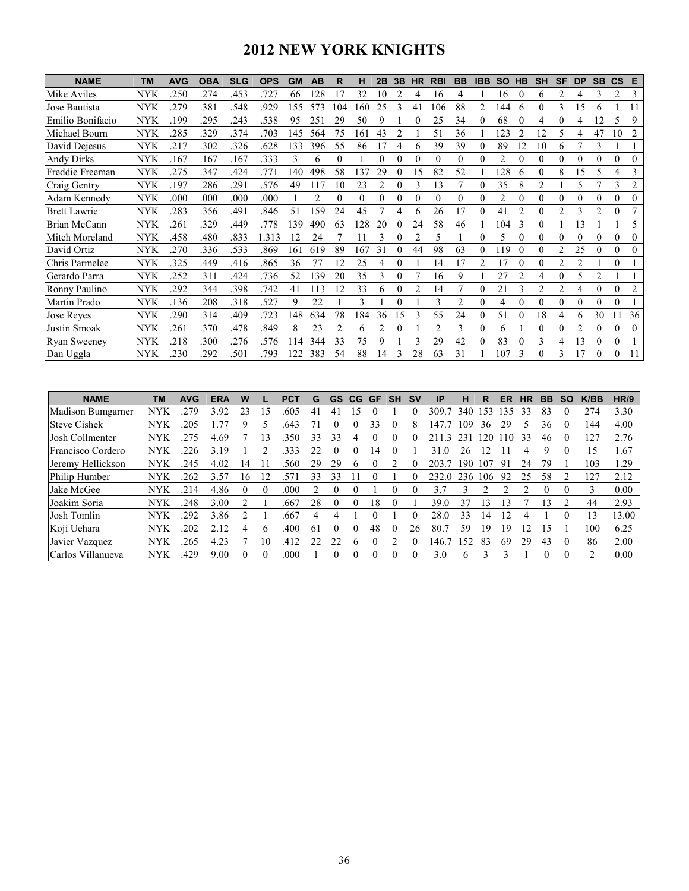# 2012 NEW YORK KNIGHTS

| NAME | TM | AVG | OBA | SLG | OPS | GM | AB | R | H | 2B | 3B | HR | RBI | BB | IBB | SO | HB | SH | SF | DP | SB | CS | E |
|---|---|---|---|---|---|---|---|---|---|---|---|---|---|---|---|---|---|---|---|---|---|---|---|
| Mike Aviles | NYK | .250 | .274 | .453 | .727 | 66 | 128 | 17 | 32 | 10 | 2 | 4 | 16 | 4 | 1 | 16 | 0 | 6 | 2 | 4 | 3 | 2 | 3 |
| Jose Bautista | NYK | .279 | .381 | .548 | .929 | 155 | 573 | 104 | 160 | 25 | 3 | 41 | 106 | 88 | 2 | 144 | 6 | 0 | 3 | 15 | 6 | 1 | 11 |
| Emilio Bonifacio | NYK | .199 | .295 | .243 | .538 | 95 | 251 | 29 | 50 | 9 | 1 | 0 | 25 | 34 | 0 | 68 | 0 | 4 | 0 | 4 | 12 | 5 | 9 |
| Michael Bourn | NYK | .285 | .329 | .374 | .703 | 145 | 564 | 75 | 161 | 43 | 2 | 1 | 51 | 36 | 1 | 123 | 2 | 12 | 5 | 4 | 47 | 10 | 2 |
| David Dejesus | NYK | .217 | .302 | .326 | .628 | 133 | 396 | 55 | 86 | 17 | 4 | 6 | 39 | 39 | 0 | 89 | 12 | 10 | 6 | 7 | 3 | 1 | 1 |
| Andy Dirks | NYK | .167 | .167 | .167 | .333 | 3 | 6 | 0 | 1 | 0 | 0 | 0 | 0 | 0 | 0 | 2 | 0 | 0 | 0 | 0 | 0 | 0 | 0 |
| Freddie Freeman | NYK | .275 | .347 | .424 | .771 | 140 | 498 | 58 | 137 | 29 | 0 | 15 | 82 | 52 | 1 | 128 | 6 | 0 | 8 | 15 | 5 | 4 | 3 |
| Craig Gentry | NYK | .197 | .286 | .291 | .576 | 49 | 117 | 10 | 23 | 2 | 0 | 3 | 13 | 7 | 0 | 35 | 8 | 2 | 1 | 5 | 7 | 3 | 2 |
| Adam Kennedy | NYK | .000 | .000 | .000 | .000 | 1 | 2 | 0 | 0 | 0 | 0 | 0 | 0 | 0 | 0 | 2 | 0 | 0 | 0 | 0 | 0 | 0 | 0 |
| Brett Lawrie | NYK | .283 | .356 | .491 | .846 | 51 | 159 | 24 | 45 | 7 | 4 | 6 | 26 | 17 | 0 | 41 | 2 | 0 | 2 | 3 | 2 | 0 | 7 |
| Brian McCann | NYK | .261 | .329 | .449 | .778 | 139 | 490 | 63 | 128 | 20 | 0 | 24 | 58 | 46 | 1 | 104 | 3 | 0 | 1 | 13 | 1 | 1 | 5 |
| Mitch Moreland | NYK | .458 | .480 | .833 | 1.313 | 12 | 24 | 7 | 11 | 3 | 0 | 2 | 5 | 1 | 0 | 5 | 0 | 0 | 0 | 0 | 0 | 0 | 0 |
| David Ortiz | NYK | .270 | .336 | .533 | .869 | 161 | 619 | 89 | 167 | 31 | 0 | 44 | 98 | 63 | 0 | 119 | 0 | 0 | 2 | 25 | 0 | 0 | 0 |
| Chris Parmelee | NYK | .325 | .449 | .416 | .865 | 36 | 77 | 12 | 25 | 4 | 0 | 1 | 14 | 17 | 2 | 17 | 0 | 0 | 2 | 2 | 1 | 0 | 1 |
| Gerardo Parra | NYK | .252 | .311 | .424 | .736 | 52 | 139 | 20 | 35 | 3 | 0 | 7 | 16 | 9 | 1 | 27 | 2 | 4 | 0 | 5 | 2 | 1 | 1 |
| Ronny Paulino | NYK | .292 | .344 | .398 | .742 | 41 | 113 | 12 | 33 | 6 | 0 | 2 | 14 | 7 | 0 | 21 | 3 | 2 | 2 | 4 | 0 | 0 | 2 |
| Martin Prado | NYK | .136 | .208 | .318 | .527 | 9 | 22 | 1 | 3 | 1 | 0 | 1 | 3 | 2 | 0 | 4 | 0 | 0 | 0 | 0 | 0 | 0 | 1 |
| Jose Reyes | NYK | .290 | .314 | .409 | .723 | 148 | 634 | 78 | 184 | 36 | 15 | 3 | 55 | 24 | 0 | 51 | 0 | 18 | 4 | 6 | 30 | 11 | 36 |
| Justin Smoak | NYK | .261 | .370 | .478 | .849 | 8 | 23 | 2 | 6 | 2 | 0 | 1 | 2 | 3 | 0 | 6 | 1 | 0 | 0 | 2 | 0 | 0 | 0 |
| Ryan Sweeney | NYK | .218 | .300 | .276 | .576 | 114 | 344 | 33 | 75 | 9 | 1 | 3 | 29 | 42 | 0 | 83 | 0 | 3 | 4 | 13 | 0 | 0 | 1 |
| Dan Uggla | NYK | .230 | .292 | .501 | .793 | 122 | 383 | 54 | 88 | 14 | 3 | 28 | 63 | 31 | 1 | 107 | 3 | 0 | 3 | 17 | 0 | 0 | 11 |

| NAME | TM | AVG | ERA | W | L | PCT | G | GS | CG | GF | SH | SV | IP | H | R | ER | HR | BB | SO | K/BB | HR/9 |
|---|---|---|---|---|---|---|---|---|---|---|---|---|---|---|---|---|---|---|---|---|---|
| Madison Bumgarner | NYK | .279 | 3.92 | 23 | 15 | .605 | 41 | 41 | 15 | 0 | 1 | 0 | 309.7 | 340 | 153 | 135 | 33 | 83 | 0 | 274 | 3.30 |
| Steve Cishek | NYK | .205 | 1.77 | 9 | 5 | .643 | 71 | 0 | 0 | 33 | 0 | 8 | 147.7 | 109 | 36 | 29 | 5 | 36 | 0 | 144 | 4.00 |
| Josh Collmenter | NYK | .275 | 4.69 | 7 | 13 | .350 | 33 | 33 | 4 | 0 | 0 | 0 | 211.3 | 231 | 120 | 110 | 33 | 46 | 0 | 127 | 2.76 |
| Francisco Cordero | NYK | .226 | 3.19 | 1 | 2 | .333 | 22 | 0 | 0 | 14 | 0 | 1 | 31.0 | 26 | 12 | 11 | 4 | 9 | 0 | 15 | 1.67 |
| Jeremy Hellickson | NYK | .245 | 4.02 | 14 | 11 | .560 | 29 | 29 | 6 | 0 | 2 | 0 | 203.7 | 190 | 107 | 91 | 24 | 79 | 1 | 103 | 1.29 |
| Philip Humber | NYK | .262 | 3.57 | 16 | 12 | .571 | 33 | 33 | 11 | 0 | 1 | 0 | 232.0 | 236 | 106 | 92 | 25 | 58 | 2 | 127 | 2.12 |
| Jake McGee | NYK | .214 | 4.86 | 0 | 0 | .000 | 2 | 0 | 0 | 1 | 0 | 0 | 3.7 | 3 | 2 | 2 | 2 | 0 | 0 | 3 | 0.00 |
| Joakim Soria | NYK | .248 | 3.00 | 2 | 1 | .667 | 28 | 0 | 0 | 18 | 0 | 1 | 39.0 | 37 | 13 | 13 | 7 | 13 | 2 | 44 | 2.93 |
| Josh Tomlin | NYK | .292 | 3.86 | 2 | 1 | .667 | 4 | 4 | 1 | 0 | 1 | 0 | 28.0 | 33 | 14 | 12 | 4 | 1 | 0 | 13 | 13.00 |
| Koji Uehara | NYK | .202 | 2.12 | 4 | 6 | .400 | 61 | 0 | 0 | 48 | 0 | 26 | 80.7 | 59 | 19 | 19 | 12 | 15 | 1 | 100 | 6.25 |
| Javier Vazquez | NYK | .265 | 4.23 | 7 | 10 | .412 | 22 | 22 | 6 | 0 | 2 | 0 | 146.7 | 152 | 83 | 69 | 29 | 43 | 0 | 86 | 2.00 |
| Carlos Villanueva | NYK | .429 | 9.00 | 0 | 0 | .000 | 1 | 0 | 0 | 0 | 0 | 0 | 3.0 | 6 | 3 | 3 | 1 | 0 | 0 | 2 | 0.00 |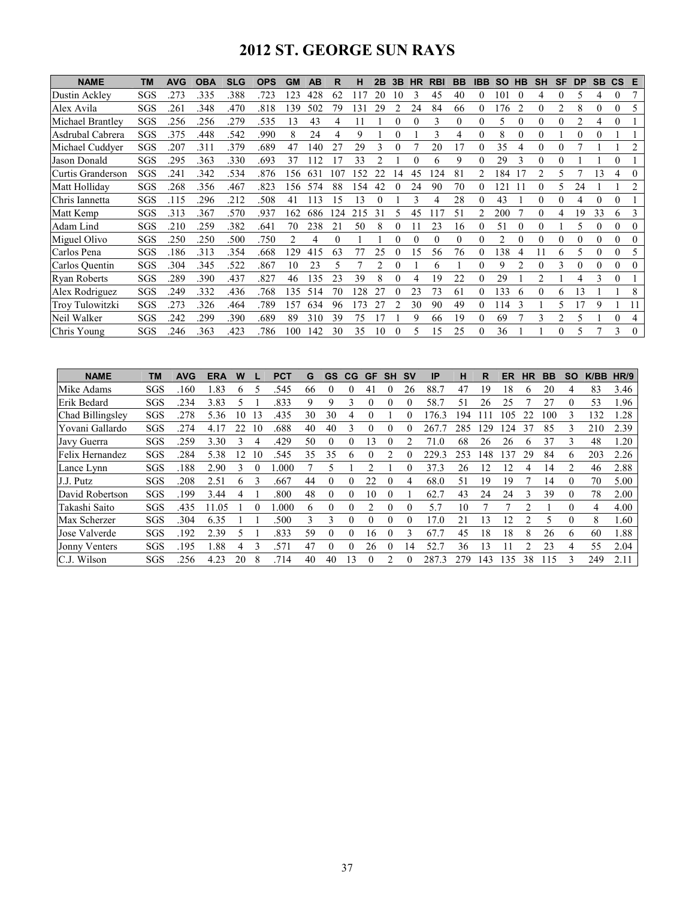# 2012 ST. GEORGE SUN RAYS

| NAME | TM | AVG | OBA | SLG | OPS | GM | AB | R | H | 2B | 3B | HR | RBI | BB | IBB | SO | HB | SH | SF | DP | SB | CS | E |
|---|---|---|---|---|---|---|---|---|---|---|---|---|---|---|---|---|---|---|---|---|---|---|---|
| Dustin Ackley | SGS | .273 | .335 | .388 | .723 | 123 | 428 | 62 | 117 | 20 | 10 | 3 | 45 | 40 | 0 | 101 | 0 | 4 | 0 | 5 | 4 | 0 | 7 |
| Alex Avila | SGS | .261 | .348 | .470 | .818 | 139 | 502 | 79 | 131 | 29 | 2 | 24 | 84 | 66 | 0 | 176 | 2 | 0 | 2 | 8 | 0 | 0 | 5 |
| Michael Brantley | SGS | .256 | .256 | .279 | .535 | 13 | 43 | 4 | 11 | 1 | 0 | 0 | 3 | 0 | 0 | 5 | 0 | 0 | 0 | 2 | 4 | 0 | 1 |
| Asdrubal Cabrera | SGS | .375 | .448 | .542 | .990 | 8 | 24 | 4 | 9 | 1 | 0 | 1 | 3 | 4 | 0 | 8 | 0 | 0 | 1 | 0 | 0 | 1 | 1 |
| Michael Cuddyer | SGS | .207 | .311 | .379 | .689 | 47 | 140 | 27 | 29 | 3 | 0 | 7 | 20 | 17 | 0 | 35 | 4 | 0 | 0 | 7 | 1 | 1 | 2 |
| Jason Donald | SGS | .295 | .363 | .330 | .693 | 37 | 112 | 17 | 33 | 2 | 1 | 0 | 6 | 9 | 0 | 29 | 3 | 0 | 0 | 1 | 1 | 0 | 1 |
| Curtis Granderson | SGS | .241 | .342 | .534 | .876 | 156 | 631 | 107 | 152 | 22 | 14 | 45 | 124 | 81 | 2 | 184 | 17 | 2 | 5 | 7 | 13 | 4 | 0 |
| Matt Holliday | SGS | .268 | .356 | .467 | .823 | 156 | 574 | 88 | 154 | 42 | 0 | 24 | 90 | 70 | 0 | 121 | 11 | 0 | 5 | 24 | 1 | 1 | 2 |
| Chris Iannetta | SGS | .115 | .296 | .212 | .508 | 41 | 113 | 15 | 13 | 0 | 1 | 3 | 4 | 28 | 0 | 43 | 1 | 0 | 0 | 4 | 0 | 0 | 1 |
| Matt Kemp | SGS | .313 | .367 | .570 | .937 | 162 | 686 | 124 | 215 | 31 | 5 | 45 | 117 | 51 | 2 | 200 | 7 | 0 | 4 | 19 | 33 | 6 | 3 |
| Adam Lind | SGS | .210 | .259 | .382 | .641 | 70 | 238 | 21 | 50 | 8 | 0 | 11 | 23 | 16 | 0 | 51 | 0 | 0 | 1 | 5 | 0 | 0 | 0 |
| Miguel Olivo | SGS | .250 | .250 | .500 | .750 | 2 | 4 | 0 | 1 | 1 | 0 | 0 | 0 | 0 | 0 | 2 | 0 | 0 | 0 | 0 | 0 | 0 | 0 |
| Carlos Pena | SGS | .186 | .313 | .354 | .668 | 129 | 415 | 63 | 77 | 25 | 0 | 15 | 56 | 76 | 0 | 138 | 4 | 11 | 6 | 5 | 0 | 0 | 5 |
| Carlos Quentin | SGS | .304 | .345 | .522 | .867 | 10 | 23 | 5 | 7 | 2 | 0 | 1 | 6 | 1 | 0 | 9 | 2 | 0 | 3 | 0 | 0 | 0 | 0 |
| Ryan Roberts | SGS | .289 | .390 | .437 | .827 | 46 | 135 | 23 | 39 | 8 | 0 | 4 | 19 | 22 | 0 | 29 | 1 | 2 | 1 | 4 | 3 | 0 | 1 |
| Alex Rodriguez | SGS | .249 | .332 | .436 | .768 | 135 | 514 | 70 | 128 | 27 | 0 | 23 | 73 | 61 | 0 | 133 | 6 | 0 | 6 | 13 | 1 | 1 | 8 |
| Troy Tulowitzki | SGS | .273 | .326 | .464 | .789 | 157 | 634 | 96 | 173 | 27 | 2 | 30 | 90 | 49 | 0 | 114 | 3 | 1 | 5 | 17 | 9 | 1 | 11 |
| Neil Walker | SGS | .242 | .299 | .390 | .689 | 89 | 310 | 39 | 75 | 17 | 1 | 9 | 66 | 19 | 0 | 69 | 7 | 3 | 2 | 5 | 1 | 0 | 4 |
| Chris Young | SGS | .246 | .363 | .423 | .786 | 100 | 142 | 30 | 35 | 10 | 0 | 5 | 15 | 25 | 0 | 36 | 1 | 1 | 0 | 5 | 7 | 3 | 0 |

| NAME | TM | AVG | ERA | W | L | PCT | G | GS | CG | GF | SH | SV | IP | H | R | ER | HR | BB | SO | K/BB | HR/9 |
|---|---|---|---|---|---|---|---|---|---|---|---|---|---|---|---|---|---|---|---|---|---|
| Mike Adams | SGS | .160 | 1.83 | 6 | 5 | .545 | 66 | 0 | 0 | 41 | 0 | 26 | 88.7 | 47 | 19 | 18 | 6 | 20 | 4 | 83 | 3.46 |
| Erik Bedard | SGS | .234 | 3.83 | 5 | 1 | .833 | 9 | 9 | 3 | 0 | 0 | 0 | 58.7 | 51 | 26 | 25 | 7 | 27 | 0 | 53 | 1.96 |
| Chad Billingsley | SGS | .278 | 5.36 | 10 | 13 | .435 | 30 | 30 | 4 | 0 | 1 | 0 | 176.3 | 194 | 111 | 105 | 22 | 100 | 3 | 132 | 1.28 |
| Yovani Gallardo | SGS | .274 | 4.17 | 22 | 10 | .688 | 40 | 40 | 3 | 0 | 0 | 0 | 267.7 | 285 | 129 | 124 | 37 | 85 | 3 | 210 | 2.39 |
| Javy Guerra | SGS | .259 | 3.30 | 3 | 4 | .429 | 50 | 0 | 0 | 13 | 0 | 2 | 71.0 | 68 | 26 | 26 | 6 | 37 | 3 | 48 | 1.20 |
| Felix Hernandez | SGS | .284 | 5.38 | 12 | 10 | .545 | 35 | 35 | 6 | 0 | 2 | 0 | 229.3 | 253 | 148 | 137 | 29 | 84 | 6 | 203 | 2.26 |
| Lance Lynn | SGS | .188 | 2.90 | 3 | 0 | 1.000 | 7 | 5 | 1 | 2 | 1 | 0 | 37.3 | 26 | 12 | 12 | 4 | 14 | 2 | 46 | 2.88 |
| J.J. Putz | SGS | .208 | 2.51 | 6 | 3 | .667 | 44 | 0 | 0 | 22 | 0 | 4 | 68.0 | 51 | 19 | 19 | 7 | 14 | 0 | 70 | 5.00 |
| David Robertson | SGS | .199 | 3.44 | 4 | 1 | .800 | 48 | 0 | 0 | 10 | 0 | 1 | 62.7 | 43 | 24 | 24 | 3 | 39 | 0 | 78 | 2.00 |
| Takashi Saito | SGS | .435 | 11.05 | 1 | 0 | 1.000 | 6 | 0 | 0 | 2 | 0 | 0 | 5.7 | 10 | 7 | 7 | 2 | 1 | 0 | 4 | 4.00 |
| Max Scherzer | SGS | .304 | 6.35 | 1 | 1 | .500 | 3 | 3 | 0 | 0 | 0 | 0 | 17.0 | 21 | 13 | 12 | 2 | 5 | 0 | 8 | 1.60 |
| Jose Valverde | SGS | .192 | 2.39 | 5 | 1 | .833 | 59 | 0 | 0 | 16 | 0 | 3 | 67.7 | 45 | 18 | 18 | 8 | 26 | 6 | 60 | 1.88 |
| Jonny Venters | SGS | .195 | 1.88 | 4 | 3 | .571 | 47 | 0 | 0 | 26 | 0 | 14 | 52.7 | 36 | 13 | 11 | 2 | 23 | 4 | 55 | 2.04 |
| C.J. Wilson | SGS | .256 | 4.23 | 20 | 8 | .714 | 40 | 40 | 13 | 0 | 2 | 0 | 287.3 | 279 | 143 | 135 | 38 | 115 | 3 | 249 | 2.11 |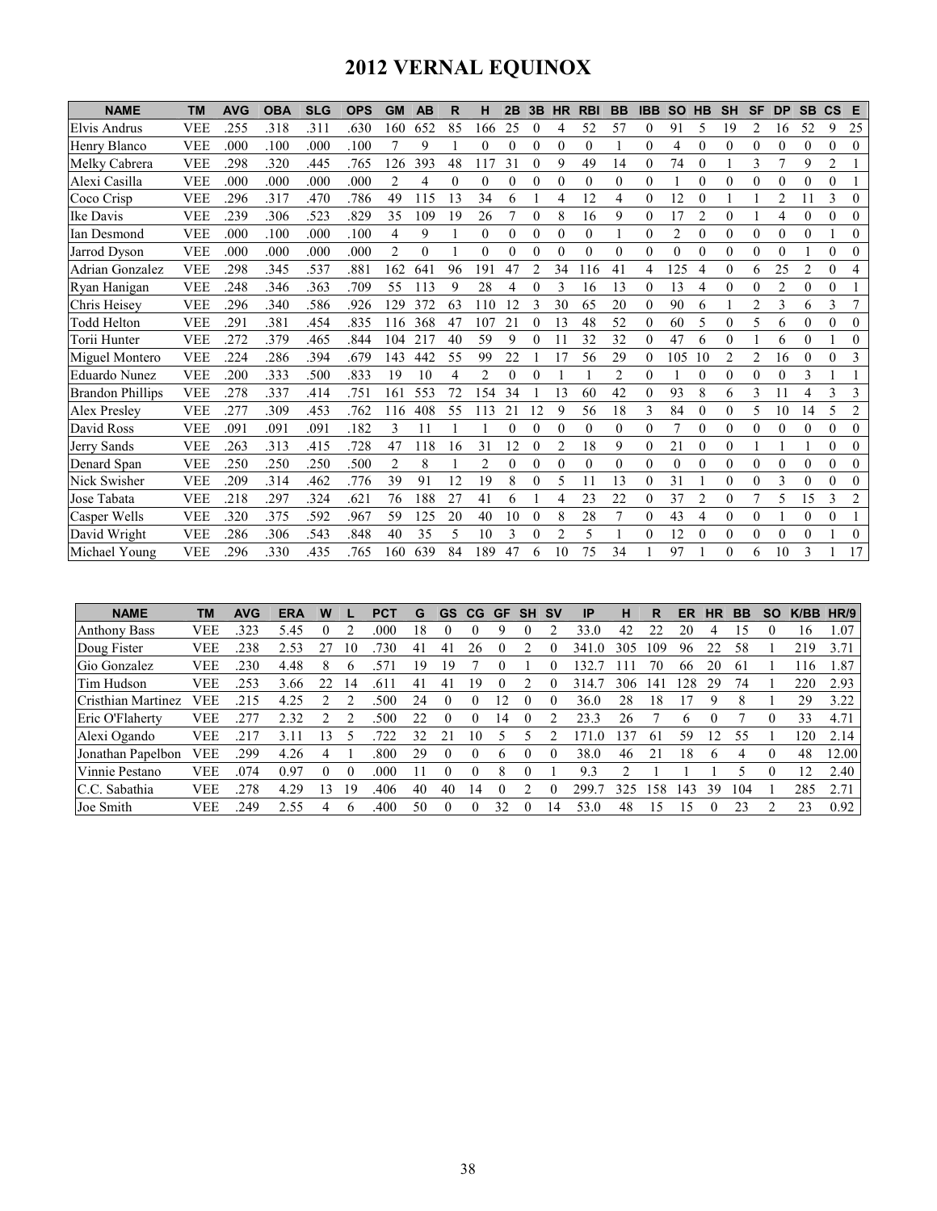# 2012 VERNAL EQUINOX

| NAME | TM | AVG | OBA | SLG | OPS | GM | AB | R | H | 2B | 3B | HR | RBI | BB | IBB | SO | HB | SH | SF | DP | SB | CS | E |
|---|---|---|---|---|---|---|---|---|---|---|---|---|---|---|---|---|---|---|---|---|---|---|---|
| Elvis Andrus | VEE | .255 | .318 | .311 | .630 | 160 | 652 | 85 | 166 | 25 | 0 | 4 | 52 | 57 | 0 | 91 | 5 | 19 | 2 | 16 | 52 | 9 | 25 |
| Henry Blanco | VEE | .000 | .100 | .000 | .100 | 7 | 9 | 1 | 0 | 0 | 0 | 0 | 0 | 1 | 0 | 4 | 0 | 0 | 0 | 0 | 0 | 0 | 0 |
| Melky Cabrera | VEE | .298 | .320 | .445 | .765 | 126 | 393 | 48 | 117 | 31 | 0 | 9 | 49 | 14 | 0 | 74 | 0 | 1 | 3 | 7 | 9 | 2 | 1 |
| Alexi Casilla | VEE | .000 | .000 | .000 | .000 | 2 | 4 | 0 | 0 | 0 | 0 | 0 | 0 | 0 | 0 | 1 | 0 | 0 | 0 | 0 | 0 | 0 | 1 |
| Coco Crisp | VEE | .296 | .317 | .470 | .786 | 49 | 115 | 13 | 34 | 6 | 1 | 4 | 12 | 4 | 0 | 12 | 0 | 1 | 1 | 2 | 11 | 3 | 0 |
| Ike Davis | VEE | .239 | .306 | .523 | .829 | 35 | 109 | 19 | 26 | 7 | 0 | 8 | 16 | 9 | 0 | 17 | 2 | 0 | 1 | 4 | 0 | 0 | 0 |
| Ian Desmond | VEE | .000 | .100 | .000 | .100 | 4 | 9 | 1 | 0 | 0 | 0 | 0 | 0 | 1 | 0 | 2 | 0 | 0 | 0 | 0 | 0 | 1 | 0 |
| Jarrod Dyson | VEE | .000 | .000 | .000 | .000 | 2 | 0 | 1 | 0 | 0 | 0 | 0 | 0 | 0 | 0 | 0 | 0 | 0 | 0 | 0 | 1 | 0 | 0 |
| Adrian Gonzalez | VEE | .298 | .345 | .537 | .881 | 162 | 641 | 96 | 191 | 47 | 2 | 34 | 116 | 41 | 4 | 125 | 4 | 0 | 6 | 25 | 2 | 0 | 4 |
| Ryan Hanigan | VEE | .248 | .346 | .363 | .709 | 55 | 113 | 9 | 28 | 4 | 0 | 3 | 16 | 13 | 0 | 13 | 4 | 0 | 0 | 2 | 0 | 0 | 1 |
| Chris Heisey | VEE | .296 | .340 | .586 | .926 | 129 | 372 | 63 | 110 | 12 | 3 | 30 | 65 | 20 | 0 | 90 | 6 | 1 | 2 | 3 | 6 | 3 | 7 |
| Todd Helton | VEE | .291 | .381 | .454 | .835 | 116 | 368 | 47 | 107 | 21 | 0 | 13 | 48 | 52 | 0 | 60 | 5 | 0 | 5 | 6 | 0 | 0 | 0 |
| Torii Hunter | VEE | .272 | .379 | .465 | .844 | 104 | 217 | 40 | 59 | 9 | 0 | 11 | 32 | 32 | 0 | 47 | 6 | 0 | 1 | 6 | 0 | 1 | 0 |
| Miguel Montero | VEE | .224 | .286 | .394 | .679 | 143 | 442 | 55 | 99 | 22 | 1 | 17 | 56 | 29 | 0 | 105 | 10 | 2 | 2 | 16 | 0 | 0 | 3 |
| Eduardo Nunez | VEE | .200 | .333 | .500 | .833 | 19 | 10 | 4 | 2 | 0 | 0 | 1 | 1 | 2 | 0 | 1 | 0 | 0 | 0 | 0 | 3 | 1 | 1 |
| Brandon Phillips | VEE | .278 | .337 | .414 | .751 | 161 | 553 | 72 | 154 | 34 | 1 | 13 | 60 | 42 | 0 | 93 | 8 | 6 | 3 | 11 | 4 | 3 | 3 |
| Alex Presley | VEE | .277 | .309 | .453 | .762 | 116 | 408 | 55 | 113 | 21 | 12 | 9 | 56 | 18 | 3 | 84 | 0 | 0 | 5 | 10 | 14 | 5 | 2 |
| David Ross | VEE | .091 | .091 | .091 | .182 | 3 | 11 | 1 | 1 | 0 | 0 | 0 | 0 | 0 | 0 | 7 | 0 | 0 | 0 | 0 | 0 | 0 | 0 |
| Jerry Sands | VEE | .263 | .313 | .415 | .728 | 47 | 118 | 16 | 31 | 12 | 0 | 2 | 18 | 9 | 0 | 21 | 0 | 0 | 1 | 1 | 1 | 0 | 0 |
| Denard Span | VEE | .250 | .250 | .250 | .500 | 2 | 8 | 1 | 2 | 0 | 0 | 0 | 0 | 0 | 0 | 0 | 0 | 0 | 0 | 0 | 0 | 0 | 0 |
| Nick Swisher | VEE | .209 | .314 | .462 | .776 | 39 | 91 | 12 | 19 | 8 | 0 | 5 | 11 | 13 | 0 | 31 | 1 | 0 | 0 | 3 | 0 | 0 | 0 |
| Jose Tabata | VEE | .218 | .297 | .324 | .621 | 76 | 188 | 27 | 41 | 6 | 1 | 4 | 23 | 22 | 0 | 37 | 2 | 0 | 7 | 5 | 15 | 3 | 2 |
| Casper Wells | VEE | .320 | .375 | .592 | .967 | 59 | 125 | 20 | 40 | 10 | 0 | 8 | 28 | 7 | 0 | 43 | 4 | 0 | 0 | 1 | 0 | 0 | 1 |
| David Wright | VEE | .286 | .306 | .543 | .848 | 40 | 35 | 5 | 10 | 3 | 0 | 2 | 5 | 1 | 0 | 12 | 0 | 0 | 0 | 0 | 0 | 1 | 0 |
| Michael Young | VEE | .296 | .330 | .435 | .765 | 160 | 639 | 84 | 189 | 47 | 6 | 10 | 75 | 34 | 1 | 97 | 1 | 0 | 6 | 10 | 3 | 1 | 17 |

| NAME | TM | AVG | ERA | W | L | PCT | G | GS | CG | GF | SH | SV | IP | H | R | ER | HR | BB | SO | K/BB | HR/9 |
|---|---|---|---|---|---|---|---|---|---|---|---|---|---|---|---|---|---|---|---|---|---|
| Anthony Bass | VEE | .323 | 5.45 | 0 | 2 | .000 | 18 | 0 | 0 | 9 | 0 | 2 | 33.0 | 42 | 22 | 20 | 4 | 15 | 0 | 16 | 1.07 |
| Doug Fister | VEE | .238 | 2.53 | 27 | 10 | .730 | 41 | 41 | 26 | 0 | 2 | 0 | 341.0 | 305 | 109 | 96 | 22 | 58 | 1 | 219 | 3.71 |
| Gio Gonzalez | VEE | .230 | 4.48 | 8 | 6 | .571 | 19 | 19 | 7 | 0 | 1 | 0 | 132.7 | 111 | 70 | 66 | 20 | 61 | 1 | 116 | 1.87 |
| Tim Hudson | VEE | .253 | 3.66 | 22 | 14 | .611 | 41 | 41 | 19 | 0 | 2 | 0 | 314.7 | 306 | 141 | 128 | 29 | 74 | 1 | 220 | 2.93 |
| Cristhian Martinez | VEE | .215 | 4.25 | 2 | 2 | .500 | 24 | 0 | 0 | 12 | 0 | 0 | 36.0 | 28 | 18 | 17 | 9 | 8 | 1 | 29 | 3.22 |
| Eric O'Flaherty | VEE | .277 | 2.32 | 2 | 2 | .500 | 22 | 0 | 0 | 14 | 0 | 2 | 23.3 | 26 | 7 | 6 | 0 | 7 | 0 | 33 | 4.71 |
| Alexi Ogando | VEE | .217 | 3.11 | 13 | 5 | .722 | 32 | 21 | 10 | 5 | 5 | 2 | 171.0 | 137 | 61 | 59 | 12 | 55 | 1 | 120 | 2.14 |
| Jonathan Papelbon | VEE | .299 | 4.26 | 4 | 1 | .800 | 29 | 0 | 0 | 6 | 0 | 0 | 38.0 | 46 | 21 | 18 | 6 | 4 | 0 | 48 | 12.00 |
| Vinnie Pestano | VEE | .074 | 0.97 | 0 | 0 | .000 | 11 | 0 | 0 | 8 | 0 | 1 | 9.3 | 2 | 1 | 1 | 1 | 5 | 0 | 12 | 2.40 |
| C.C. Sabathia | VEE | .278 | 4.29 | 13 | 19 | .406 | 40 | 40 | 14 | 0 | 2 | 0 | 299.7 | 325 | 158 | 143 | 39 | 104 | 1 | 285 | 2.71 |
| Joe Smith | VEE | .249 | 2.55 | 4 | 6 | .400 | 50 | 0 | 0 | 32 | 0 | 14 | 53.0 | 48 | 15 | 15 | 0 | 23 | 2 | 23 | 0.92 |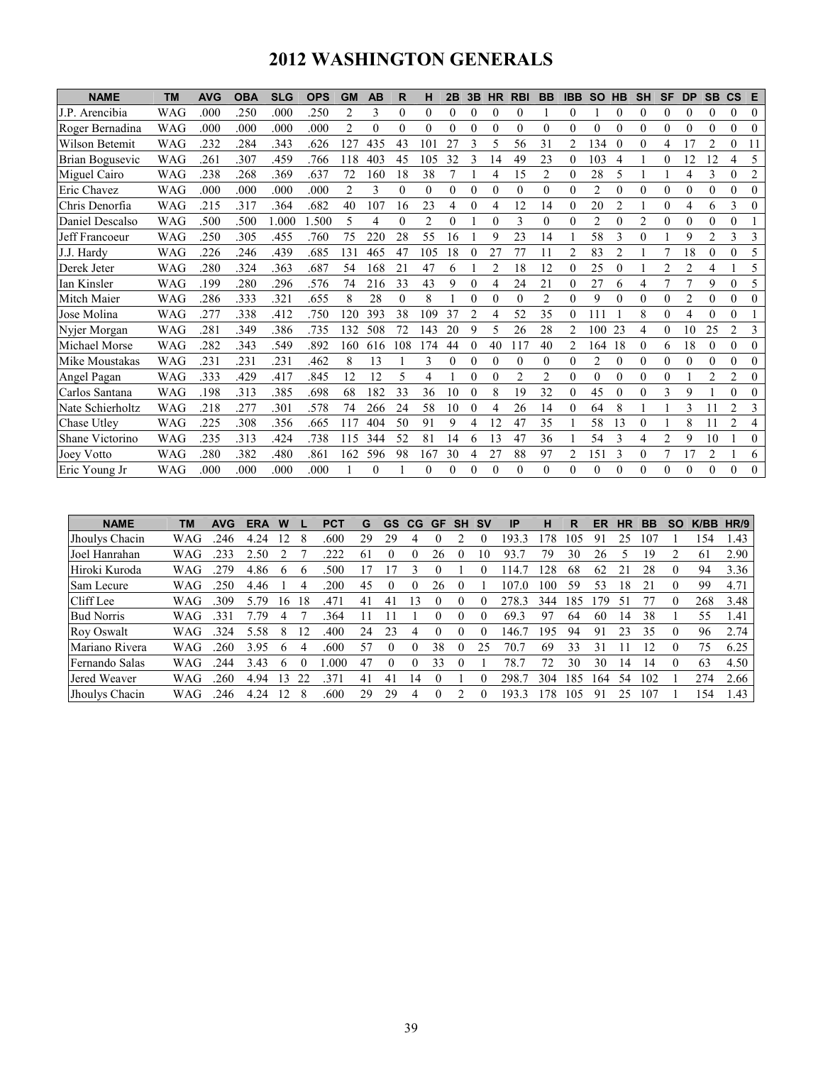# 2012 WASHINGTON GENERALS

| NAME | TM | AVG | OBA | SLG | OPS | GM | AB | R | H | 2B | 3B | HR | RBI | BB | IBB | SO | HB | SH | SF | DP | SB | CS | E |
|---|---|---|---|---|---|---|---|---|---|---|---|---|---|---|---|---|---|---|---|---|---|---|---|
| J.P. Arencibia | WAG | .000 | .250 | .000 | .250 | 2 | 3 | 0 | 0 | 0 | 0 | 0 | 0 | 1 | 0 | 1 | 0 | 0 | 0 | 0 | 0 | 0 | 0 |
| Roger Bernadina | WAG | .000 | .000 | .000 | .000 | 2 | 0 | 0 | 0 | 0 | 0 | 0 | 0 | 0 | 0 | 0 | 0 | 0 | 0 | 0 | 0 | 0 | 0 |
| Wilson Betemit | WAG | .232 | .284 | .343 | .626 | 127 | 435 | 43 | 101 | 27 | 3 | 5 | 56 | 31 | 2 | 134 | 0 | 0 | 4 | 17 | 2 | 0 | 11 |
| Brian Bogusevic | WAG | .261 | .307 | .459 | .766 | 118 | 403 | 45 | 105 | 32 | 3 | 14 | 49 | 23 | 0 | 103 | 4 | 1 | 0 | 12 | 12 | 4 | 5 |
| Miguel Cairo | WAG | .238 | .268 | .369 | .637 | 72 | 160 | 18 | 38 | 7 | 1 | 4 | 15 | 2 | 0 | 28 | 5 | 1 | 1 | 4 | 3 | 0 | 2 |
| Eric Chavez | WAG | .000 | .000 | .000 | .000 | 2 | 3 | 0 | 0 | 0 | 0 | 0 | 0 | 0 | 0 | 2 | 0 | 0 | 0 | 0 | 0 | 0 | 0 |
| Chris Denorfia | WAG | .215 | .317 | .364 | .682 | 40 | 107 | 16 | 23 | 4 | 0 | 4 | 12 | 14 | 0 | 20 | 2 | 1 | 0 | 4 | 6 | 3 | 0 |
| Daniel Descalso | WAG | .500 | .500 | 1.000 | 1.500 | 5 | 4 | 0 | 2 | 0 | 1 | 0 | 3 | 0 | 0 | 2 | 0 | 2 | 0 | 0 | 0 | 0 | 1 |
| Jeff Francoeur | WAG | .250 | .305 | .455 | .760 | 75 | 220 | 28 | 55 | 16 | 1 | 9 | 23 | 14 | 1 | 58 | 3 | 0 | 1 | 9 | 2 | 3 | 3 |
| J.J. Hardy | WAG | .226 | .246 | .439 | .685 | 131 | 465 | 47 | 105 | 18 | 0 | 27 | 77 | 11 | 2 | 83 | 2 | 1 | 7 | 18 | 0 | 0 | 5 |
| Derek Jeter | WAG | .280 | .324 | .363 | .687 | 54 | 168 | 21 | 47 | 6 | 1 | 2 | 18 | 12 | 0 | 25 | 0 | 1 | 2 | 2 | 4 | 1 | 5 |
| Ian Kinsler | WAG | .199 | .280 | .296 | .576 | 74 | 216 | 33 | 43 | 9 | 0 | 4 | 24 | 21 | 0 | 27 | 6 | 4 | 7 | 7 | 9 | 0 | 5 |
| Mitch Maier | WAG | .286 | .333 | .321 | .655 | 8 | 28 | 0 | 8 | 1 | 0 | 0 | 0 | 2 | 0 | 9 | 0 | 0 | 0 | 2 | 0 | 0 | 0 |
| Jose Molina | WAG | .277 | .338 | .412 | .750 | 120 | 393 | 38 | 109 | 37 | 2 | 4 | 52 | 35 | 0 | 111 | 1 | 8 | 0 | 4 | 0 | 0 | 1 |
| Nyjer Morgan | WAG | .281 | .349 | .386 | .735 | 132 | 508 | 72 | 143 | 20 | 9 | 5 | 26 | 28 | 2 | 100 | 23 | 4 | 0 | 10 | 25 | 2 | 3 |
| Michael Morse | WAG | .282 | .343 | .549 | .892 | 160 | 616 | 108 | 174 | 44 | 0 | 40 | 117 | 40 | 2 | 164 | 18 | 0 | 6 | 18 | 0 | 0 | 0 |
| Mike Moustakas | WAG | .231 | .231 | .231 | .462 | 8 | 13 | 1 | 3 | 0 | 0 | 0 | 0 | 0 | 0 | 2 | 0 | 0 | 0 | 0 | 0 | 0 | 0 |
| Angel Pagan | WAG | .333 | .429 | .417 | .845 | 12 | 12 | 5 | 4 | 1 | 0 | 0 | 2 | 2 | 0 | 0 | 0 | 0 | 0 | 1 | 2 | 2 | 0 |
| Carlos Santana | WAG | .198 | .313 | .385 | .698 | 68 | 182 | 33 | 36 | 10 | 0 | 8 | 19 | 32 | 0 | 45 | 0 | 0 | 3 | 9 | 1 | 0 | 0 |
| Nate Schierholtz | WAG | .218 | .277 | .301 | .578 | 74 | 266 | 24 | 58 | 10 | 0 | 4 | 26 | 14 | 0 | 64 | 8 | 1 | 1 | 3 | 11 | 2 | 3 |
| Chase Utley | WAG | .225 | .308 | .356 | .665 | 117 | 404 | 50 | 91 | 9 | 4 | 12 | 47 | 35 | 1 | 58 | 13 | 0 | 1 | 8 | 11 | 2 | 4 |
| Shane Victorino | WAG | .235 | .313 | .424 | .738 | 115 | 344 | 52 | 81 | 14 | 6 | 13 | 47 | 36 | 1 | 54 | 3 | 4 | 2 | 9 | 10 | 1 | 0 |
| Joey Votto | WAG | .280 | .382 | .480 | .861 | 162 | 596 | 98 | 167 | 30 | 4 | 27 | 88 | 97 | 2 | 151 | 3 | 0 | 7 | 17 | 2 | 1 | 6 |
| Eric Young Jr | WAG | .000 | .000 | .000 | .000 | 1 | 0 | 1 | 0 | 0 | 0 | 0 | 0 | 0 | 0 | 0 | 0 | 0 | 0 | 0 | 0 | 0 | 0 |

| NAME | TM | AVG | ERA | W | L | PCT | G | GS | CG | GF | SH | SV | IP | H | R | ER | HR | BB | SO | K/BB | HR/9 |
|---|---|---|---|---|---|---|---|---|---|---|---|---|---|---|---|---|---|---|---|---|---|
| Jhoulys Chacin | WAG | .246 | 4.24 | 12 | 8 | .600 | 29 | 29 | 4 | 0 | 2 | 0 | 193.3 | 178 | 105 | 91 | 25 | 107 | 1 | 154 | 1.43 |
| Joel Hanrahan | WAG | .233 | 2.50 | 2 | 7 | .222 | 61 | 0 | 0 | 26 | 0 | 10 | 93.7 | 79 | 30 | 26 | 5 | 19 | 2 | 61 | 2.90 |
| Hiroki Kuroda | WAG | .279 | 4.86 | 6 | 6 | .500 | 17 | 17 | 3 | 0 | 1 | 0 | 114.7 | 128 | 68 | 62 | 21 | 28 | 0 | 94 | 3.36 |
| Sam Lecure | WAG | .250 | 4.46 | 1 | 4 | .200 | 45 | 0 | 0 | 26 | 0 | 1 | 107.0 | 100 | 59 | 53 | 18 | 21 | 0 | 99 | 4.71 |
| Cliff Lee | WAG | .309 | 5.79 | 16 | 18 | .471 | 41 | 41 | 13 | 0 | 0 | 0 | 278.3 | 344 | 185 | 179 | 51 | 77 | 0 | 268 | 3.48 |
| Bud Norris | WAG | .331 | 7.79 | 4 | 7 | .364 | 11 | 11 | 1 | 0 | 0 | 0 | 69.3 | 97 | 64 | 60 | 14 | 38 | 1 | 55 | 1.41 |
| Roy Oswalt | WAG | .324 | 5.58 | 8 | 12 | .400 | 24 | 23 | 4 | 0 | 0 | 0 | 146.7 | 195 | 94 | 91 | 23 | 35 | 0 | 96 | 2.74 |
| Mariano Rivera | WAG | .260 | 3.95 | 6 | 4 | .600 | 57 | 0 | 0 | 38 | 0 | 25 | 70.7 | 69 | 33 | 31 | 11 | 12 | 0 | 75 | 6.25 |
| Fernando Salas | WAG | .244 | 3.43 | 6 | 0 | 1.000 | 47 | 0 | 0 | 33 | 0 | 1 | 78.7 | 72 | 30 | 30 | 14 | 14 | 0 | 63 | 4.50 |
| Jered Weaver | WAG | .260 | 4.94 | 13 | 22 | .371 | 41 | 41 | 14 | 0 | 1 | 0 | 298.7 | 304 | 185 | 164 | 54 | 102 | 1 | 274 | 2.66 |
| Jhoulys Chacin | WAG | .246 | 4.24 | 12 | 8 | .600 | 29 | 29 | 4 | 0 | 2 | 0 | 193.3 | 178 | 105 | 91 | 25 | 107 | 1 | 154 | 1.43 |